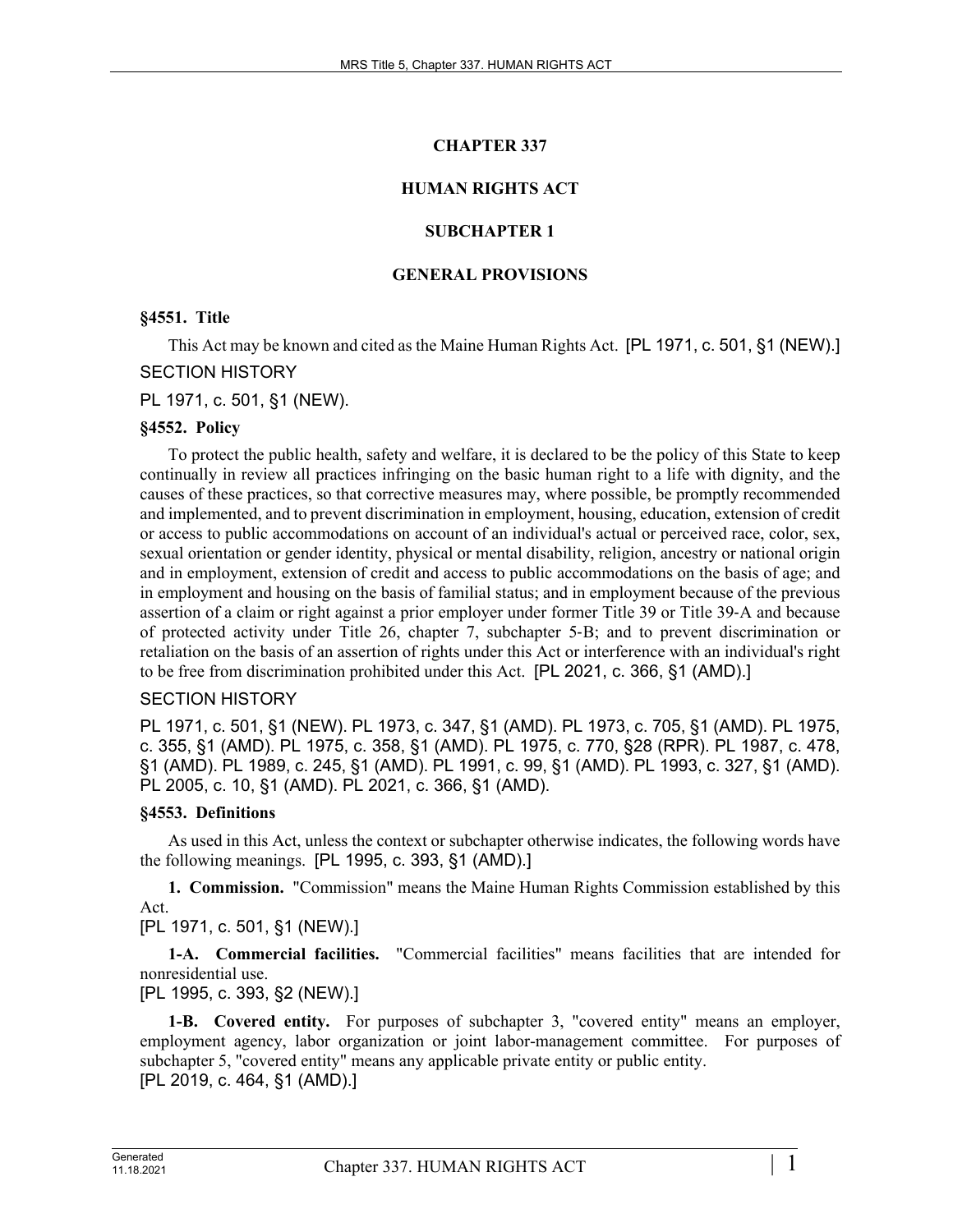# CHAPTER 337

# HUMAN RIGHTS ACT

## SUBCHAPTER 1

## GENERAL PROVISIONS

**§4551. Title**

This Act may be known and cited as the Maine Human Rights Act. [PL 1971, c. 501, §1 (NEW).]

SECTION HISTORY

PL 1971, c. 501, §1 (NEW).

**§4552. Policy**

To protect the public health, safety and welfare, it is declared to be the policy of this State to keep continually in review all practices infringing on the basic human right to a life with dignity, and the causes of these practices, so that corrective measures may, where possible, be promptly recommended and implemented, and to prevent discrimination in employment, housing, education, extension of credit or access to public accommodations on account of an individual's actual or perceived race, color, sex, sexual orientation or gender identity, physical or mental disability, religion, ancestry or national origin and in employment, extension of credit and access to public accommodations on the basis of age; and in employment and housing on the basis of familial status; and in employment because of the previous assertion of a claim or right against a prior employer under former Title 39 or Title 39-A and because of protected activity under Title 26, chapter 7, subchapter 5-B; and to prevent discrimination or retaliation on the basis of an assertion of rights under this Act or interference with an individual's right to be free from discrimination prohibited under this Act. [PL 2021, c. 366, §1 (AMD).]

SECTION HISTORY

PL 1971, c. 501, §1 (NEW). PL 1973, c. 347, §1 (AMD). PL 1973, c. 705, §1 (AMD). PL 1975, c. 355, §1 (AMD). PL 1975, c. 358, §1 (AMD). PL 1975, c. 770, §28 (RPR). PL 1987, c. 478, §1 (AMD). PL 1989, c. 245, §1 (AMD). PL 1991, c. 99, §1 (AMD). PL 1993, c. 327, §1 (AMD). PL 2005, c. 10, §1 (AMD). PL 2021, c. 366, §1 (AMD).

**§4553. Definitions**

As used in this Act, unless the context or subchapter otherwise indicates, the following words have the following meanings. [PL 1995, c. 393, §1 (AMD).]

**1. Commission.** "Commission" means the Maine Human Rights Commission established by this Act.

[PL 1971, c. 501, §1 (NEW).]

**1-A. Commercial facilities.** "Commercial facilities" means facilities that are intended for nonresidential use.

[PL 1995, c. 393, §2 (NEW).]

**1-B. Covered entity.** For purposes of subchapter 3, "covered entity" means an employer, employment agency, labor organization or joint labor-management committee. For purposes of subchapter 5, "covered entity" means any applicable private entity or public entity.

[PL 2019, c. 464, §1 (AMD).]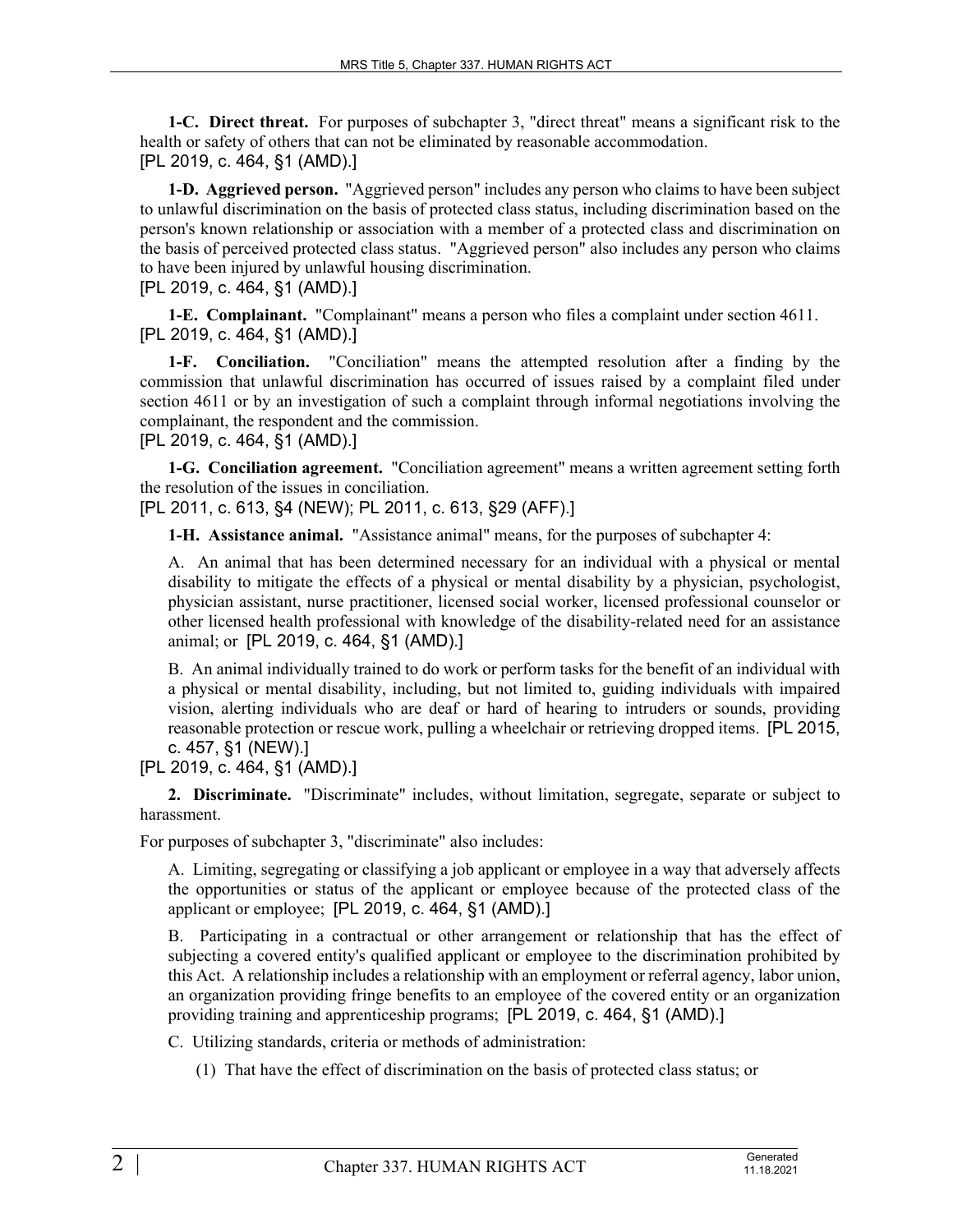**1-C. Direct threat.** For purposes of subchapter 3, "direct threat" means a significant risk to the health or safety of others that can not be eliminated by reasonable accommodation.
[PL 2019, c. 464, §1 (AMD).]

**1-D. Aggrieved person.** "Aggrieved person" includes any person who claims to have been subject to unlawful discrimination on the basis of protected class status, including discrimination based on the person's known relationship or association with a member of a protected class and discrimination on the basis of perceived protected class status. "Aggrieved person" also includes any person who claims to have been injured by unlawful housing discrimination.
[PL 2019, c. 464, §1 (AMD).]

**1-E. Complainant.** "Complainant" means a person who files a complaint under section 4611.
[PL 2019, c. 464, §1 (AMD).]

**1-F. Conciliation.** "Conciliation" means the attempted resolution after a finding by the commission that unlawful discrimination has occurred of issues raised by a complaint filed under section 4611 or by an investigation of such a complaint through informal negotiations involving the complainant, the respondent and the commission.
[PL 2019, c. 464, §1 (AMD).]

**1-G. Conciliation agreement.** "Conciliation agreement" means a written agreement setting forth the resolution of the issues in conciliation.
[PL 2011, c. 613, §4 (NEW); PL 2011, c. 613, §29 (AFF).]

**1-H. Assistance animal.** "Assistance animal" means, for the purposes of subchapter 4:

A. An animal that has been determined necessary for an individual with a physical or mental disability to mitigate the effects of a physical or mental disability by a physician, psychologist, physician assistant, nurse practitioner, licensed social worker, licensed professional counselor or other licensed health professional with knowledge of the disability-related need for an assistance animal; or [PL 2019, c. 464, §1 (AMD).]

B. An animal individually trained to do work or perform tasks for the benefit of an individual with a physical or mental disability, including, but not limited to, guiding individuals with impaired vision, alerting individuals who are deaf or hard of hearing to intruders or sounds, providing reasonable protection or rescue work, pulling a wheelchair or retrieving dropped items. [PL 2015, c. 457, §1 (NEW).]

[PL 2019, c. 464, §1 (AMD).]

**2. Discriminate.** "Discriminate" includes, without limitation, segregate, separate or subject to harassment.

For purposes of subchapter 3, "discriminate" also includes:

A. Limiting, segregating or classifying a job applicant or employee in a way that adversely affects the opportunities or status of the applicant or employee because of the protected class of the applicant or employee; [PL 2019, c. 464, §1 (AMD).]

B. Participating in a contractual or other arrangement or relationship that has the effect of subjecting a covered entity's qualified applicant or employee to the discrimination prohibited by this Act. A relationship includes a relationship with an employment or referral agency, labor union, an organization providing fringe benefits to an employee of the covered entity or an organization providing training and apprenticeship programs; [PL 2019, c. 464, §1 (AMD).]

C. Utilizing standards, criteria or methods of administration:

(1) That have the effect of discrimination on the basis of protected class status; or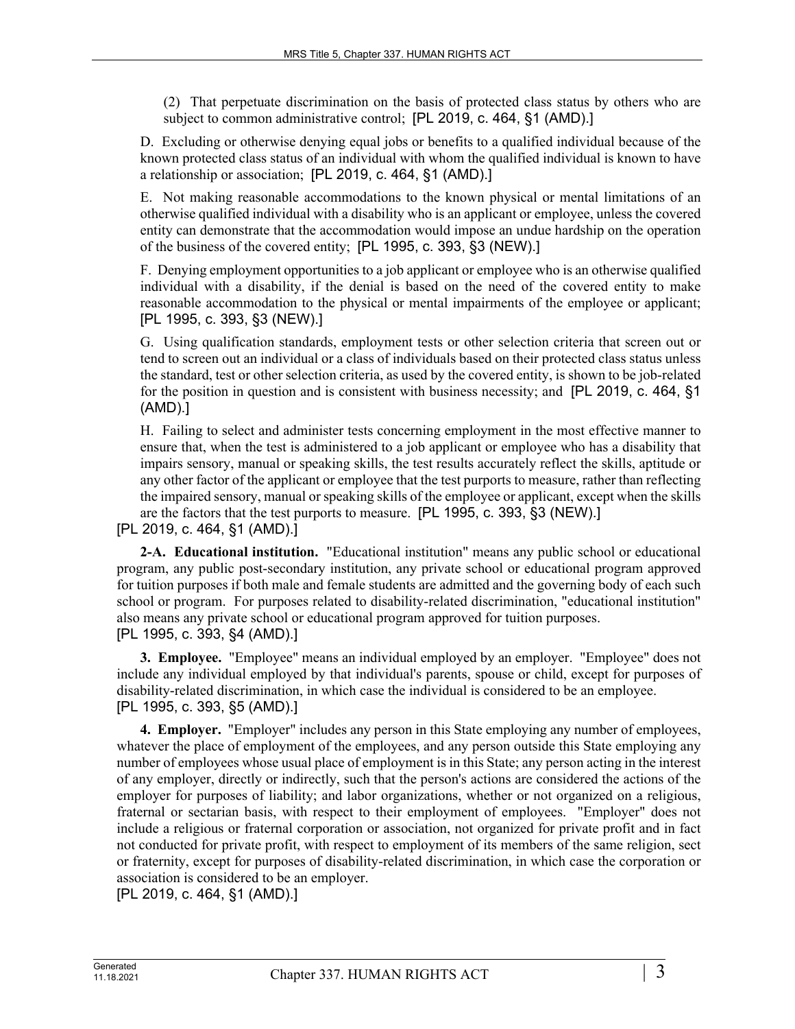(2) That perpetuate discrimination on the basis of protected class status by others who are subject to common administrative control; [PL 2019, c. 464, §1 (AMD).]

D. Excluding or otherwise denying equal jobs or benefits to a qualified individual because of the known protected class status of an individual with whom the qualified individual is known to have a relationship or association; [PL 2019, c. 464, §1 (AMD).]

E. Not making reasonable accommodations to the known physical or mental limitations of an otherwise qualified individual with a disability who is an applicant or employee, unless the covered entity can demonstrate that the accommodation would impose an undue hardship on the operation of the business of the covered entity; [PL 1995, c. 393, §3 (NEW).]

F. Denying employment opportunities to a job applicant or employee who is an otherwise qualified individual with a disability, if the denial is based on the need of the covered entity to make reasonable accommodation to the physical or mental impairments of the employee or applicant; [PL 1995, c. 393, §3 (NEW).]

G. Using qualification standards, employment tests or other selection criteria that screen out or tend to screen out an individual or a class of individuals based on their protected class status unless the standard, test or other selection criteria, as used by the covered entity, is shown to be job-related for the position in question and is consistent with business necessity; and [PL 2019, c. 464, §1 (AMD).]

H. Failing to select and administer tests concerning employment in the most effective manner to ensure that, when the test is administered to a job applicant or employee who has a disability that impairs sensory, manual or speaking skills, the test results accurately reflect the skills, aptitude or any other factor of the applicant or employee that the test purports to measure, rather than reflecting the impaired sensory, manual or speaking skills of the employee or applicant, except when the skills are the factors that the test purports to measure. [PL 1995, c. 393, §3 (NEW).]

[PL 2019, c. 464, §1 (AMD).]

**2-A. Educational institution.** "Educational institution" means any public school or educational program, any public post-secondary institution, any private school or educational program approved for tuition purposes if both male and female students are admitted and the governing body of each such school or program. For purposes related to disability-related discrimination, "educational institution" also means any private school or educational program approved for tuition purposes.

[PL 1995, c. 393, §4 (AMD).]

**3. Employee.** "Employee" means an individual employed by an employer. "Employee" does not include any individual employed by that individual's parents, spouse or child, except for purposes of disability-related discrimination, in which case the individual is considered to be an employee.

[PL 1995, c. 393, §5 (AMD).]

**4. Employer.** "Employer" includes any person in this State employing any number of employees, whatever the place of employment of the employees, and any person outside this State employing any number of employees whose usual place of employment is in this State; any person acting in the interest of any employer, directly or indirectly, such that the person's actions are considered the actions of the employer for purposes of liability; and labor organizations, whether or not organized on a religious, fraternal or sectarian basis, with respect to their employment of employees. "Employer" does not include a religious or fraternal corporation or association, not organized for private profit and in fact not conducted for private profit, with respect to employment of its members of the same religion, sect or fraternity, except for purposes of disability-related discrimination, in which case the corporation or association is considered to be an employer.

[PL 2019, c. 464, §1 (AMD).]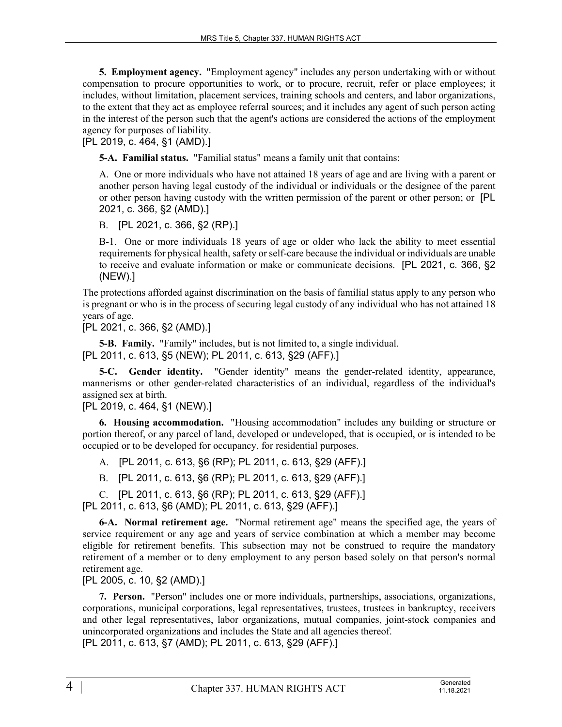**5. Employment agency.** "Employment agency" includes any person undertaking with or without compensation to procure opportunities to work, or to procure, recruit, refer or place employees; it includes, without limitation, placement services, training schools and centers, and labor organizations, to the extent that they act as employee referral sources; and it includes any agent of such person acting in the interest of the person such that the agent's actions are considered the actions of the employment agency for purposes of liability.
[PL 2019, c. 464, §1 (AMD).]

**5-A. Familial status.** "Familial status" means a family unit that contains:

A. One or more individuals who have not attained 18 years of age and are living with a parent or another person having legal custody of the individual or individuals or the designee of the parent or other person having custody with the written permission of the parent or other person; or [PL 2021, c. 366, §2 (AMD).]

B. [PL 2021, c. 366, §2 (RP).]

B-1. One or more individuals 18 years of age or older who lack the ability to meet essential requirements for physical health, safety or self-care because the individual or individuals are unable to receive and evaluate information or make or communicate decisions. [PL 2021, c. 366, §2 (NEW).]

The protections afforded against discrimination on the basis of familial status apply to any person who is pregnant or who is in the process of securing legal custody of any individual who has not attained 18 years of age.
[PL 2021, c. 366, §2 (AMD).]

**5-B. Family.** "Family" includes, but is not limited to, a single individual.
[PL 2011, c. 613, §5 (NEW); PL 2011, c. 613, §29 (AFF).]

**5-C. Gender identity.** "Gender identity" means the gender-related identity, appearance, mannerisms or other gender-related characteristics of an individual, regardless of the individual's assigned sex at birth.
[PL 2019, c. 464, §1 (NEW).]

**6. Housing accommodation.** "Housing accommodation" includes any building or structure or portion thereof, or any parcel of land, developed or undeveloped, that is occupied, or is intended to be occupied or to be developed for occupancy, for residential purposes.

A. [PL 2011, c. 613, §6 (RP); PL 2011, c. 613, §29 (AFF).]

B. [PL 2011, c. 613, §6 (RP); PL 2011, c. 613, §29 (AFF).]

C. [PL 2011, c. 613, §6 (RP); PL 2011, c. 613, §29 (AFF).]
[PL 2011, c. 613, §6 (AMD); PL 2011, c. 613, §29 (AFF).]

**6-A. Normal retirement age.** "Normal retirement age" means the specified age, the years of service requirement or any age and years of service combination at which a member may become eligible for retirement benefits. This subsection may not be construed to require the mandatory retirement of a member or to deny employment to any person based solely on that person's normal retirement age.
[PL 2005, c. 10, §2 (AMD).]

**7. Person.** "Person" includes one or more individuals, partnerships, associations, organizations, corporations, municipal corporations, legal representatives, trustees, trustees in bankruptcy, receivers and other legal representatives, labor organizations, mutual companies, joint-stock companies and unincorporated organizations and includes the State and all agencies thereof.
[PL 2011, c. 613, §7 (AMD); PL 2011, c. 613, §29 (AFF).]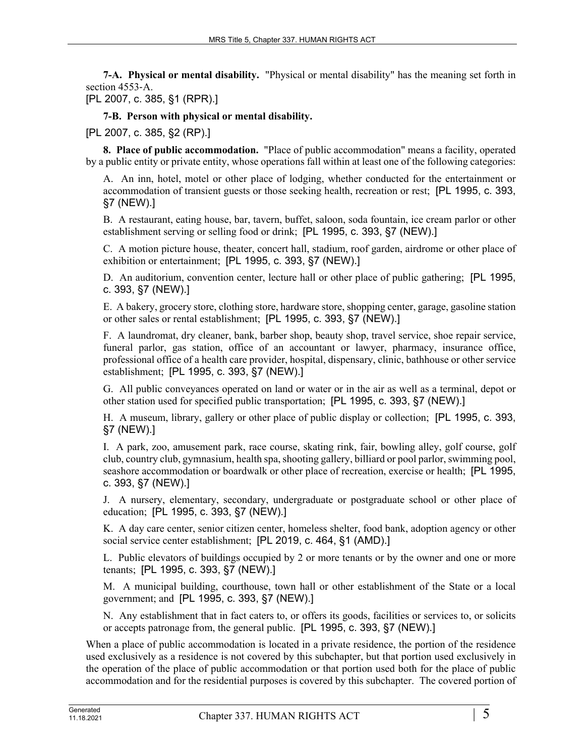**7-A. Physical or mental disability.** "Physical or mental disability" has the meaning set forth in section 4553-A.

[PL 2007, c. 385, §1 (RPR).]

**7-B. Person with physical or mental disability.**

[PL 2007, c. 385, §2 (RP).]

**8. Place of public accommodation.** "Place of public accommodation" means a facility, operated by a public entity or private entity, whose operations fall within at least one of the following categories:

A. An inn, hotel, motel or other place of lodging, whether conducted for the entertainment or accommodation of transient guests or those seeking health, recreation or rest; [PL 1995, c. 393, §7 (NEW).]

B. A restaurant, eating house, bar, tavern, buffet, saloon, soda fountain, ice cream parlor or other establishment serving or selling food or drink; [PL 1995, c. 393, §7 (NEW).]

C. A motion picture house, theater, concert hall, stadium, roof garden, airdrome or other place of exhibition or entertainment; [PL 1995, c. 393, §7 (NEW).]

D. An auditorium, convention center, lecture hall or other place of public gathering; [PL 1995, c. 393, §7 (NEW).]

E. A bakery, grocery store, clothing store, hardware store, shopping center, garage, gasoline station or other sales or rental establishment; [PL 1995, c. 393, §7 (NEW).]

F. A laundromat, dry cleaner, bank, barber shop, beauty shop, travel service, shoe repair service, funeral parlor, gas station, office of an accountant or lawyer, pharmacy, insurance office, professional office of a health care provider, hospital, dispensary, clinic, bathhouse or other service establishment; [PL 1995, c. 393, §7 (NEW).]

G. All public conveyances operated on land or water or in the air as well as a terminal, depot or other station used for specified public transportation; [PL 1995, c. 393, §7 (NEW).]

H. A museum, library, gallery or other place of public display or collection; [PL 1995, c. 393, §7 (NEW).]

I. A park, zoo, amusement park, race course, skating rink, fair, bowling alley, golf course, golf club, country club, gymnasium, health spa, shooting gallery, billiard or pool parlor, swimming pool, seashore accommodation or boardwalk or other place of recreation, exercise or health; [PL 1995, c. 393, §7 (NEW).]

J. A nursery, elementary, secondary, undergraduate or postgraduate school or other place of education; [PL 1995, c. 393, §7 (NEW).]

K. A day care center, senior citizen center, homeless shelter, food bank, adoption agency or other social service center establishment; [PL 2019, c. 464, §1 (AMD).]

L. Public elevators of buildings occupied by 2 or more tenants or by the owner and one or more tenants; [PL 1995, c. 393, §7 (NEW).]

M. A municipal building, courthouse, town hall or other establishment of the State or a local government; and [PL 1995, c. 393, §7 (NEW).]

N. Any establishment that in fact caters to, or offers its goods, facilities or services to, or solicits or accepts patronage from, the general public. [PL 1995, c. 393, §7 (NEW).]

When a place of public accommodation is located in a private residence, the portion of the residence used exclusively as a residence is not covered by this subchapter, but that portion used exclusively in the operation of the place of public accommodation or that portion used both for the place of public accommodation and for the residential purposes is covered by this subchapter. The covered portion of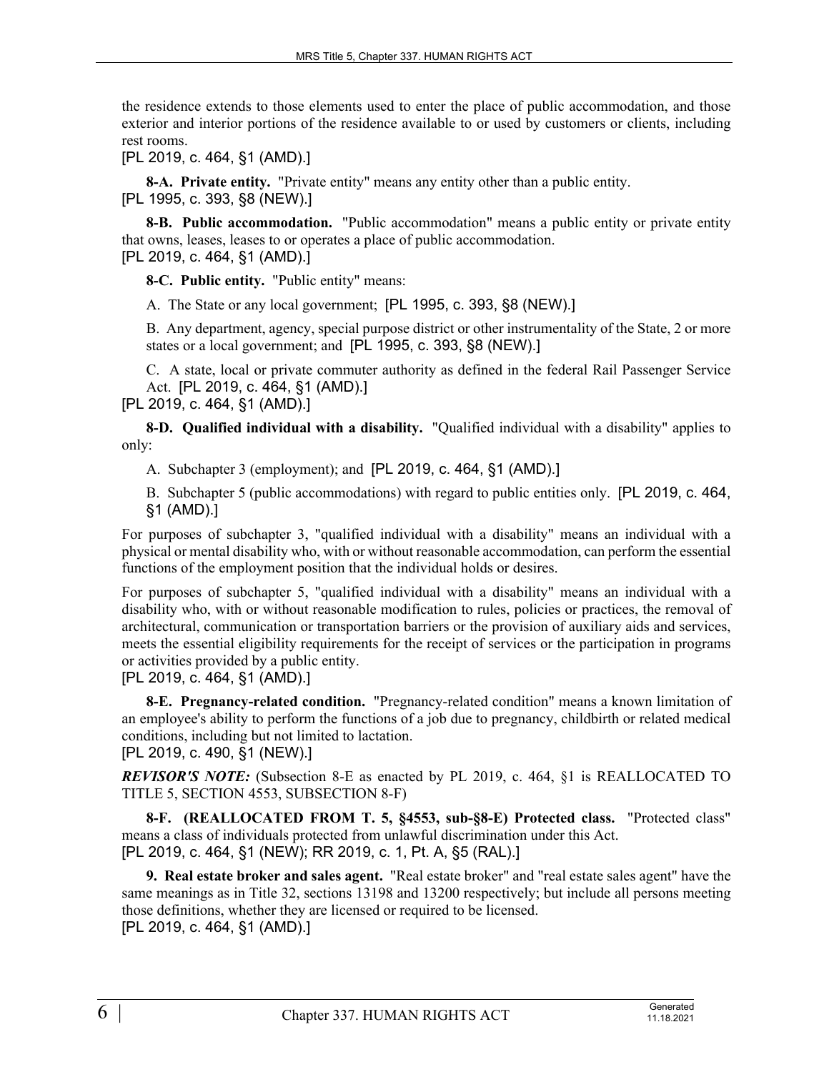the residence extends to those elements used to enter the place of public accommodation, and those exterior and interior portions of the residence available to or used by customers or clients, including rest rooms.

[PL 2019, c. 464, §1 (AMD).]

**8-A. Private entity.** "Private entity" means any entity other than a public entity.

[PL 1995, c. 393, §8 (NEW).]

**8-B. Public accommodation.** "Public accommodation" means a public entity or private entity that owns, leases, leases to or operates a place of public accommodation.

[PL 2019, c. 464, §1 (AMD).]

**8-C. Public entity.** "Public entity" means:

A. The State or any local government; [PL 1995, c. 393, §8 (NEW).]

B. Any department, agency, special purpose district or other instrumentality of the State, 2 or more states or a local government; and [PL 1995, c. 393, §8 (NEW).]

C. A state, local or private commuter authority as defined in the federal Rail Passenger Service Act. [PL 2019, c. 464, §1 (AMD).]

[PL 2019, c. 464, §1 (AMD).]

**8-D. Qualified individual with a disability.** "Qualified individual with a disability" applies to only:

A. Subchapter 3 (employment); and [PL 2019, c. 464, §1 (AMD).]

B. Subchapter 5 (public accommodations) with regard to public entities only. [PL 2019, c. 464, §1 (AMD).]

For purposes of subchapter 3, "qualified individual with a disability" means an individual with a physical or mental disability who, with or without reasonable accommodation, can perform the essential functions of the employment position that the individual holds or desires.

For purposes of subchapter 5, "qualified individual with a disability" means an individual with a disability who, with or without reasonable modification to rules, policies or practices, the removal of architectural, communication or transportation barriers or the provision of auxiliary aids and services, meets the essential eligibility requirements for the receipt of services or the participation in programs or activities provided by a public entity.

[PL 2019, c. 464, §1 (AMD).]

**8-E. Pregnancy-related condition.** "Pregnancy-related condition" means a known limitation of an employee's ability to perform the functions of a job due to pregnancy, childbirth or related medical conditions, including but not limited to lactation.

[PL 2019, c. 490, §1 (NEW).]

***REVISOR'S NOTE:*** (Subsection 8-E as enacted by PL 2019, c. 464, §1 is REALLOCATED TO TITLE 5, SECTION 4553, SUBSECTION 8-F)

**8-F. (REALLOCATED FROM T. 5, §4553, sub-§8-E) Protected class.** "Protected class" means a class of individuals protected from unlawful discrimination under this Act.

[PL 2019, c. 464, §1 (NEW); RR 2019, c. 1, Pt. A, §5 (RAL).]

**9. Real estate broker and sales agent.** "Real estate broker" and "real estate sales agent" have the same meanings as in Title 32, sections 13198 and 13200 respectively; but include all persons meeting those definitions, whether they are licensed or required to be licensed.

[PL 2019, c. 464, §1 (AMD).]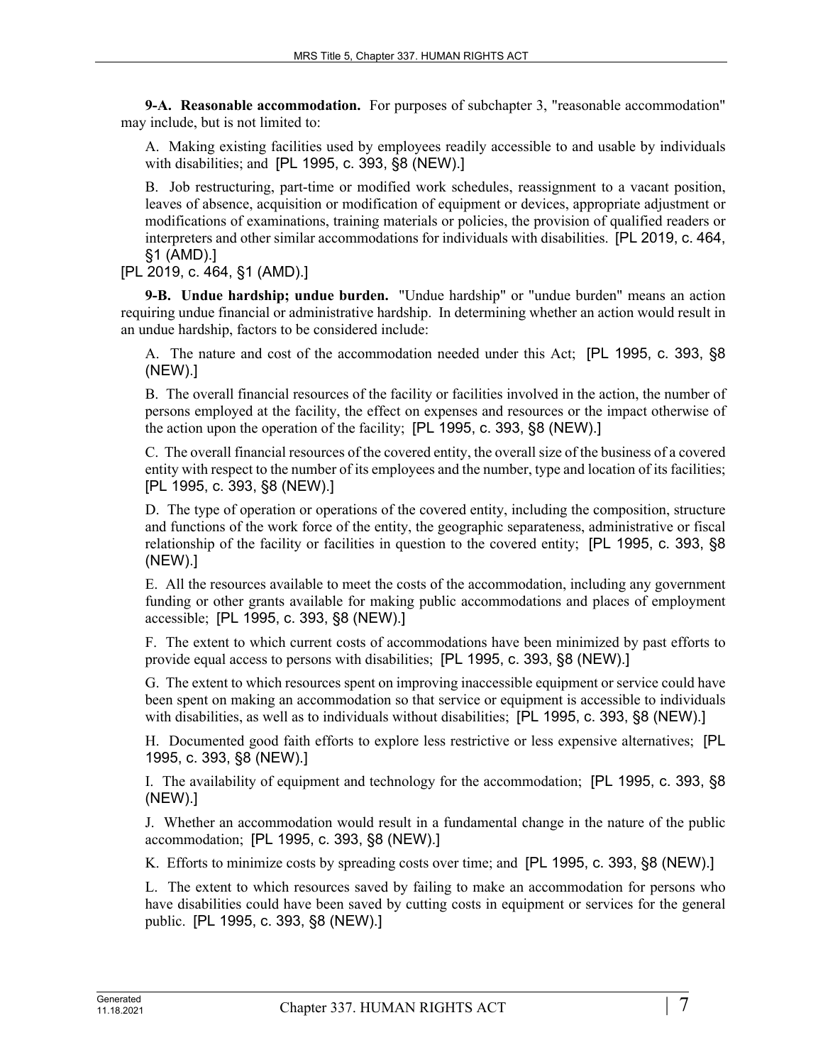**9-A. Reasonable accommodation.** For purposes of subchapter 3, "reasonable accommodation" may include, but is not limited to:

A. Making existing facilities used by employees readily accessible to and usable by individuals with disabilities; and [PL 1995, c. 393, §8 (NEW).]

B. Job restructuring, part-time or modified work schedules, reassignment to a vacant position, leaves of absence, acquisition or modification of equipment or devices, appropriate adjustment or modifications of examinations, training materials or policies, the provision of qualified readers or interpreters and other similar accommodations for individuals with disabilities. [PL 2019, c. 464, §1 (AMD).]

[PL 2019, c. 464, §1 (AMD).]

**9-B. Undue hardship; undue burden.** "Undue hardship" or "undue burden" means an action requiring undue financial or administrative hardship. In determining whether an action would result in an undue hardship, factors to be considered include:

A. The nature and cost of the accommodation needed under this Act; [PL 1995, c. 393, §8 (NEW).]

B. The overall financial resources of the facility or facilities involved in the action, the number of persons employed at the facility, the effect on expenses and resources or the impact otherwise of the action upon the operation of the facility; [PL 1995, c. 393, §8 (NEW).]

C. The overall financial resources of the covered entity, the overall size of the business of a covered entity with respect to the number of its employees and the number, type and location of its facilities; [PL 1995, c. 393, §8 (NEW).]

D. The type of operation or operations of the covered entity, including the composition, structure and functions of the work force of the entity, the geographic separateness, administrative or fiscal relationship of the facility or facilities in question to the covered entity; [PL 1995, c. 393, §8 (NEW).]

E. All the resources available to meet the costs of the accommodation, including any government funding or other grants available for making public accommodations and places of employment accessible; [PL 1995, c. 393, §8 (NEW).]

F. The extent to which current costs of accommodations have been minimized by past efforts to provide equal access to persons with disabilities; [PL 1995, c. 393, §8 (NEW).]

G. The extent to which resources spent on improving inaccessible equipment or service could have been spent on making an accommodation so that service or equipment is accessible to individuals with disabilities, as well as to individuals without disabilities; [PL 1995, c. 393, §8 (NEW).]

H. Documented good faith efforts to explore less restrictive or less expensive alternatives; [PL 1995, c. 393, §8 (NEW).]

I. The availability of equipment and technology for the accommodation; [PL 1995, c. 393, §8 (NEW).]

J. Whether an accommodation would result in a fundamental change in the nature of the public accommodation; [PL 1995, c. 393, §8 (NEW).]

K. Efforts to minimize costs by spreading costs over time; and [PL 1995, c. 393, §8 (NEW).]

L. The extent to which resources saved by failing to make an accommodation for persons who have disabilities could have been saved by cutting costs in equipment or services for the general public. [PL 1995, c. 393, §8 (NEW).]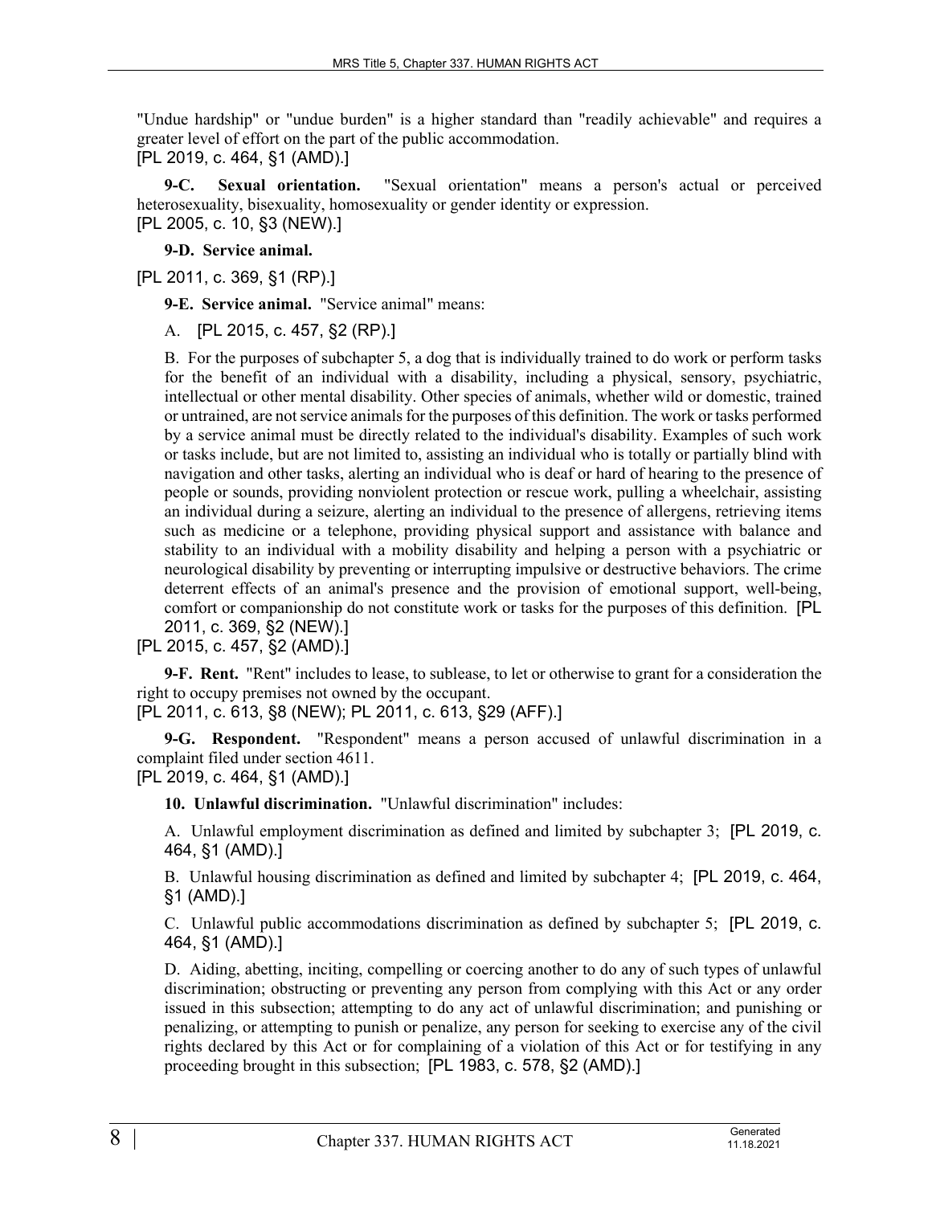"Undue hardship" or "undue burden" is a higher standard than "readily achievable" and requires a greater level of effort on the part of the public accommodation.
[PL 2019, c. 464, §1 (AMD).]

**9-C. Sexual orientation.** "Sexual orientation" means a person's actual or perceived heterosexuality, bisexuality, homosexuality or gender identity or expression.
[PL 2005, c. 10, §3 (NEW).]

**9-D. Service animal.**

[PL 2011, c. 369, §1 (RP).]

**9-E. Service animal.** "Service animal" means:

A. [PL 2015, c. 457, §2 (RP).]

B. For the purposes of subchapter 5, a dog that is individually trained to do work or perform tasks for the benefit of an individual with a disability, including a physical, sensory, psychiatric, intellectual or other mental disability. Other species of animals, whether wild or domestic, trained or untrained, are not service animals for the purposes of this definition. The work or tasks performed by a service animal must be directly related to the individual's disability. Examples of such work or tasks include, but are not limited to, assisting an individual who is totally or partially blind with navigation and other tasks, alerting an individual who is deaf or hard of hearing to the presence of people or sounds, providing nonviolent protection or rescue work, pulling a wheelchair, assisting an individual during a seizure, alerting an individual to the presence of allergens, retrieving items such as medicine or a telephone, providing physical support and assistance with balance and stability to an individual with a mobility disability and helping a person with a psychiatric or neurological disability by preventing or interrupting impulsive or destructive behaviors. The crime deterrent effects of an animal's presence and the provision of emotional support, well-being, comfort or companionship do not constitute work or tasks for the purposes of this definition. [PL 2011, c. 369, §2 (NEW).]

[PL 2015, c. 457, §2 (AMD).]

**9-F. Rent.** "Rent" includes to lease, to sublease, to let or otherwise to grant for a consideration the right to occupy premises not owned by the occupant.
[PL 2011, c. 613, §8 (NEW); PL 2011, c. 613, §29 (AFF).]

**9-G. Respondent.** "Respondent" means a person accused of unlawful discrimination in a complaint filed under section 4611.
[PL 2019, c. 464, §1 (AMD).]

**10. Unlawful discrimination.** "Unlawful discrimination" includes:

A. Unlawful employment discrimination as defined and limited by subchapter 3; [PL 2019, c. 464, §1 (AMD).]

B. Unlawful housing discrimination as defined and limited by subchapter 4; [PL 2019, c. 464, §1 (AMD).]

C. Unlawful public accommodations discrimination as defined by subchapter 5; [PL 2019, c. 464, §1 (AMD).]

D. Aiding, abetting, inciting, compelling or coercing another to do any of such types of unlawful discrimination; obstructing or preventing any person from complying with this Act or any order issued in this subsection; attempting to do any act of unlawful discrimination; and punishing or penalizing, or attempting to punish or penalize, any person for seeking to exercise any of the civil rights declared by this Act or for complaining of a violation of this Act or for testifying in any proceeding brought in this subsection; [PL 1983, c. 578, §2 (AMD).]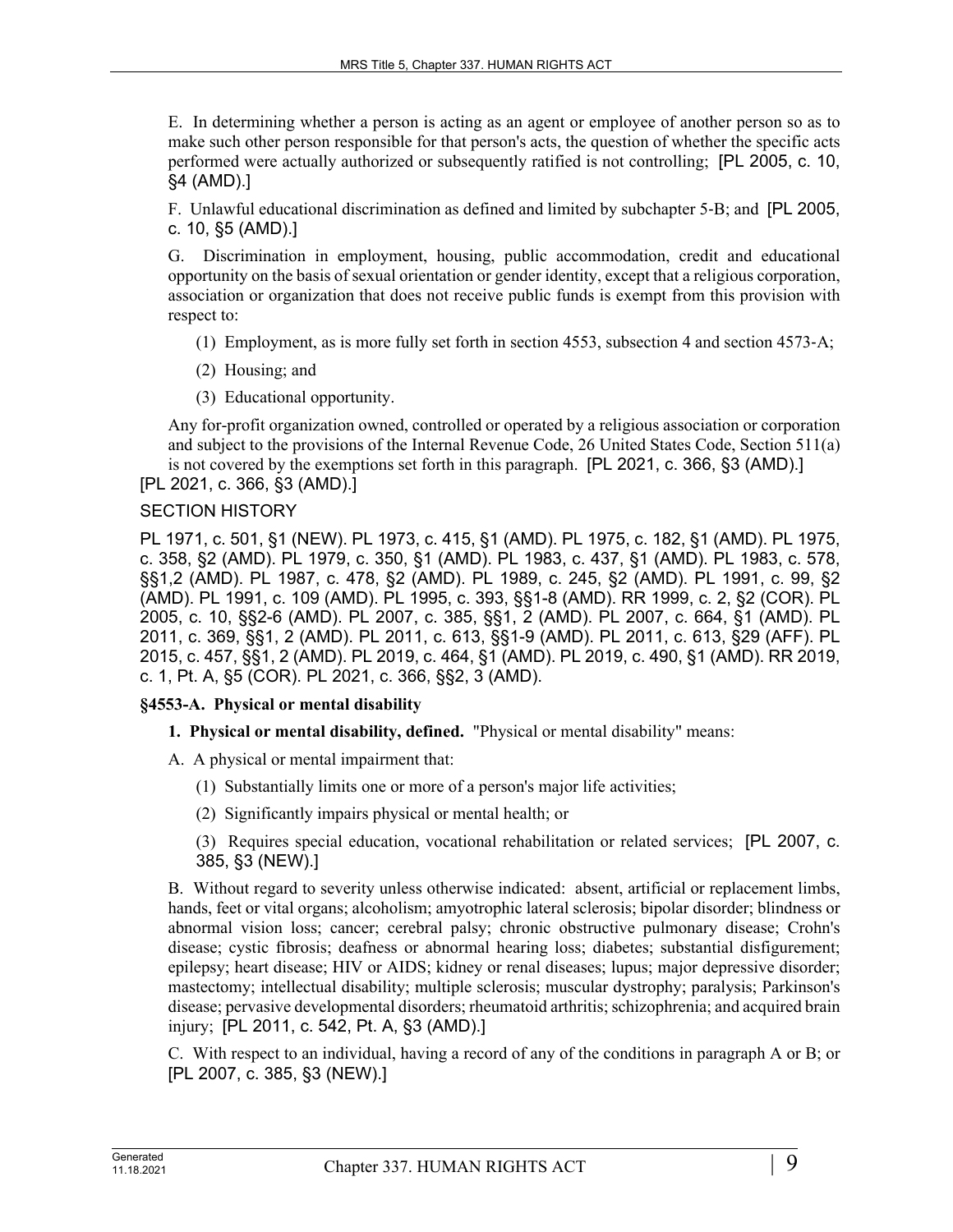E. In determining whether a person is acting as an agent or employee of another person so as to make such other person responsible for that person's acts, the question of whether the specific acts performed were actually authorized or subsequently ratified is not controlling; [PL 2005, c. 10, §4 (AMD).]

F. Unlawful educational discrimination as defined and limited by subchapter 5-B; and [PL 2005, c. 10, §5 (AMD).]

G. Discrimination in employment, housing, public accommodation, credit and educational opportunity on the basis of sexual orientation or gender identity, except that a religious corporation, association or organization that does not receive public funds is exempt from this provision with respect to:

(1) Employment, as is more fully set forth in section 4553, subsection 4 and section 4573-A;

(2) Housing; and

(3) Educational opportunity.

Any for-profit organization owned, controlled or operated by a religious association or corporation and subject to the provisions of the Internal Revenue Code, 26 United States Code, Section 511(a) is not covered by the exemptions set forth in this paragraph. [PL 2021, c. 366, §3 (AMD).]

[PL 2021, c. 366, §3 (AMD).]

SECTION HISTORY

PL 1971, c. 501, §1 (NEW). PL 1973, c. 415, §1 (AMD). PL 1975, c. 182, §1 (AMD). PL 1975, c. 358, §2 (AMD). PL 1979, c. 350, §1 (AMD). PL 1983, c. 437, §1 (AMD). PL 1983, c. 578, §§1,2 (AMD). PL 1987, c. 478, §2 (AMD). PL 1989, c. 245, §2 (AMD). PL 1991, c. 99, §2 (AMD). PL 1991, c. 109 (AMD). PL 1995, c. 393, §§1-8 (AMD). RR 1999, c. 2, §2 (COR). PL 2005, c. 10, §§2-6 (AMD). PL 2007, c. 385, §§1, 2 (AMD). PL 2007, c. 664, §1 (AMD). PL 2011, c. 369, §§1, 2 (AMD). PL 2011, c. 613, §§1-9 (AMD). PL 2011, c. 613, §29 (AFF). PL 2015, c. 457, §§1, 2 (AMD). PL 2019, c. 464, §1 (AMD). PL 2019, c. 490, §1 (AMD). RR 2019, c. 1, Pt. A, §5 (COR). PL 2021, c. 366, §§2, 3 (AMD).

**§4553-A. Physical or mental disability**

**1. Physical or mental disability, defined.** "Physical or mental disability" means:

A. A physical or mental impairment that:

(1) Substantially limits one or more of a person's major life activities;

(2) Significantly impairs physical or mental health; or

(3) Requires special education, vocational rehabilitation or related services; [PL 2007, c. 385, §3 (NEW).]

B. Without regard to severity unless otherwise indicated: absent, artificial or replacement limbs, hands, feet or vital organs; alcoholism; amyotrophic lateral sclerosis; bipolar disorder; blindness or abnormal vision loss; cancer; cerebral palsy; chronic obstructive pulmonary disease; Crohn's disease; cystic fibrosis; deafness or abnormal hearing loss; diabetes; substantial disfigurement; epilepsy; heart disease; HIV or AIDS; kidney or renal diseases; lupus; major depressive disorder; mastectomy; intellectual disability; multiple sclerosis; muscular dystrophy; paralysis; Parkinson's disease; pervasive developmental disorders; rheumatoid arthritis; schizophrenia; and acquired brain injury; [PL 2011, c. 542, Pt. A, §3 (AMD).]

C. With respect to an individual, having a record of any of the conditions in paragraph A or B; or [PL 2007, c. 385, §3 (NEW).]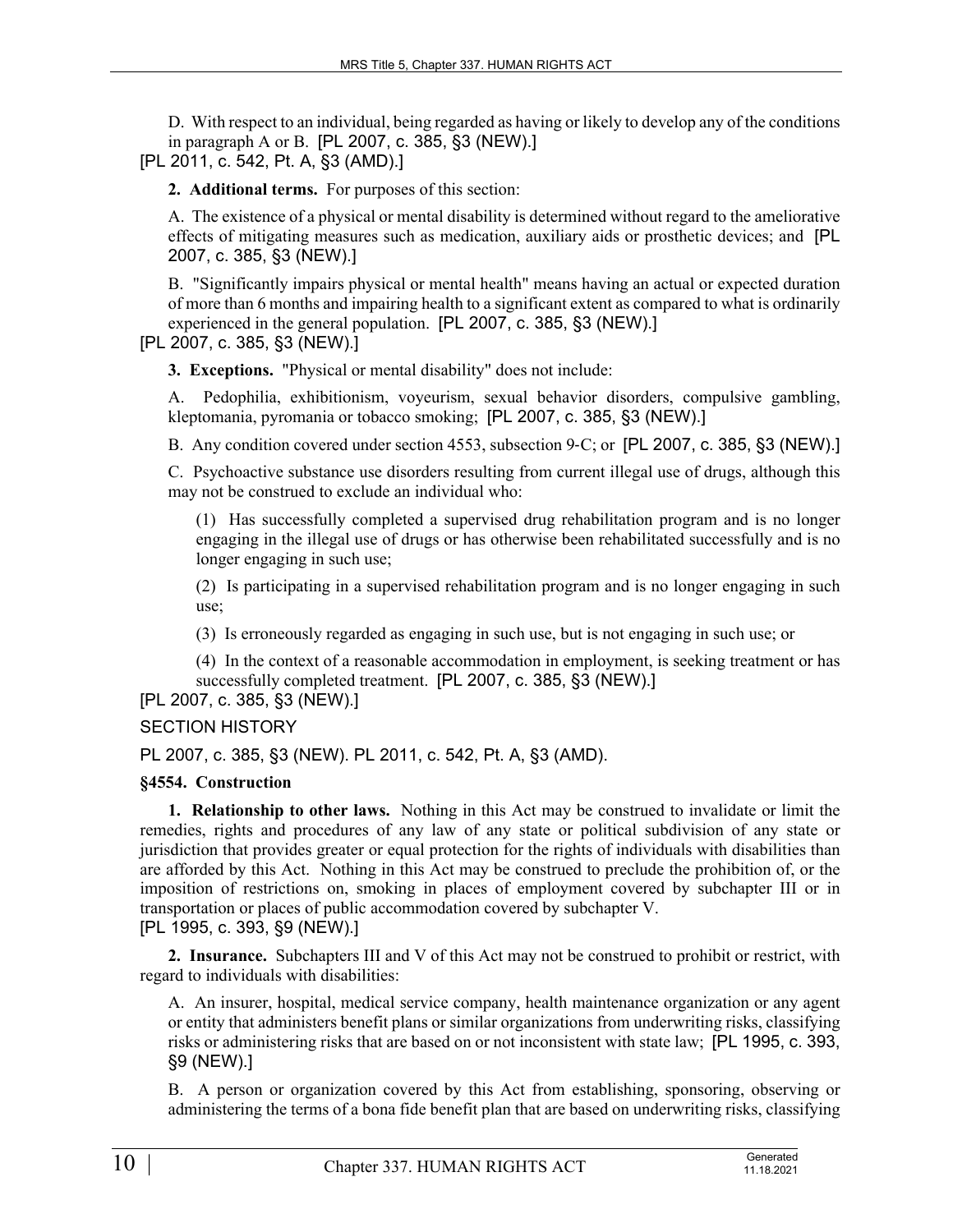D. With respect to an individual, being regarded as having or likely to develop any of the conditions in paragraph A or B. [PL 2007, c. 385, §3 (NEW).]

[PL 2011, c. 542, Pt. A, §3 (AMD).]

**2. Additional terms.** For purposes of this section:

A. The existence of a physical or mental disability is determined without regard to the ameliorative effects of mitigating measures such as medication, auxiliary aids or prosthetic devices; and [PL 2007, c. 385, §3 (NEW).]

B. "Significantly impairs physical or mental health" means having an actual or expected duration of more than 6 months and impairing health to a significant extent as compared to what is ordinarily experienced in the general population. [PL 2007, c. 385, §3 (NEW).]

[PL 2007, c. 385, §3 (NEW).]

**3. Exceptions.** "Physical or mental disability" does not include:

A. Pedophilia, exhibitionism, voyeurism, sexual behavior disorders, compulsive gambling, kleptomania, pyromania or tobacco smoking; [PL 2007, c. 385, §3 (NEW).]

B. Any condition covered under section 4553, subsection 9-C; or [PL 2007, c. 385, §3 (NEW).]

C. Psychoactive substance use disorders resulting from current illegal use of drugs, although this may not be construed to exclude an individual who:

(1) Has successfully completed a supervised drug rehabilitation program and is no longer engaging in the illegal use of drugs or has otherwise been rehabilitated successfully and is no longer engaging in such use;

(2) Is participating in a supervised rehabilitation program and is no longer engaging in such use;

(3) Is erroneously regarded as engaging in such use, but is not engaging in such use; or

(4) In the context of a reasonable accommodation in employment, is seeking treatment or has successfully completed treatment. [PL 2007, c. 385, §3 (NEW).]

[PL 2007, c. 385, §3 (NEW).]

SECTION HISTORY

PL 2007, c. 385, §3 (NEW). PL 2011, c. 542, Pt. A, §3 (AMD).

**§4554. Construction**

**1. Relationship to other laws.** Nothing in this Act may be construed to invalidate or limit the remedies, rights and procedures of any law of any state or political subdivision of any state or jurisdiction that provides greater or equal protection for the rights of individuals with disabilities than are afforded by this Act. Nothing in this Act may be construed to preclude the prohibition of, or the imposition of restrictions on, smoking in places of employment covered by subchapter III or in transportation or places of public accommodation covered by subchapter V.

[PL 1995, c. 393, §9 (NEW).]

**2. Insurance.** Subchapters III and V of this Act may not be construed to prohibit or restrict, with regard to individuals with disabilities:

A. An insurer, hospital, medical service company, health maintenance organization or any agent or entity that administers benefit plans or similar organizations from underwriting risks, classifying risks or administering risks that are based on or not inconsistent with state law; [PL 1995, c. 393, §9 (NEW).]

B. A person or organization covered by this Act from establishing, sponsoring, observing or administering the terms of a bona fide benefit plan that are based on underwriting risks, classifying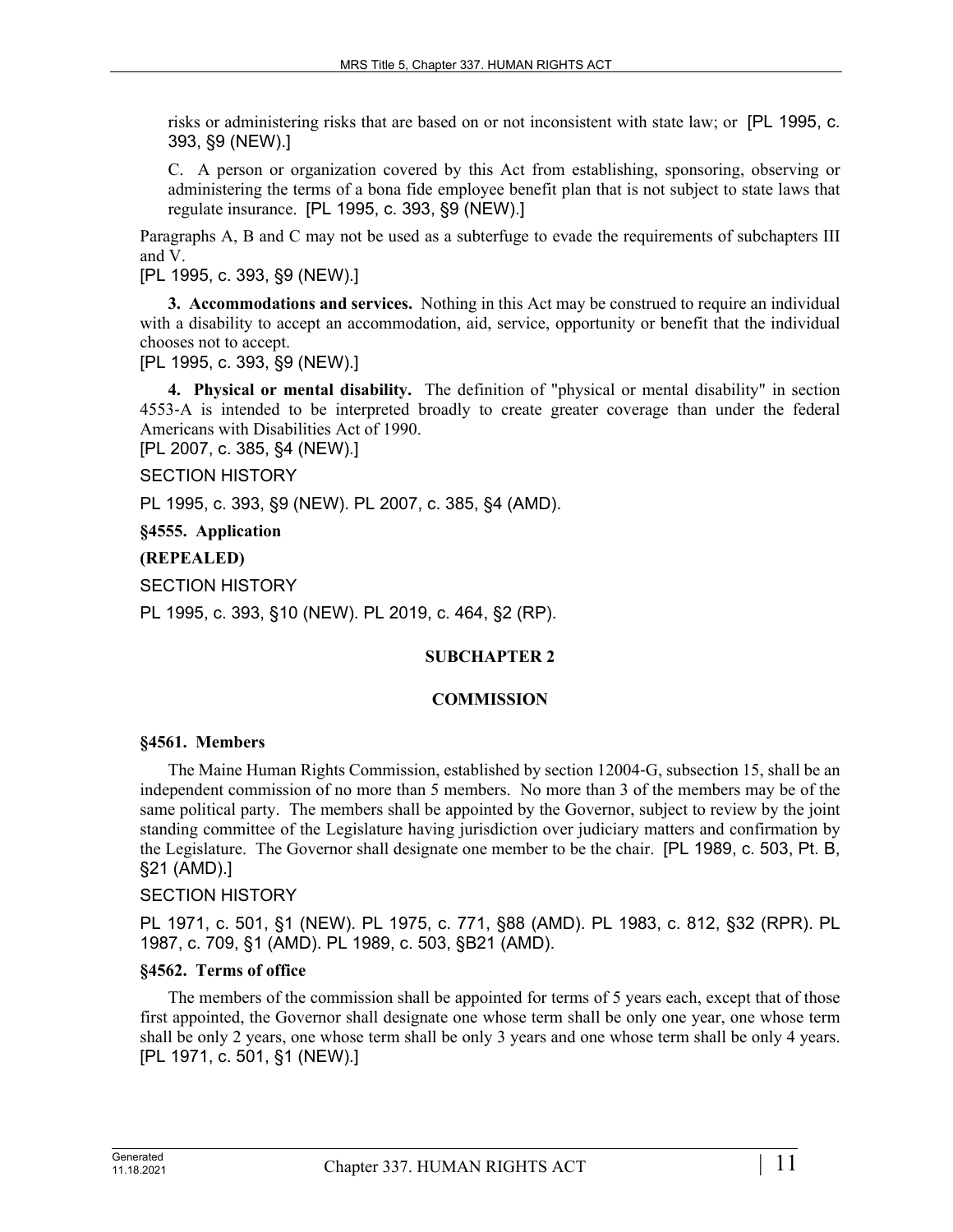risks or administering risks that are based on or not inconsistent with state law; or [PL 1995, c. 393, §9 (NEW).]

C. A person or organization covered by this Act from establishing, sponsoring, observing or administering the terms of a bona fide employee benefit plan that is not subject to state laws that regulate insurance. [PL 1995, c. 393, §9 (NEW).]

Paragraphs A, B and C may not be used as a subterfuge to evade the requirements of subchapters III and V.

[PL 1995, c. 393, §9 (NEW).]

**3. Accommodations and services.** Nothing in this Act may be construed to require an individual with a disability to accept an accommodation, aid, service, opportunity or benefit that the individual chooses not to accept.

[PL 1995, c. 393, §9 (NEW).]

**4. Physical or mental disability.** The definition of "physical or mental disability" in section 4553-A is intended to be interpreted broadly to create greater coverage than under the federal Americans with Disabilities Act of 1990.

[PL 2007, c. 385, §4 (NEW).]

SECTION HISTORY

PL 1995, c. 393, §9 (NEW). PL 2007, c. 385, §4 (AMD).

**§4555. Application**

**(REPEALED)**

SECTION HISTORY

PL 1995, c. 393, §10 (NEW). PL 2019, c. 464, §2 (RP).

## SUBCHAPTER 2

## COMMISSION

**§4561. Members**

The Maine Human Rights Commission, established by section 12004-G, subsection 15, shall be an independent commission of no more than 5 members. No more than 3 of the members may be of the same political party. The members shall be appointed by the Governor, subject to review by the joint standing committee of the Legislature having jurisdiction over judiciary matters and confirmation by the Legislature. The Governor shall designate one member to be the chair. [PL 1989, c. 503, Pt. B, §21 (AMD).]

SECTION HISTORY

PL 1971, c. 501, §1 (NEW). PL 1975, c. 771, §88 (AMD). PL 1983, c. 812, §32 (RPR). PL 1987, c. 709, §1 (AMD). PL 1989, c. 503, §B21 (AMD).

**§4562. Terms of office**

The members of the commission shall be appointed for terms of 5 years each, except that of those first appointed, the Governor shall designate one whose term shall be only one year, one whose term shall be only 2 years, one whose term shall be only 3 years and one whose term shall be only 4 years. [PL 1971, c. 501, §1 (NEW).]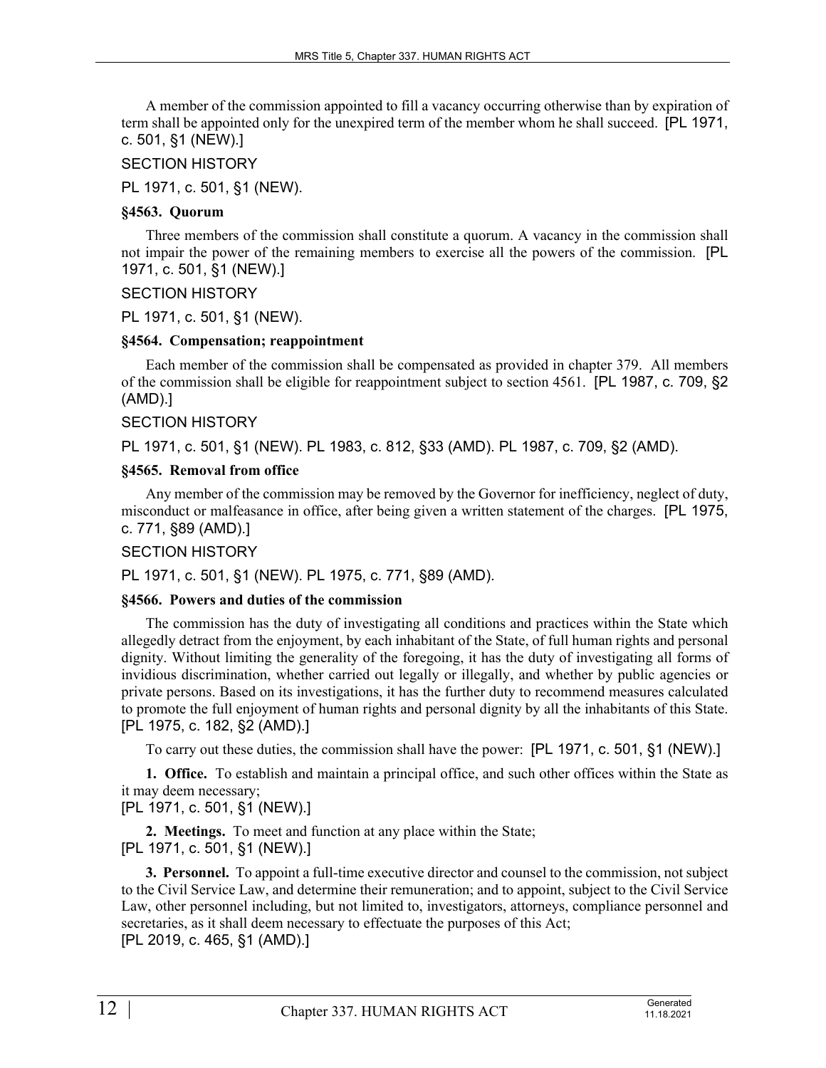A member of the commission appointed to fill a vacancy occurring otherwise than by expiration of term shall be appointed only for the unexpired term of the member whom he shall succeed. [PL 1971, c. 501, §1 (NEW).]

SECTION HISTORY

PL 1971, c. 501, §1 (NEW).

**§4563. Quorum**

Three members of the commission shall constitute a quorum. A vacancy in the commission shall not impair the power of the remaining members to exercise all the powers of the commission. [PL 1971, c. 501, §1 (NEW).]

SECTION HISTORY

PL 1971, c. 501, §1 (NEW).

**§4564. Compensation; reappointment**

Each member of the commission shall be compensated as provided in chapter 379. All members of the commission shall be eligible for reappointment subject to section 4561. [PL 1987, c. 709, §2 (AMD).]

SECTION HISTORY

PL 1971, c. 501, §1 (NEW). PL 1983, c. 812, §33 (AMD). PL 1987, c. 709, §2 (AMD).

**§4565. Removal from office**

Any member of the commission may be removed by the Governor for inefficiency, neglect of duty, misconduct or malfeasance in office, after being given a written statement of the charges. [PL 1975, c. 771, §89 (AMD).]

SECTION HISTORY

PL 1971, c. 501, §1 (NEW). PL 1975, c. 771, §89 (AMD).

**§4566. Powers and duties of the commission**

The commission has the duty of investigating all conditions and practices within the State which allegedly detract from the enjoyment, by each inhabitant of the State, of full human rights and personal dignity. Without limiting the generality of the foregoing, it has the duty of investigating all forms of invidious discrimination, whether carried out legally or illegally, and whether by public agencies or private persons. Based on its investigations, it has the further duty to recommend measures calculated to promote the full enjoyment of human rights and personal dignity by all the inhabitants of this State. [PL 1975, c. 182, §2 (AMD).]

To carry out these duties, the commission shall have the power: [PL 1971, c. 501, §1 (NEW).]

**1. Office.** To establish and maintain a principal office, and such other offices within the State as it may deem necessary;
[PL 1971, c. 501, §1 (NEW).]

**2. Meetings.** To meet and function at any place within the State;
[PL 1971, c. 501, §1 (NEW).]

**3. Personnel.** To appoint a full-time executive director and counsel to the commission, not subject to the Civil Service Law, and determine their remuneration; and to appoint, subject to the Civil Service Law, other personnel including, but not limited to, investigators, attorneys, compliance personnel and secretaries, as it shall deem necessary to effectuate the purposes of this Act;
[PL 2019, c. 465, §1 (AMD).]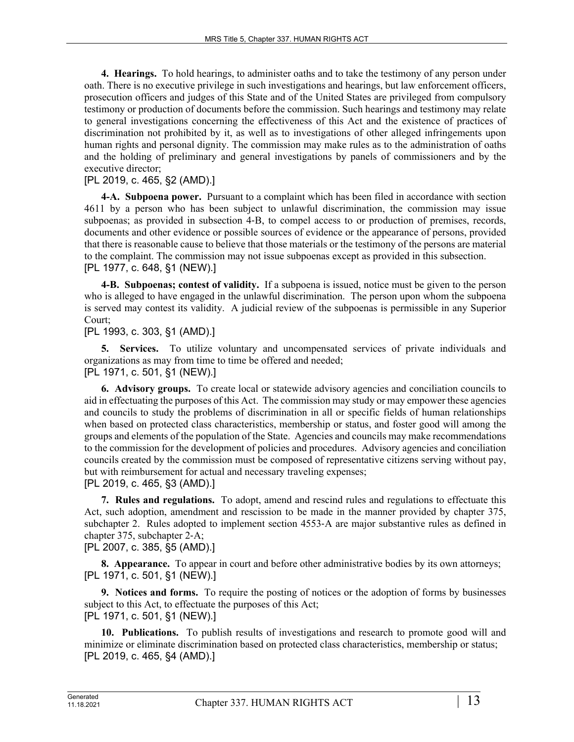**4. Hearings.** To hold hearings, to administer oaths and to take the testimony of any person under oath. There is no executive privilege in such investigations and hearings, but law enforcement officers, prosecution officers and judges of this State and of the United States are privileged from compulsory testimony or production of documents before the commission. Such hearings and testimony may relate to general investigations concerning the effectiveness of this Act and the existence of practices of discrimination not prohibited by it, as well as to investigations of other alleged infringements upon human rights and personal dignity. The commission may make rules as to the administration of oaths and the holding of preliminary and general investigations by panels of commissioners and by the executive director;

[PL 2019, c. 465, §2 (AMD).]

**4-A. Subpoena power.** Pursuant to a complaint which has been filed in accordance with section 4611 by a person who has been subject to unlawful discrimination, the commission may issue subpoenas; as provided in subsection 4-B, to compel access to or production of premises, records, documents and other evidence or possible sources of evidence or the appearance of persons, provided that there is reasonable cause to believe that those materials or the testimony of the persons are material to the complaint. The commission may not issue subpoenas except as provided in this subsection.

[PL 1977, c. 648, §1 (NEW).]

**4-B. Subpoenas; contest of validity.** If a subpoena is issued, notice must be given to the person who is alleged to have engaged in the unlawful discrimination. The person upon whom the subpoena is served may contest its validity. A judicial review of the subpoenas is permissible in any Superior Court;

[PL 1993, c. 303, §1 (AMD).]

**5. Services.** To utilize voluntary and uncompensated services of private individuals and organizations as may from time to time be offered and needed;

[PL 1971, c. 501, §1 (NEW).]

**6. Advisory groups.** To create local or statewide advisory agencies and conciliation councils to aid in effectuating the purposes of this Act. The commission may study or may empower these agencies and councils to study the problems of discrimination in all or specific fields of human relationships when based on protected class characteristics, membership or status, and foster good will among the groups and elements of the population of the State. Agencies and councils may make recommendations to the commission for the development of policies and procedures. Advisory agencies and conciliation councils created by the commission must be composed of representative citizens serving without pay, but with reimbursement for actual and necessary traveling expenses;

[PL 2019, c. 465, §3 (AMD).]

**7. Rules and regulations.** To adopt, amend and rescind rules and regulations to effectuate this Act, such adoption, amendment and rescission to be made in the manner provided by chapter 375, subchapter 2. Rules adopted to implement section 4553-A are major substantive rules as defined in chapter 375, subchapter 2-A;

[PL 2007, c. 385, §5 (AMD).]

**8. Appearance.** To appear in court and before other administrative bodies by its own attorneys;

[PL 1971, c. 501, §1 (NEW).]

**9. Notices and forms.** To require the posting of notices or the adoption of forms by businesses subject to this Act, to effectuate the purposes of this Act;

[PL 1971, c. 501, §1 (NEW).]

**10. Publications.** To publish results of investigations and research to promote good will and minimize or eliminate discrimination based on protected class characteristics, membership or status;

[PL 2019, c. 465, §4 (AMD).]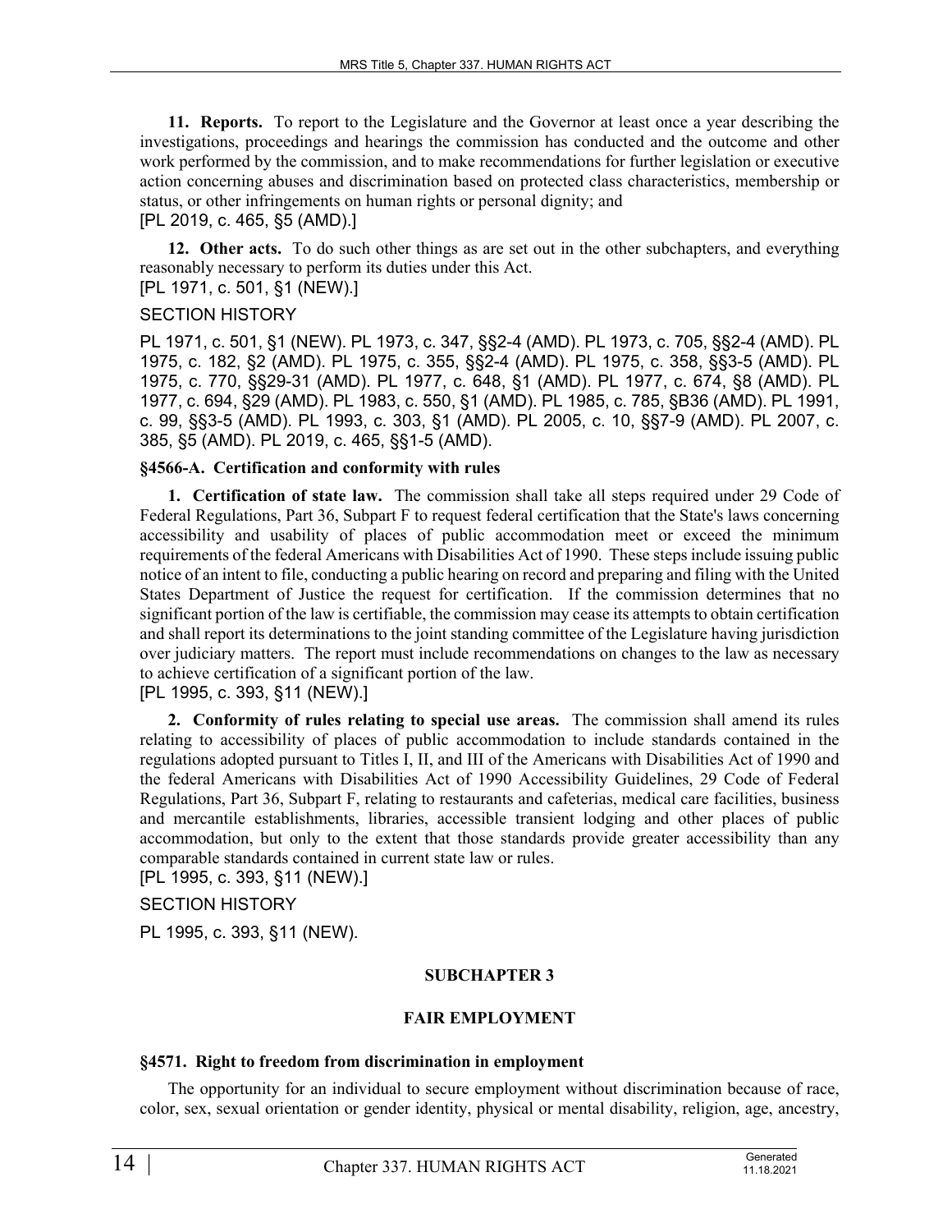**11. Reports.** To report to the Legislature and the Governor at least once a year describing the investigations, proceedings and hearings the commission has conducted and the outcome and other work performed by the commission, and to make recommendations for further legislation or executive action concerning abuses and discrimination based on protected class characteristics, membership or status, or other infringements on human rights or personal dignity; and

[PL 2019, c. 465, §5 (AMD).]

**12. Other acts.** To do such other things as are set out in the other subchapters, and everything reasonably necessary to perform its duties under this Act.

[PL 1971, c. 501, §1 (NEW).]

SECTION HISTORY

PL 1971, c. 501, §1 (NEW). PL 1973, c. 347, §§2-4 (AMD). PL 1973, c. 705, §§2-4 (AMD). PL 1975, c. 182, §2 (AMD). PL 1975, c. 355, §§2-4 (AMD). PL 1975, c. 358, §§3-5 (AMD). PL 1975, c. 770, §§29-31 (AMD). PL 1977, c. 648, §1 (AMD). PL 1977, c. 674, §8 (AMD). PL 1977, c. 694, §29 (AMD). PL 1983, c. 550, §1 (AMD). PL 1985, c. 785, §B36 (AMD). PL 1991, c. 99, §§3-5 (AMD). PL 1993, c. 303, §1 (AMD). PL 2005, c. 10, §§7-9 (AMD). PL 2007, c. 385, §5 (AMD). PL 2019, c. 465, §§1-5 (AMD).

### §4566-A. Certification and conformity with rules

**1. Certification of state law.** The commission shall take all steps required under 29 Code of Federal Regulations, Part 36, Subpart F to request federal certification that the State's laws concerning accessibility and usability of places of public accommodation meet or exceed the minimum requirements of the federal Americans with Disabilities Act of 1990. These steps include issuing public notice of an intent to file, conducting a public hearing on record and preparing and filing with the United States Department of Justice the request for certification. If the commission determines that no significant portion of the law is certifiable, the commission may cease its attempts to obtain certification and shall report its determinations to the joint standing committee of the Legislature having jurisdiction over judiciary matters. The report must include recommendations on changes to the law as necessary to achieve certification of a significant portion of the law.

[PL 1995, c. 393, §11 (NEW).]

**2. Conformity of rules relating to special use areas.** The commission shall amend its rules relating to accessibility of places of public accommodation to include standards contained in the regulations adopted pursuant to Titles I, II, and III of the Americans with Disabilities Act of 1990 and the federal Americans with Disabilities Act of 1990 Accessibility Guidelines, 29 Code of Federal Regulations, Part 36, Subpart F, relating to restaurants and cafeterias, medical care facilities, business and mercantile establishments, libraries, accessible transient lodging and other places of public accommodation, but only to the extent that those standards provide greater accessibility than any comparable standards contained in current state law or rules.

[PL 1995, c. 393, §11 (NEW).]

SECTION HISTORY

PL 1995, c. 393, §11 (NEW).

## SUBCHAPTER 3

## FAIR EMPLOYMENT

### §4571. Right to freedom from discrimination in employment

The opportunity for an individual to secure employment without discrimination because of race, color, sex, sexual orientation or gender identity, physical or mental disability, religion, age, ancestry,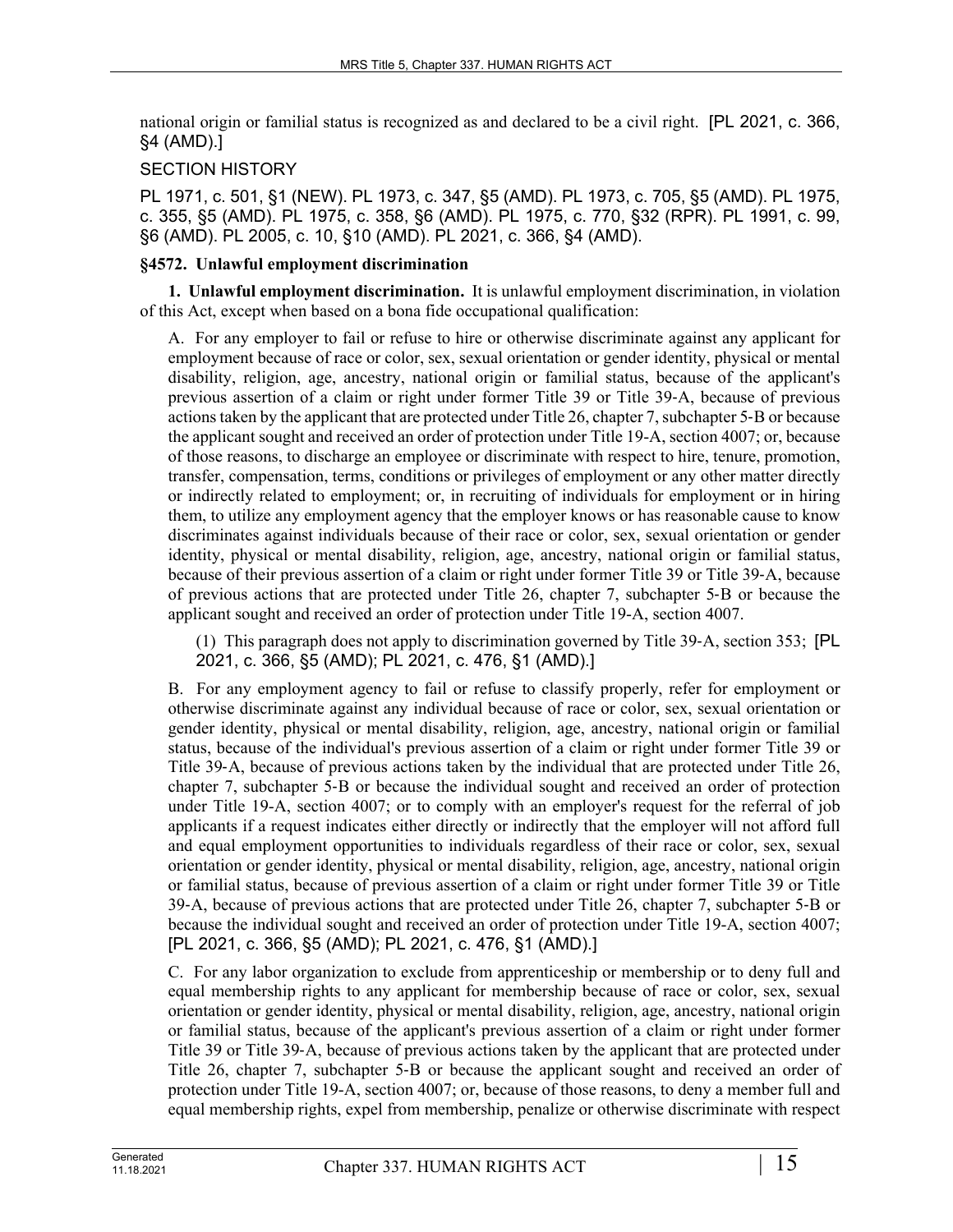national origin or familial status is recognized as and declared to be a civil right. [PL 2021, c. 366, §4 (AMD).]

SECTION HISTORY

PL 1971, c. 501, §1 (NEW). PL 1973, c. 347, §5 (AMD). PL 1973, c. 705, §5 (AMD). PL 1975, c. 355, §5 (AMD). PL 1975, c. 358, §6 (AMD). PL 1975, c. 770, §32 (RPR). PL 1991, c. 99, §6 (AMD). PL 2005, c. 10, §10 (AMD). PL 2021, c. 366, §4 (AMD).

### §4572. Unlawful employment discrimination

**1. Unlawful employment discrimination.** It is unlawful employment discrimination, in violation of this Act, except when based on a bona fide occupational qualification:

A. For any employer to fail or refuse to hire or otherwise discriminate against any applicant for employment because of race or color, sex, sexual orientation or gender identity, physical or mental disability, religion, age, ancestry, national origin or familial status, because of the applicant's previous assertion of a claim or right under former Title 39 or Title 39-A, because of previous actions taken by the applicant that are protected under Title 26, chapter 7, subchapter 5-B or because the applicant sought and received an order of protection under Title 19-A, section 4007; or, because of those reasons, to discharge an employee or discriminate with respect to hire, tenure, promotion, transfer, compensation, terms, conditions or privileges of employment or any other matter directly or indirectly related to employment; or, in recruiting of individuals for employment or in hiring them, to utilize any employment agency that the employer knows or has reasonable cause to know discriminates against individuals because of their race or color, sex, sexual orientation or gender identity, physical or mental disability, religion, age, ancestry, national origin or familial status, because of their previous assertion of a claim or right under former Title 39 or Title 39-A, because of previous actions that are protected under Title 26, chapter 7, subchapter 5-B or because the applicant sought and received an order of protection under Title 19-A, section 4007.

(1) This paragraph does not apply to discrimination governed by Title 39-A, section 353; [PL 2021, c. 366, §5 (AMD); PL 2021, c. 476, §1 (AMD).]

B. For any employment agency to fail or refuse to classify properly, refer for employment or otherwise discriminate against any individual because of race or color, sex, sexual orientation or gender identity, physical or mental disability, religion, age, ancestry, national origin or familial status, because of the individual's previous assertion of a claim or right under former Title 39 or Title 39-A, because of previous actions taken by the individual that are protected under Title 26, chapter 7, subchapter 5-B or because the individual sought and received an order of protection under Title 19-A, section 4007; or to comply with an employer's request for the referral of job applicants if a request indicates either directly or indirectly that the employer will not afford full and equal employment opportunities to individuals regardless of their race or color, sex, sexual orientation or gender identity, physical or mental disability, religion, age, ancestry, national origin or familial status, because of previous assertion of a claim or right under former Title 39 or Title 39-A, because of previous actions that are protected under Title 26, chapter 7, subchapter 5-B or because the individual sought and received an order of protection under Title 19-A, section 4007; [PL 2021, c. 366, §5 (AMD); PL 2021, c. 476, §1 (AMD).]

C. For any labor organization to exclude from apprenticeship or membership or to deny full and equal membership rights to any applicant for membership because of race or color, sex, sexual orientation or gender identity, physical or mental disability, religion, age, ancestry, national origin or familial status, because of the applicant's previous assertion of a claim or right under former Title 39 or Title 39-A, because of previous actions taken by the applicant that are protected under Title 26, chapter 7, subchapter 5-B or because the applicant sought and received an order of protection under Title 19-A, section 4007; or, because of those reasons, to deny a member full and equal membership rights, expel from membership, penalize or otherwise discriminate with respect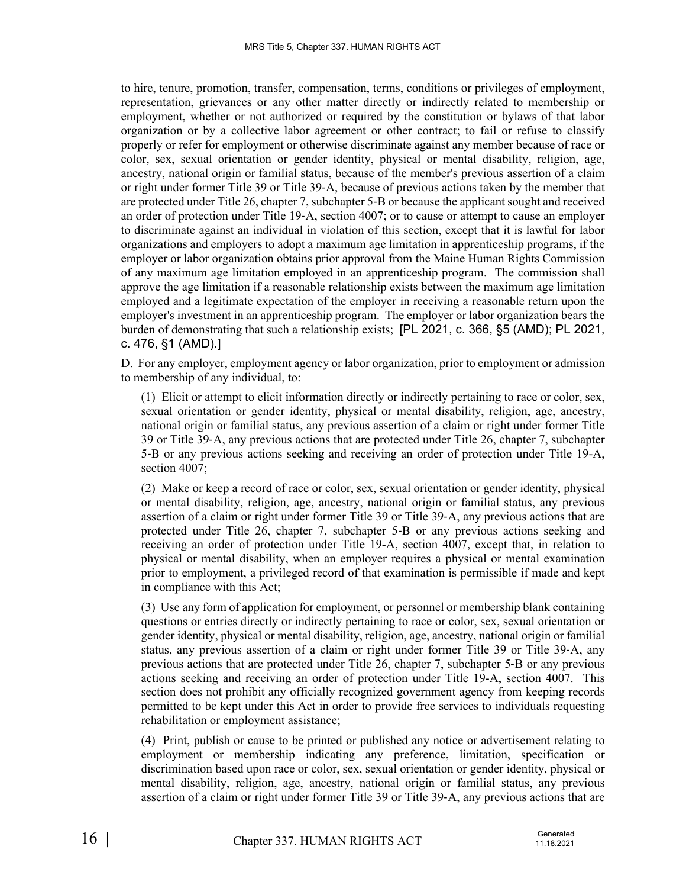to hire, tenure, promotion, transfer, compensation, terms, conditions or privileges of employment, representation, grievances or any other matter directly or indirectly related to membership or employment, whether or not authorized or required by the constitution or bylaws of that labor organization or by a collective labor agreement or other contract; to fail or refuse to classify properly or refer for employment or otherwise discriminate against any member because of race or color, sex, sexual orientation or gender identity, physical or mental disability, religion, age, ancestry, national origin or familial status, because of the member's previous assertion of a claim or right under former Title 39 or Title 39-A, because of previous actions taken by the member that are protected under Title 26, chapter 7, subchapter 5-B or because the applicant sought and received an order of protection under Title 19-A, section 4007; or to cause or attempt to cause an employer to discriminate against an individual in violation of this section, except that it is lawful for labor organizations and employers to adopt a maximum age limitation in apprenticeship programs, if the employer or labor organization obtains prior approval from the Maine Human Rights Commission of any maximum age limitation employed in an apprenticeship program. The commission shall approve the age limitation if a reasonable relationship exists between the maximum age limitation employed and a legitimate expectation of the employer in receiving a reasonable return upon the employer's investment in an apprenticeship program. The employer or labor organization bears the burden of demonstrating that such a relationship exists; [PL 2021, c. 366, §5 (AMD); PL 2021, c. 476, §1 (AMD).]

D. For any employer, employment agency or labor organization, prior to employment or admission to membership of any individual, to:

(1) Elicit or attempt to elicit information directly or indirectly pertaining to race or color, sex, sexual orientation or gender identity, physical or mental disability, religion, age, ancestry, national origin or familial status, any previous assertion of a claim or right under former Title 39 or Title 39-A, any previous actions that are protected under Title 26, chapter 7, subchapter 5-B or any previous actions seeking and receiving an order of protection under Title 19-A, section 4007;

(2) Make or keep a record of race or color, sex, sexual orientation or gender identity, physical or mental disability, religion, age, ancestry, national origin or familial status, any previous assertion of a claim or right under former Title 39 or Title 39-A, any previous actions that are protected under Title 26, chapter 7, subchapter 5-B or any previous actions seeking and receiving an order of protection under Title 19-A, section 4007, except that, in relation to physical or mental disability, when an employer requires a physical or mental examination prior to employment, a privileged record of that examination is permissible if made and kept in compliance with this Act;

(3) Use any form of application for employment, or personnel or membership blank containing questions or entries directly or indirectly pertaining to race or color, sex, sexual orientation or gender identity, physical or mental disability, religion, age, ancestry, national origin or familial status, any previous assertion of a claim or right under former Title 39 or Title 39-A, any previous actions that are protected under Title 26, chapter 7, subchapter 5-B or any previous actions seeking and receiving an order of protection under Title 19-A, section 4007. This section does not prohibit any officially recognized government agency from keeping records permitted to be kept under this Act in order to provide free services to individuals requesting rehabilitation or employment assistance;

(4) Print, publish or cause to be printed or published any notice or advertisement relating to employment or membership indicating any preference, limitation, specification or discrimination based upon race or color, sex, sexual orientation or gender identity, physical or mental disability, religion, age, ancestry, national origin or familial status, any previous assertion of a claim or right under former Title 39 or Title 39-A, any previous actions that are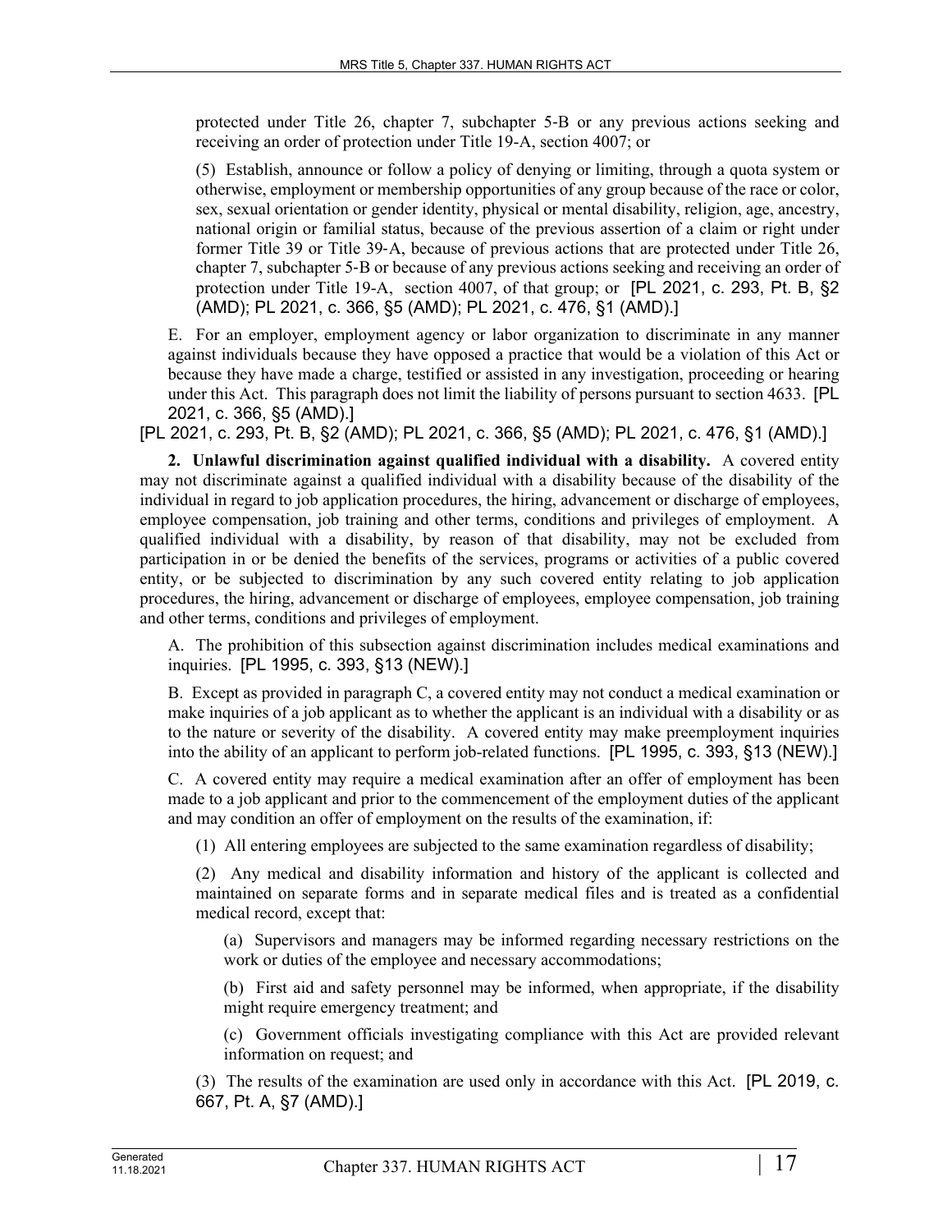protected under Title 26, chapter 7, subchapter 5-B or any previous actions seeking and receiving an order of protection under Title 19-A, section 4007; or

(5) Establish, announce or follow a policy of denying or limiting, through a quota system or otherwise, employment or membership opportunities of any group because of the race or color, sex, sexual orientation or gender identity, physical or mental disability, religion, age, ancestry, national origin or familial status, because of the previous assertion of a claim or right under former Title 39 or Title 39-A, because of previous actions that are protected under Title 26, chapter 7, subchapter 5-B or because of any previous actions seeking and receiving an order of protection under Title 19-A, section 4007, of that group; or [PL 2021, c. 293, Pt. B, §2 (AMD); PL 2021, c. 366, §5 (AMD); PL 2021, c. 476, §1 (AMD).]

E. For an employer, employment agency or labor organization to discriminate in any manner against individuals because they have opposed a practice that would be a violation of this Act or because they have made a charge, testified or assisted in any investigation, proceeding or hearing under this Act. This paragraph does not limit the liability of persons pursuant to section 4633. [PL 2021, c. 366, §5 (AMD).]

[PL 2021, c. 293, Pt. B, §2 (AMD); PL 2021, c. 366, §5 (AMD); PL 2021, c. 476, §1 (AMD).]

**2. Unlawful discrimination against qualified individual with a disability.** A covered entity may not discriminate against a qualified individual with a disability because of the disability of the individual in regard to job application procedures, the hiring, advancement or discharge of employees, employee compensation, job training and other terms, conditions and privileges of employment. A qualified individual with a disability, by reason of that disability, may not be excluded from participation in or be denied the benefits of the services, programs or activities of a public covered entity, or be subjected to discrimination by any such covered entity relating to job application procedures, the hiring, advancement or discharge of employees, employee compensation, job training and other terms, conditions and privileges of employment.

A. The prohibition of this subsection against discrimination includes medical examinations and inquiries. [PL 1995, c. 393, §13 (NEW).]

B. Except as provided in paragraph C, a covered entity may not conduct a medical examination or make inquiries of a job applicant as to whether the applicant is an individual with a disability or as to the nature or severity of the disability. A covered entity may make preemployment inquiries into the ability of an applicant to perform job-related functions. [PL 1995, c. 393, §13 (NEW).]

C. A covered entity may require a medical examination after an offer of employment has been made to a job applicant and prior to the commencement of the employment duties of the applicant and may condition an offer of employment on the results of the examination, if:

(1) All entering employees are subjected to the same examination regardless of disability;

(2) Any medical and disability information and history of the applicant is collected and maintained on separate forms and in separate medical files and is treated as a confidential medical record, except that:

(a) Supervisors and managers may be informed regarding necessary restrictions on the work or duties of the employee and necessary accommodations;

(b) First aid and safety personnel may be informed, when appropriate, if the disability might require emergency treatment; and

(c) Government officials investigating compliance with this Act are provided relevant information on request; and

(3) The results of the examination are used only in accordance with this Act. [PL 2019, c. 667, Pt. A, §7 (AMD).]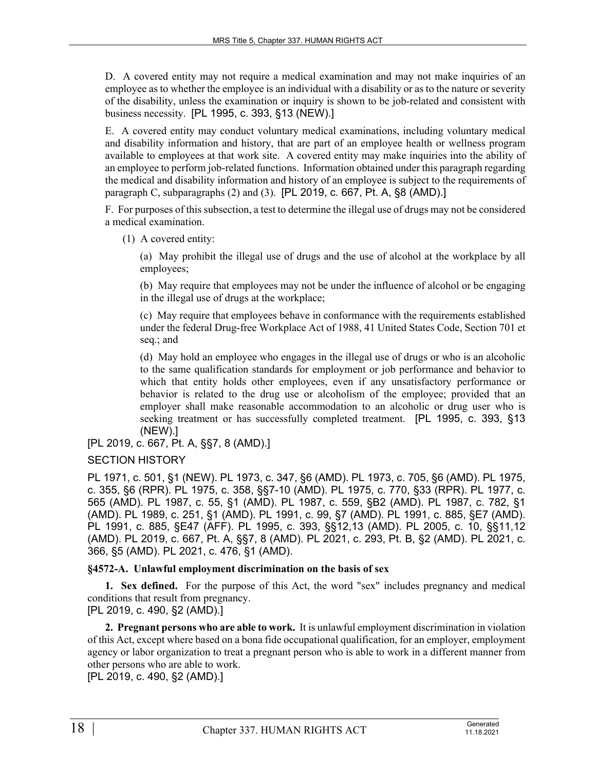D. A covered entity may not require a medical examination and may not make inquiries of an employee as to whether the employee is an individual with a disability or as to the nature or severity of the disability, unless the examination or inquiry is shown to be job-related and consistent with business necessity. [PL 1995, c. 393, §13 (NEW).]

E. A covered entity may conduct voluntary medical examinations, including voluntary medical and disability information and history, that are part of an employee health or wellness program available to employees at that work site. A covered entity may make inquiries into the ability of an employee to perform job-related functions. Information obtained under this paragraph regarding the medical and disability information and history of an employee is subject to the requirements of paragraph C, subparagraphs (2) and (3). [PL 2019, c. 667, Pt. A, §8 (AMD).]

F. For purposes of this subsection, a test to determine the illegal use of drugs may not be considered a medical examination.

(1) A covered entity:

(a) May prohibit the illegal use of drugs and the use of alcohol at the workplace by all employees;

(b) May require that employees may not be under the influence of alcohol or be engaging in the illegal use of drugs at the workplace;

(c) May require that employees behave in conformance with the requirements established under the federal Drug-free Workplace Act of 1988, 41 United States Code, Section 701 et seq.; and

(d) May hold an employee who engages in the illegal use of drugs or who is an alcoholic to the same qualification standards for employment or job performance and behavior to which that entity holds other employees, even if any unsatisfactory performance or behavior is related to the drug use or alcoholism of the employee; provided that an employer shall make reasonable accommodation to an alcoholic or drug user who is seeking treatment or has successfully completed treatment. [PL 1995, c. 393, §13 (NEW).]

[PL 2019, c. 667, Pt. A, §§7, 8 (AMD).]

SECTION HISTORY

PL 1971, c. 501, §1 (NEW). PL 1973, c. 347, §6 (AMD). PL 1973, c. 705, §6 (AMD). PL 1975, c. 355, §6 (RPR). PL 1975, c. 358, §§7-10 (AMD). PL 1975, c. 770, §33 (RPR). PL 1977, c. 565 (AMD). PL 1987, c. 55, §1 (AMD). PL 1987, c. 559, §B2 (AMD). PL 1987, c. 782, §1 (AMD). PL 1989, c. 251, §1 (AMD). PL 1991, c. 99, §7 (AMD). PL 1991, c. 885, §E7 (AMD). PL 1991, c. 885, §E47 (AFF). PL 1995, c. 393, §§12,13 (AMD). PL 2005, c. 10, §§11,12 (AMD). PL 2019, c. 667, Pt. A, §§7, 8 (AMD). PL 2021, c. 293, Pt. B, §2 (AMD). PL 2021, c. 366, §5 (AMD). PL 2021, c. 476, §1 (AMD).

**§4572-A. Unlawful employment discrimination on the basis of sex**

**1. Sex defined.** For the purpose of this Act, the word "sex" includes pregnancy and medical conditions that result from pregnancy.

[PL 2019, c. 490, §2 (AMD).]

**2. Pregnant persons who are able to work.** It is unlawful employment discrimination in violation of this Act, except where based on a bona fide occupational qualification, for an employer, employment agency or labor organization to treat a pregnant person who is able to work in a different manner from other persons who are able to work.

[PL 2019, c. 490, §2 (AMD).]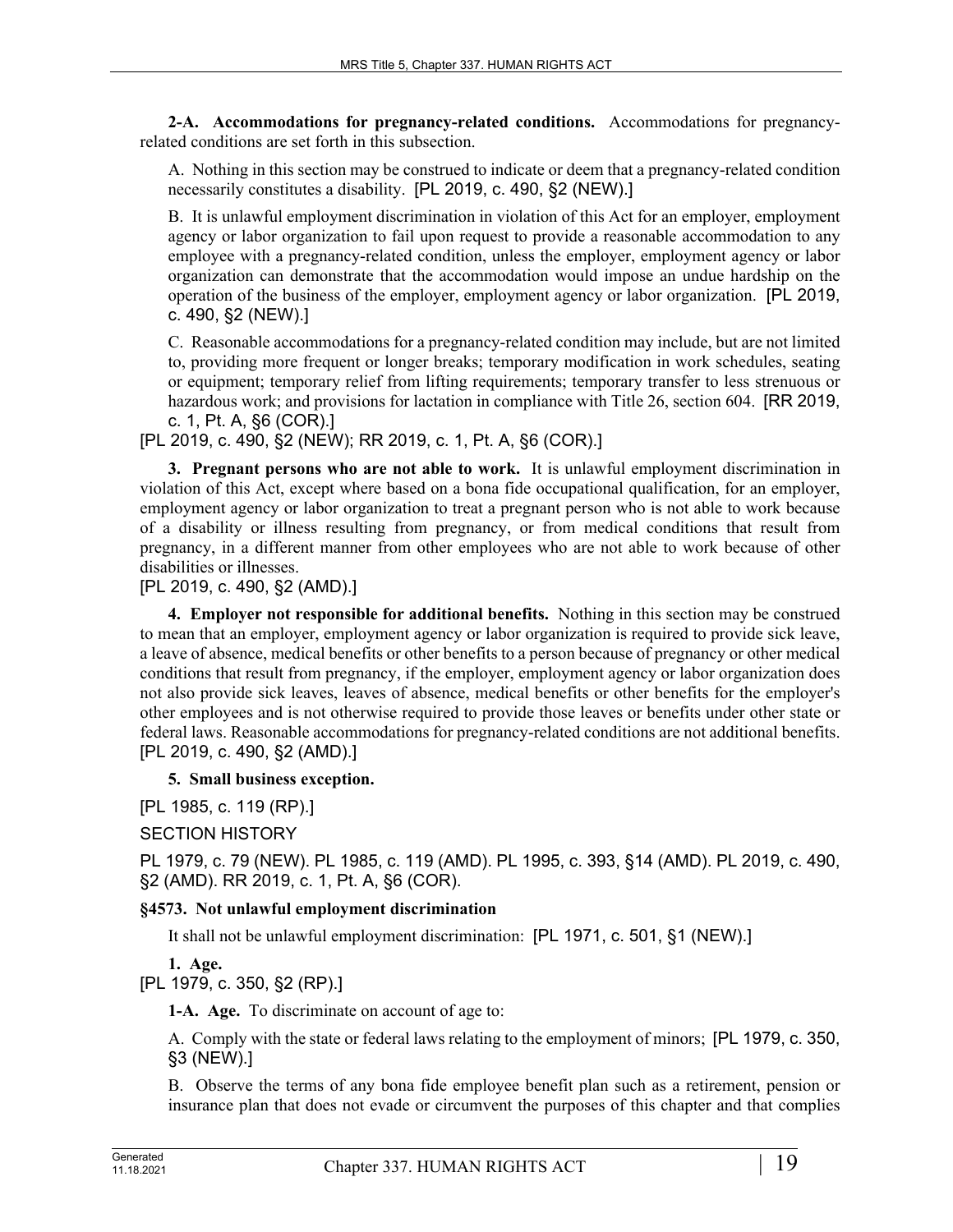**2-A. Accommodations for pregnancy-related conditions.** Accommodations for pregnancy-related conditions are set forth in this subsection.

A. Nothing in this section may be construed to indicate or deem that a pregnancy-related condition necessarily constitutes a disability. [PL 2019, c. 490, §2 (NEW).]

B. It is unlawful employment discrimination in violation of this Act for an employer, employment agency or labor organization to fail upon request to provide a reasonable accommodation to any employee with a pregnancy-related condition, unless the employer, employment agency or labor organization can demonstrate that the accommodation would impose an undue hardship on the operation of the business of the employer, employment agency or labor organization. [PL 2019, c. 490, §2 (NEW).]

C. Reasonable accommodations for a pregnancy-related condition may include, but are not limited to, providing more frequent or longer breaks; temporary modification in work schedules, seating or equipment; temporary relief from lifting requirements; temporary transfer to less strenuous or hazardous work; and provisions for lactation in compliance with Title 26, section 604. [RR 2019, c. 1, Pt. A, §6 (COR).]

[PL 2019, c. 490, §2 (NEW); RR 2019, c. 1, Pt. A, §6 (COR).]

**3. Pregnant persons who are not able to work.** It is unlawful employment discrimination in violation of this Act, except where based on a bona fide occupational qualification, for an employer, employment agency or labor organization to treat a pregnant person who is not able to work because of a disability or illness resulting from pregnancy, or from medical conditions that result from pregnancy, in a different manner from other employees who are not able to work because of other disabilities or illnesses.

[PL 2019, c. 490, §2 (AMD).]

**4. Employer not responsible for additional benefits.** Nothing in this section may be construed to mean that an employer, employment agency or labor organization is required to provide sick leave, a leave of absence, medical benefits or other benefits to a person because of pregnancy or other medical conditions that result from pregnancy, if the employer, employment agency or labor organization does not also provide sick leaves, leaves of absence, medical benefits or other benefits for the employer's other employees and is not otherwise required to provide those leaves or benefits under other state or federal laws. Reasonable accommodations for pregnancy-related conditions are not additional benefits.

[PL 2019, c. 490, §2 (AMD).]

**5. Small business exception.**

[PL 1985, c. 119 (RP).]

SECTION HISTORY

PL 1979, c. 79 (NEW). PL 1985, c. 119 (AMD). PL 1995, c. 393, §14 (AMD). PL 2019, c. 490, §2 (AMD). RR 2019, c. 1, Pt. A, §6 (COR).

### §4573. Not unlawful employment discrimination

It shall not be unlawful employment discrimination: [PL 1971, c. 501, §1 (NEW).]

**1. Age.**

[PL 1979, c. 350, §2 (RP).]

**1-A. Age.** To discriminate on account of age to:

A. Comply with the state or federal laws relating to the employment of minors; [PL 1979, c. 350, §3 (NEW).]

B. Observe the terms of any bona fide employee benefit plan such as a retirement, pension or insurance plan that does not evade or circumvent the purposes of this chapter and that complies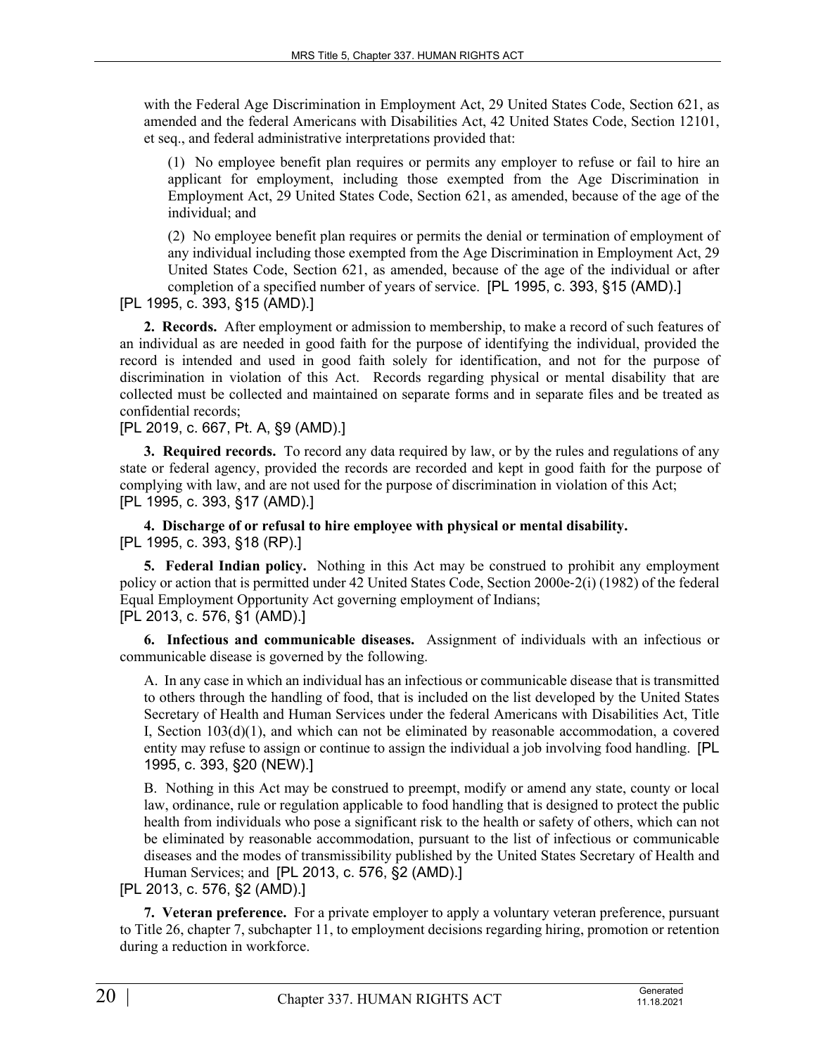with the Federal Age Discrimination in Employment Act, 29 United States Code, Section 621, as amended and the federal Americans with Disabilities Act, 42 United States Code, Section 12101, et seq., and federal administrative interpretations provided that:

(1) No employee benefit plan requires or permits any employer to refuse or fail to hire an applicant for employment, including those exempted from the Age Discrimination in Employment Act, 29 United States Code, Section 621, as amended, because of the age of the individual; and

(2) No employee benefit plan requires or permits the denial or termination of employment of any individual including those exempted from the Age Discrimination in Employment Act, 29 United States Code, Section 621, as amended, because of the age of the individual or after completion of a specified number of years of service. [PL 1995, c. 393, §15 (AMD).]

[PL 1995, c. 393, §15 (AMD).]

**2. Records.** After employment or admission to membership, to make a record of such features of an individual as are needed in good faith for the purpose of identifying the individual, provided the record is intended and used in good faith solely for identification, and not for the purpose of discrimination in violation of this Act. Records regarding physical or mental disability that are collected must be collected and maintained on separate forms and in separate files and be treated as confidential records;

[PL 2019, c. 667, Pt. A, §9 (AMD).]

**3. Required records.** To record any data required by law, or by the rules and regulations of any state or federal agency, provided the records are recorded and kept in good faith for the purpose of complying with law, and are not used for the purpose of discrimination in violation of this Act;

[PL 1995, c. 393, §17 (AMD).]

**4. Discharge of or refusal to hire employee with physical or mental disability.**

[PL 1995, c. 393, §18 (RP).]

**5. Federal Indian policy.** Nothing in this Act may be construed to prohibit any employment policy or action that is permitted under 42 United States Code, Section 2000e-2(i) (1982) of the federal Equal Employment Opportunity Act governing employment of Indians;

[PL 2013, c. 576, §1 (AMD).]

**6. Infectious and communicable diseases.** Assignment of individuals with an infectious or communicable disease is governed by the following.

A. In any case in which an individual has an infectious or communicable disease that is transmitted to others through the handling of food, that is included on the list developed by the United States Secretary of Health and Human Services under the federal Americans with Disabilities Act, Title I, Section 103(d)(1), and which can not be eliminated by reasonable accommodation, a covered entity may refuse to assign or continue to assign the individual a job involving food handling. [PL 1995, c. 393, §20 (NEW).]

B. Nothing in this Act may be construed to preempt, modify or amend any state, county or local law, ordinance, rule or regulation applicable to food handling that is designed to protect the public health from individuals who pose a significant risk to the health or safety of others, which can not be eliminated by reasonable accommodation, pursuant to the list of infectious or communicable diseases and the modes of transmissibility published by the United States Secretary of Health and Human Services; and [PL 2013, c. 576, §2 (AMD).]

[PL 2013, c. 576, §2 (AMD).]

**7. Veteran preference.** For a private employer to apply a voluntary veteran preference, pursuant to Title 26, chapter 7, subchapter 11, to employment decisions regarding hiring, promotion or retention during a reduction in workforce.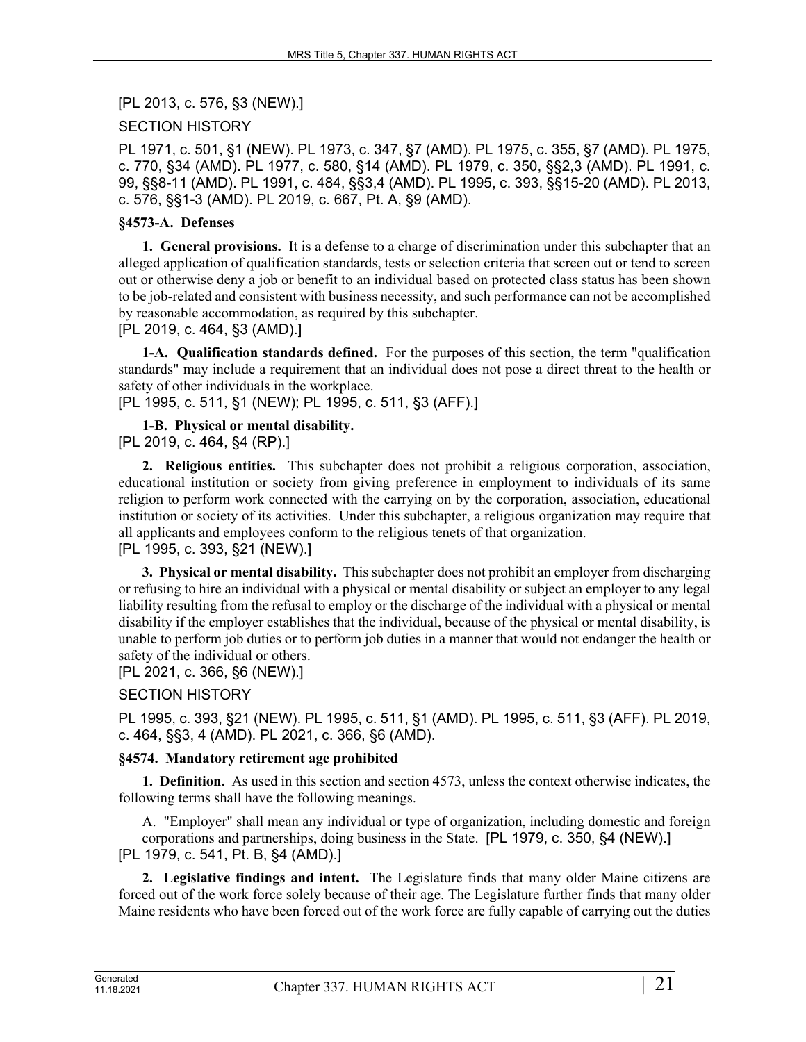[PL 2013, c. 576, §3 (NEW).]

SECTION HISTORY

PL 1971, c. 501, §1 (NEW). PL 1973, c. 347, §7 (AMD). PL 1975, c. 355, §7 (AMD). PL 1975, c. 770, §34 (AMD). PL 1977, c. 580, §14 (AMD). PL 1979, c. 350, §§2,3 (AMD). PL 1991, c. 99, §§8-11 (AMD). PL 1991, c. 484, §§3,4 (AMD). PL 1995, c. 393, §§15-20 (AMD). PL 2013, c. 576, §§1-3 (AMD). PL 2019, c. 667, Pt. A, §9 (AMD).

### §4573-A. Defenses

**1. General provisions.** It is a defense to a charge of discrimination under this subchapter that an alleged application of qualification standards, tests or selection criteria that screen out or tend to screen out or otherwise deny a job or benefit to an individual based on protected class status has been shown to be job-related and consistent with business necessity, and such performance can not be accomplished by reasonable accommodation, as required by this subchapter.

[PL 2019, c. 464, §3 (AMD).]

**1-A. Qualification standards defined.** For the purposes of this section, the term "qualification standards" may include a requirement that an individual does not pose a direct threat to the health or safety of other individuals in the workplace.

[PL 1995, c. 511, §1 (NEW); PL 1995, c. 511, §3 (AFF).]

**1-B. Physical or mental disability.**

[PL 2019, c. 464, §4 (RP).]

**2. Religious entities.** This subchapter does not prohibit a religious corporation, association, educational institution or society from giving preference in employment to individuals of its same religion to perform work connected with the carrying on by the corporation, association, educational institution or society of its activities. Under this subchapter, a religious organization may require that all applicants and employees conform to the religious tenets of that organization.

[PL 1995, c. 393, §21 (NEW).]

**3. Physical or mental disability.** This subchapter does not prohibit an employer from discharging or refusing to hire an individual with a physical or mental disability or subject an employer to any legal liability resulting from the refusal to employ or the discharge of the individual with a physical or mental disability if the employer establishes that the individual, because of the physical or mental disability, is unable to perform job duties or to perform job duties in a manner that would not endanger the health or safety of the individual or others.

[PL 2021, c. 366, §6 (NEW).]

SECTION HISTORY

PL 1995, c. 393, §21 (NEW). PL 1995, c. 511, §1 (AMD). PL 1995, c. 511, §3 (AFF). PL 2019, c. 464, §§3, 4 (AMD). PL 2021, c. 366, §6 (AMD).

### §4574. Mandatory retirement age prohibited

**1. Definition.** As used in this section and section 4573, unless the context otherwise indicates, the following terms shall have the following meanings.

A. "Employer" shall mean any individual or type of organization, including domestic and foreign corporations and partnerships, doing business in the State. [PL 1979, c. 350, §4 (NEW).]

[PL 1979, c. 541, Pt. B, §4 (AMD).]

**2. Legislative findings and intent.** The Legislature finds that many older Maine citizens are forced out of the work force solely because of their age. The Legislature further finds that many older Maine residents who have been forced out of the work force are fully capable of carrying out the duties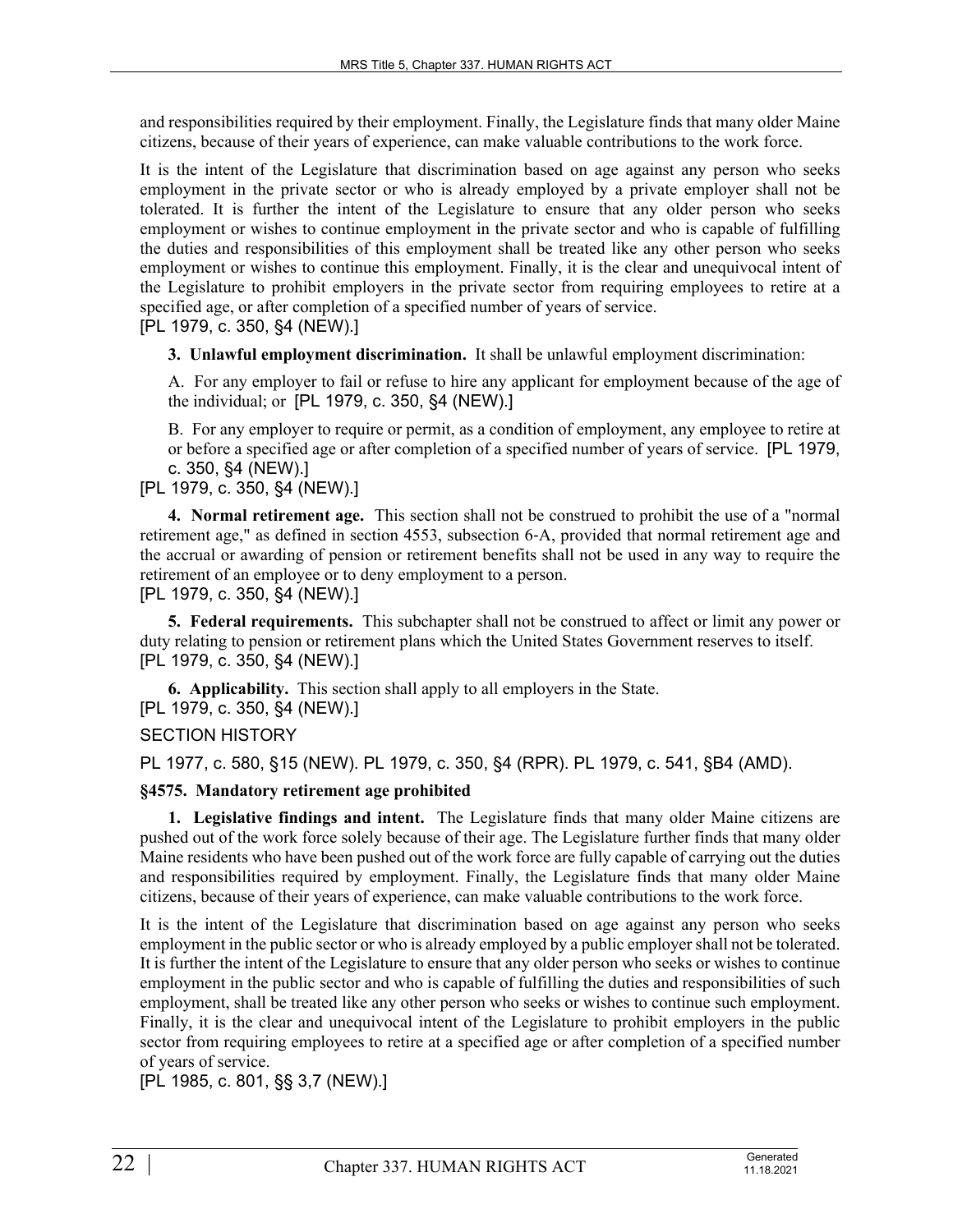and responsibilities required by their employment. Finally, the Legislature finds that many older Maine citizens, because of their years of experience, can make valuable contributions to the work force.

It is the intent of the Legislature that discrimination based on age against any person who seeks employment in the private sector or who is already employed by a private employer shall not be tolerated. It is further the intent of the Legislature to ensure that any older person who seeks employment or wishes to continue employment in the private sector and who is capable of fulfilling the duties and responsibilities of this employment shall be treated like any other person who seeks employment or wishes to continue this employment. Finally, it is the clear and unequivocal intent of the Legislature to prohibit employers in the private sector from requiring employees to retire at a specified age, or after completion of a specified number of years of service.
[PL 1979, c. 350, §4 (NEW).]

**3. Unlawful employment discrimination.** It shall be unlawful employment discrimination:

A. For any employer to fail or refuse to hire any applicant for employment because of the age of the individual; or [PL 1979, c. 350, §4 (NEW).]

B. For any employer to require or permit, as a condition of employment, any employee to retire at or before a specified age or after completion of a specified number of years of service. [PL 1979, c. 350, §4 (NEW).]

[PL 1979, c. 350, §4 (NEW).]

**4. Normal retirement age.** This section shall not be construed to prohibit the use of a "normal retirement age," as defined in section 4553, subsection 6-A, provided that normal retirement age and the accrual or awarding of pension or retirement benefits shall not be used in any way to require the retirement of an employee or to deny employment to a person.
[PL 1979, c. 350, §4 (NEW).]

**5. Federal requirements.** This subchapter shall not be construed to affect or limit any power or duty relating to pension or retirement plans which the United States Government reserves to itself.
[PL 1979, c. 350, §4 (NEW).]

**6. Applicability.** This section shall apply to all employers in the State.
[PL 1979, c. 350, §4 (NEW).]

SECTION HISTORY

PL 1977, c. 580, §15 (NEW). PL 1979, c. 350, §4 (RPR). PL 1979, c. 541, §B4 (AMD).

### §4575. Mandatory retirement age prohibited

**1. Legislative findings and intent.** The Legislature finds that many older Maine citizens are pushed out of the work force solely because of their age. The Legislature further finds that many older Maine residents who have been pushed out of the work force are fully capable of carrying out the duties and responsibilities required by employment. Finally, the Legislature finds that many older Maine citizens, because of their years of experience, can make valuable contributions to the work force.

It is the intent of the Legislature that discrimination based on age against any person who seeks employment in the public sector or who is already employed by a public employer shall not be tolerated. It is further the intent of the Legislature to ensure that any older person who seeks or wishes to continue employment in the public sector and who is capable of fulfilling the duties and responsibilities of such employment, shall be treated like any other person who seeks or wishes to continue such employment. Finally, it is the clear and unequivocal intent of the Legislature to prohibit employers in the public sector from requiring employees to retire at a specified age or after completion of a specified number of years of service.
[PL 1985, c. 801, §§ 3,7 (NEW).]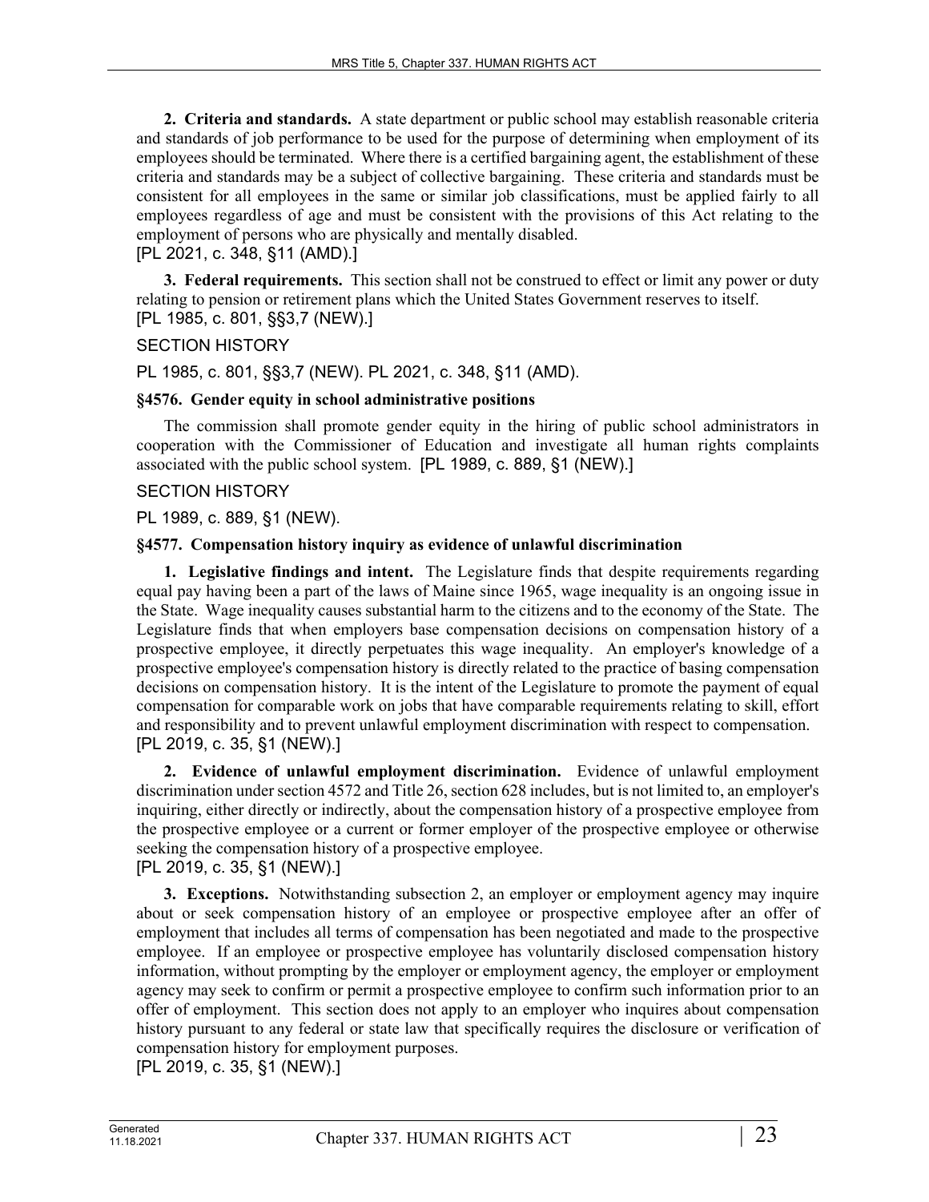**2. Criteria and standards.** A state department or public school may establish reasonable criteria and standards of job performance to be used for the purpose of determining when employment of its employees should be terminated. Where there is a certified bargaining agent, the establishment of these criteria and standards may be a subject of collective bargaining. These criteria and standards must be consistent for all employees in the same or similar job classifications, must be applied fairly to all employees regardless of age and must be consistent with the provisions of this Act relating to the employment of persons who are physically and mentally disabled.
[PL 2021, c. 348, §11 (AMD).]

**3. Federal requirements.** This section shall not be construed to effect or limit any power or duty relating to pension or retirement plans which the United States Government reserves to itself.
[PL 1985, c. 801, §§3,7 (NEW).]

SECTION HISTORY

PL 1985, c. 801, §§3,7 (NEW). PL 2021, c. 348, §11 (AMD).

### §4576. Gender equity in school administrative positions

The commission shall promote gender equity in the hiring of public school administrators in cooperation with the Commissioner of Education and investigate all human rights complaints associated with the public school system. [PL 1989, c. 889, §1 (NEW).]

SECTION HISTORY

PL 1989, c. 889, §1 (NEW).

### §4577. Compensation history inquiry as evidence of unlawful discrimination

**1. Legislative findings and intent.** The Legislature finds that despite requirements regarding equal pay having been a part of the laws of Maine since 1965, wage inequality is an ongoing issue in the State. Wage inequality causes substantial harm to the citizens and to the economy of the State. The Legislature finds that when employers base compensation decisions on compensation history of a prospective employee, it directly perpetuates this wage inequality. An employer's knowledge of a prospective employee's compensation history is directly related to the practice of basing compensation decisions on compensation history. It is the intent of the Legislature to promote the payment of equal compensation for comparable work on jobs that have comparable requirements relating to skill, effort and responsibility and to prevent unlawful employment discrimination with respect to compensation.
[PL 2019, c. 35, §1 (NEW).]

**2. Evidence of unlawful employment discrimination.** Evidence of unlawful employment discrimination under section 4572 and Title 26, section 628 includes, but is not limited to, an employer's inquiring, either directly or indirectly, about the compensation history of a prospective employee from the prospective employee or a current or former employer of the prospective employee or otherwise seeking the compensation history of a prospective employee.
[PL 2019, c. 35, §1 (NEW).]

**3. Exceptions.** Notwithstanding subsection 2, an employer or employment agency may inquire about or seek compensation history of an employee or prospective employee after an offer of employment that includes all terms of compensation has been negotiated and made to the prospective employee. If an employee or prospective employee has voluntarily disclosed compensation history information, without prompting by the employer or employment agency, the employer or employment agency may seek to confirm or permit a prospective employee to confirm such information prior to an offer of employment. This section does not apply to an employer who inquires about compensation history pursuant to any federal or state law that specifically requires the disclosure or verification of compensation history for employment purposes.
[PL 2019, c. 35, §1 (NEW).]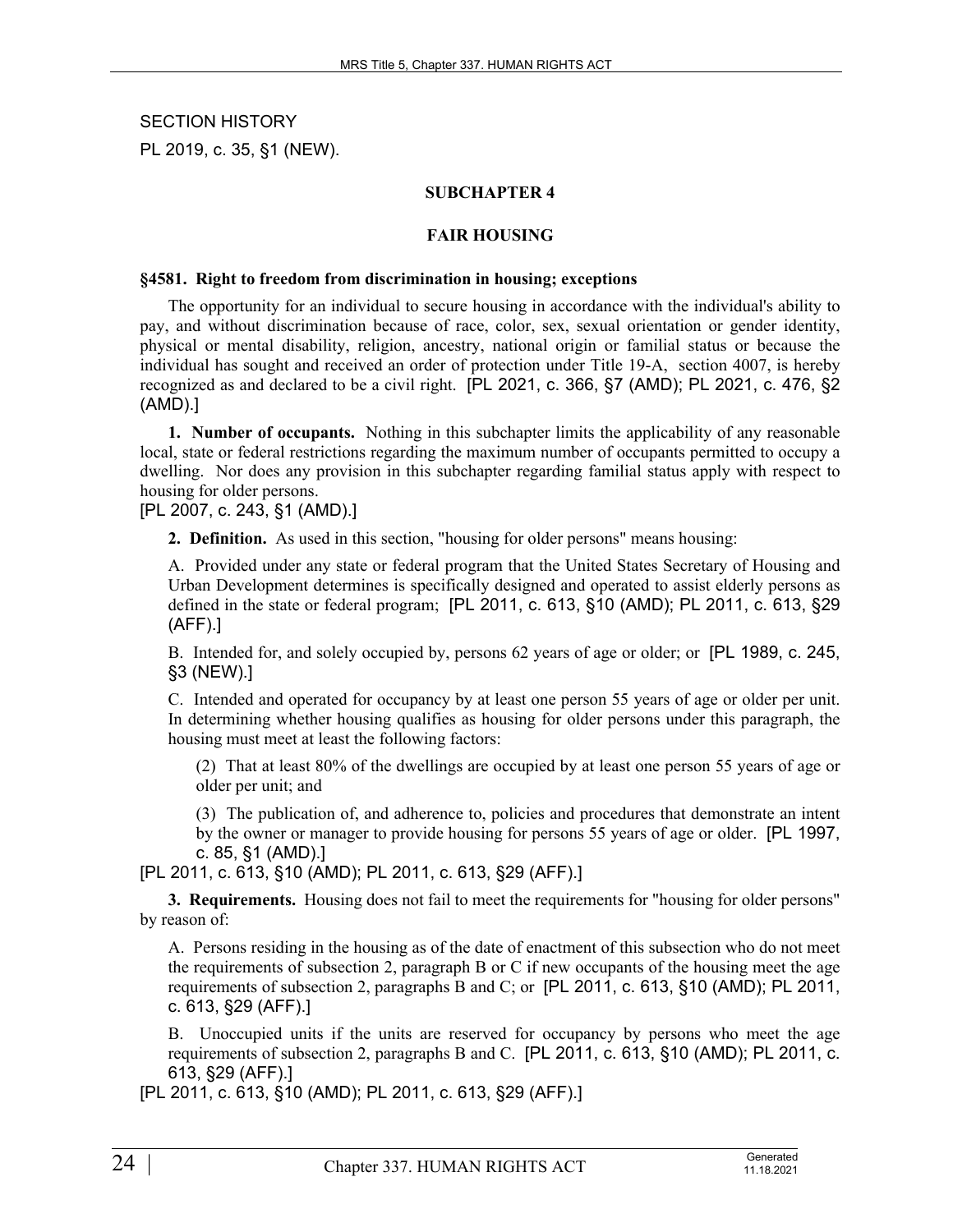SECTION HISTORY

PL 2019, c. 35, §1 (NEW).

## SUBCHAPTER 4

## FAIR HOUSING

**§4581. Right to freedom from discrimination in housing; exceptions**

The opportunity for an individual to secure housing in accordance with the individual's ability to pay, and without discrimination because of race, color, sex, sexual orientation or gender identity, physical or mental disability, religion, ancestry, national origin or familial status or because the individual has sought and received an order of protection under Title 19-A, section 4007, is hereby recognized as and declared to be a civil right. [PL 2021, c. 366, §7 (AMD); PL 2021, c. 476, §2 (AMD).]

**1. Number of occupants.** Nothing in this subchapter limits the applicability of any reasonable local, state or federal restrictions regarding the maximum number of occupants permitted to occupy a dwelling. Nor does any provision in this subchapter regarding familial status apply with respect to housing for older persons.

[PL 2007, c. 243, §1 (AMD).]

**2. Definition.** As used in this section, "housing for older persons" means housing:

A. Provided under any state or federal program that the United States Secretary of Housing and Urban Development determines is specifically designed and operated to assist elderly persons as defined in the state or federal program; [PL 2011, c. 613, §10 (AMD); PL 2011, c. 613, §29 (AFF).]

B. Intended for, and solely occupied by, persons 62 years of age or older; or [PL 1989, c. 245, §3 (NEW).]

C. Intended and operated for occupancy by at least one person 55 years of age or older per unit. In determining whether housing qualifies as housing for older persons under this paragraph, the housing must meet at least the following factors:

(2) That at least 80% of the dwellings are occupied by at least one person 55 years of age or older per unit; and

(3) The publication of, and adherence to, policies and procedures that demonstrate an intent by the owner or manager to provide housing for persons 55 years of age or older. [PL 1997, c. 85, §1 (AMD).]

[PL 2011, c. 613, §10 (AMD); PL 2011, c. 613, §29 (AFF).]

**3. Requirements.** Housing does not fail to meet the requirements for "housing for older persons" by reason of:

A. Persons residing in the housing as of the date of enactment of this subsection who do not meet the requirements of subsection 2, paragraph B or C if new occupants of the housing meet the age requirements of subsection 2, paragraphs B and C; or [PL 2011, c. 613, §10 (AMD); PL 2011, c. 613, §29 (AFF).]

B. Unoccupied units if the units are reserved for occupancy by persons who meet the age requirements of subsection 2, paragraphs B and C. [PL 2011, c. 613, §10 (AMD); PL 2011, c. 613, §29 (AFF).]

[PL 2011, c. 613, §10 (AMD); PL 2011, c. 613, §29 (AFF).]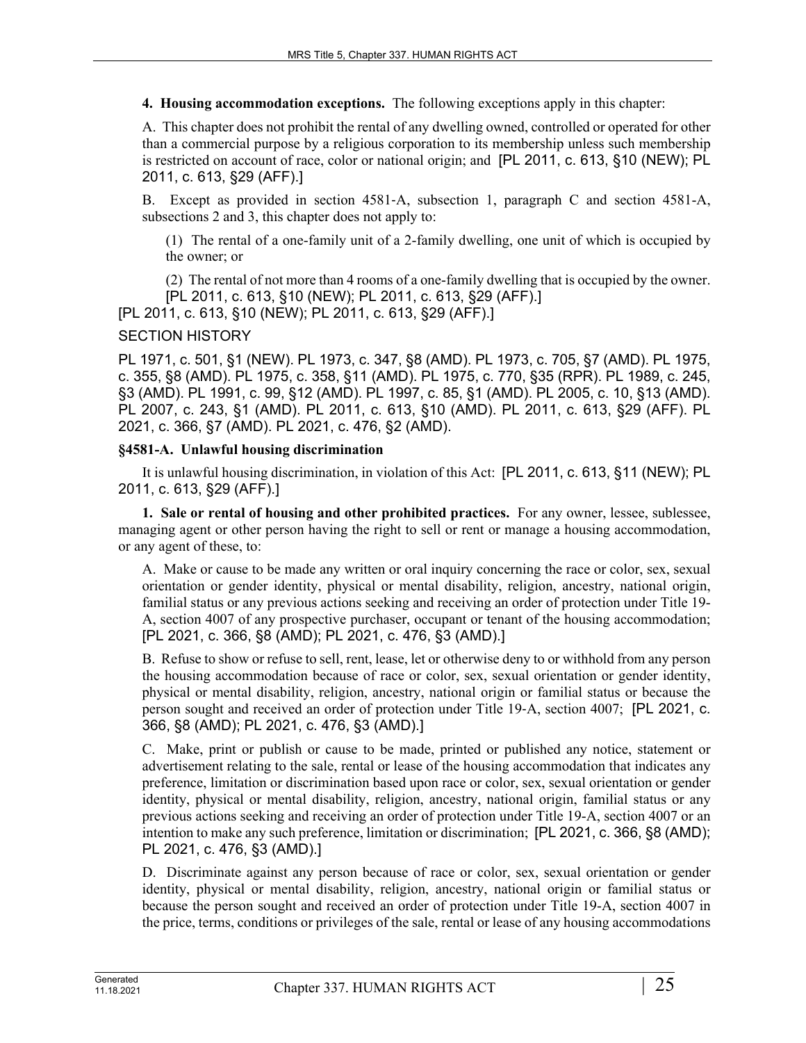**4. Housing accommodation exceptions.** The following exceptions apply in this chapter:

A. This chapter does not prohibit the rental of any dwelling owned, controlled or operated for other than a commercial purpose by a religious corporation to its membership unless such membership is restricted on account of race, color or national origin; and [PL 2011, c. 613, §10 (NEW); PL 2011, c. 613, §29 (AFF).]

B. Except as provided in section 4581-A, subsection 1, paragraph C and section 4581-A, subsections 2 and 3, this chapter does not apply to:

(1) The rental of a one-family unit of a 2-family dwelling, one unit of which is occupied by the owner; or

(2) The rental of not more than 4 rooms of a one-family dwelling that is occupied by the owner. [PL 2011, c. 613, §10 (NEW); PL 2011, c. 613, §29 (AFF).]

[PL 2011, c. 613, §10 (NEW); PL 2011, c. 613, §29 (AFF).]

SECTION HISTORY

PL 1971, c. 501, §1 (NEW). PL 1973, c. 347, §8 (AMD). PL 1973, c. 705, §7 (AMD). PL 1975, c. 355, §8 (AMD). PL 1975, c. 358, §11 (AMD). PL 1975, c. 770, §35 (RPR). PL 1989, c. 245, §3 (AMD). PL 1991, c. 99, §12 (AMD). PL 1997, c. 85, §1 (AMD). PL 2005, c. 10, §13 (AMD). PL 2007, c. 243, §1 (AMD). PL 2011, c. 613, §10 (AMD). PL 2011, c. 613, §29 (AFF). PL 2021, c. 366, §7 (AMD). PL 2021, c. 476, §2 (AMD).

### §4581-A. Unlawful housing discrimination

It is unlawful housing discrimination, in violation of this Act: [PL 2011, c. 613, §11 (NEW); PL 2011, c. 613, §29 (AFF).]

**1. Sale or rental of housing and other prohibited practices.** For any owner, lessee, sublessee, managing agent or other person having the right to sell or rent or manage a housing accommodation, or any agent of these, to:

A. Make or cause to be made any written or oral inquiry concerning the race or color, sex, sexual orientation or gender identity, physical or mental disability, religion, ancestry, national origin, familial status or any previous actions seeking and receiving an order of protection under Title 19-A, section 4007 of any prospective purchaser, occupant or tenant of the housing accommodation; [PL 2021, c. 366, §8 (AMD); PL 2021, c. 476, §3 (AMD).]

B. Refuse to show or refuse to sell, rent, lease, let or otherwise deny to or withhold from any person the housing accommodation because of race or color, sex, sexual orientation or gender identity, physical or mental disability, religion, ancestry, national origin or familial status or because the person sought and received an order of protection under Title 19-A, section 4007; [PL 2021, c. 366, §8 (AMD); PL 2021, c. 476, §3 (AMD).]

C. Make, print or publish or cause to be made, printed or published any notice, statement or advertisement relating to the sale, rental or lease of the housing accommodation that indicates any preference, limitation or discrimination based upon race or color, sex, sexual orientation or gender identity, physical or mental disability, religion, ancestry, national origin, familial status or any previous actions seeking and receiving an order of protection under Title 19-A, section 4007 or an intention to make any such preference, limitation or discrimination; [PL 2021, c. 366, §8 (AMD); PL 2021, c. 476, §3 (AMD).]

D. Discriminate against any person because of race or color, sex, sexual orientation or gender identity, physical or mental disability, religion, ancestry, national origin or familial status or because the person sought and received an order of protection under Title 19-A, section 4007 in the price, terms, conditions or privileges of the sale, rental or lease of any housing accommodations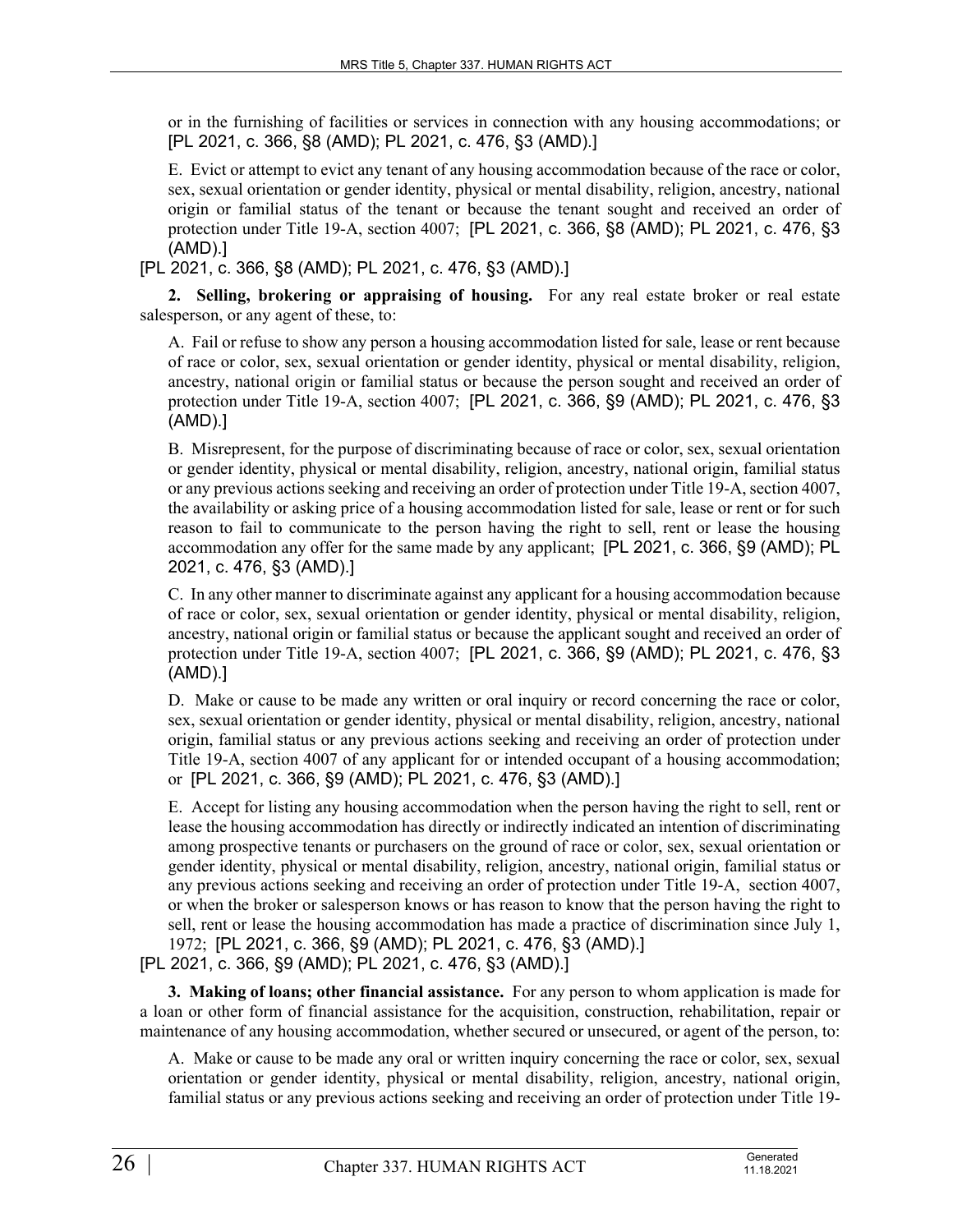or in the furnishing of facilities or services in connection with any housing accommodations; or [PL 2021, c. 366, §8 (AMD); PL 2021, c. 476, §3 (AMD).]

E. Evict or attempt to evict any tenant of any housing accommodation because of the race or color, sex, sexual orientation or gender identity, physical or mental disability, religion, ancestry, national origin or familial status of the tenant or because the tenant sought and received an order of protection under Title 19-A, section 4007; [PL 2021, c. 366, §8 (AMD); PL 2021, c. 476, §3 (AMD).]

[PL 2021, c. 366, §8 (AMD); PL 2021, c. 476, §3 (AMD).]

**2. Selling, brokering or appraising of housing.** For any real estate broker or real estate salesperson, or any agent of these, to:

A. Fail or refuse to show any person a housing accommodation listed for sale, lease or rent because of race or color, sex, sexual orientation or gender identity, physical or mental disability, religion, ancestry, national origin or familial status or because the person sought and received an order of protection under Title 19-A, section 4007; [PL 2021, c. 366, §9 (AMD); PL 2021, c. 476, §3 (AMD).]

B. Misrepresent, for the purpose of discriminating because of race or color, sex, sexual orientation or gender identity, physical or mental disability, religion, ancestry, national origin, familial status or any previous actions seeking and receiving an order of protection under Title 19-A, section 4007, the availability or asking price of a housing accommodation listed for sale, lease or rent or for such reason to fail to communicate to the person having the right to sell, rent or lease the housing accommodation any offer for the same made by any applicant; [PL 2021, c. 366, §9 (AMD); PL 2021, c. 476, §3 (AMD).]

C. In any other manner to discriminate against any applicant for a housing accommodation because of race or color, sex, sexual orientation or gender identity, physical or mental disability, religion, ancestry, national origin or familial status or because the applicant sought and received an order of protection under Title 19-A, section 4007; [PL 2021, c. 366, §9 (AMD); PL 2021, c. 476, §3 (AMD).]

D. Make or cause to be made any written or oral inquiry or record concerning the race or color, sex, sexual orientation or gender identity, physical or mental disability, religion, ancestry, national origin, familial status or any previous actions seeking and receiving an order of protection under Title 19-A, section 4007 of any applicant for or intended occupant of a housing accommodation; or [PL 2021, c. 366, §9 (AMD); PL 2021, c. 476, §3 (AMD).]

E. Accept for listing any housing accommodation when the person having the right to sell, rent or lease the housing accommodation has directly or indirectly indicated an intention of discriminating among prospective tenants or purchasers on the ground of race or color, sex, sexual orientation or gender identity, physical or mental disability, religion, ancestry, national origin, familial status or any previous actions seeking and receiving an order of protection under Title 19-A, section 4007, or when the broker or salesperson knows or has reason to know that the person having the right to sell, rent or lease the housing accommodation has made a practice of discrimination since July 1, 1972; [PL 2021, c. 366, §9 (AMD); PL 2021, c. 476, §3 (AMD).]

[PL 2021, c. 366, §9 (AMD); PL 2021, c. 476, §3 (AMD).]

**3. Making of loans; other financial assistance.** For any person to whom application is made for a loan or other form of financial assistance for the acquisition, construction, rehabilitation, repair or maintenance of any housing accommodation, whether secured or unsecured, or agent of the person, to:

A. Make or cause to be made any oral or written inquiry concerning the race or color, sex, sexual orientation or gender identity, physical or mental disability, religion, ancestry, national origin, familial status or any previous actions seeking and receiving an order of protection under Title 19-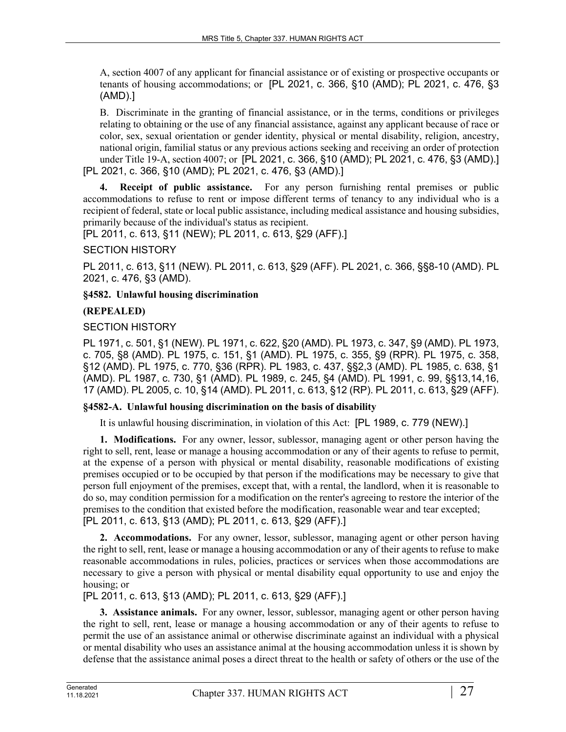A, section 4007 of any applicant for financial assistance or of existing or prospective occupants or tenants of housing accommodations; or [PL 2021, c. 366, §10 (AMD); PL 2021, c. 476, §3 (AMD).]

B. Discriminate in the granting of financial assistance, or in the terms, conditions or privileges relating to obtaining or the use of any financial assistance, against any applicant because of race or color, sex, sexual orientation or gender identity, physical or mental disability, religion, ancestry, national origin, familial status or any previous actions seeking and receiving an order of protection under Title 19-A, section 4007; or [PL 2021, c. 366, §10 (AMD); PL 2021, c. 476, §3 (AMD).]

[PL 2021, c. 366, §10 (AMD); PL 2021, c. 476, §3 (AMD).]

**4. Receipt of public assistance.** For any person furnishing rental premises or public accommodations to refuse to rent or impose different terms of tenancy to any individual who is a recipient of federal, state or local public assistance, including medical assistance and housing subsidies, primarily because of the individual's status as recipient.

[PL 2011, c. 613, §11 (NEW); PL 2011, c. 613, §29 (AFF).]

SECTION HISTORY

PL 2011, c. 613, §11 (NEW). PL 2011, c. 613, §29 (AFF). PL 2021, c. 366, §§8-10 (AMD). PL 2021, c. 476, §3 (AMD).

**§4582. Unlawful housing discrimination**

**(REPEALED)**

SECTION HISTORY

PL 1971, c. 501, §1 (NEW). PL 1971, c. 622, §20 (AMD). PL 1973, c. 347, §9 (AMD). PL 1973, c. 705, §8 (AMD). PL 1975, c. 151, §1 (AMD). PL 1975, c. 355, §9 (RPR). PL 1975, c. 358, §12 (AMD). PL 1975, c. 770, §36 (RPR). PL 1983, c. 437, §§2,3 (AMD). PL 1985, c. 638, §1 (AMD). PL 1987, c. 730, §1 (AMD). PL 1989, c. 245, §4 (AMD). PL 1991, c. 99, §§13,14,16, 17 (AMD). PL 2005, c. 10, §14 (AMD). PL 2011, c. 613, §12 (RP). PL 2011, c. 613, §29 (AFF).

**§4582-A. Unlawful housing discrimination on the basis of disability**

It is unlawful housing discrimination, in violation of this Act: [PL 1989, c. 779 (NEW).]

**1. Modifications.** For any owner, lessor, sublessor, managing agent or other person having the right to sell, rent, lease or manage a housing accommodation or any of their agents to refuse to permit, at the expense of a person with physical or mental disability, reasonable modifications of existing premises occupied or to be occupied by that person if the modifications may be necessary to give that person full enjoyment of the premises, except that, with a rental, the landlord, when it is reasonable to do so, may condition permission for a modification on the renter's agreeing to restore the interior of the premises to the condition that existed before the modification, reasonable wear and tear excepted;

[PL 2011, c. 613, §13 (AMD); PL 2011, c. 613, §29 (AFF).]

**2. Accommodations.** For any owner, lessor, sublessor, managing agent or other person having the right to sell, rent, lease or manage a housing accommodation or any of their agents to refuse to make reasonable accommodations in rules, policies, practices or services when those accommodations are necessary to give a person with physical or mental disability equal opportunity to use and enjoy the housing; or

[PL 2011, c. 613, §13 (AMD); PL 2011, c. 613, §29 (AFF).]

**3. Assistance animals.** For any owner, lessor, sublessor, managing agent or other person having the right to sell, rent, lease or manage a housing accommodation or any of their agents to refuse to permit the use of an assistance animal or otherwise discriminate against an individual with a physical or mental disability who uses an assistance animal at the housing accommodation unless it is shown by defense that the assistance animal poses a direct threat to the health or safety of others or the use of the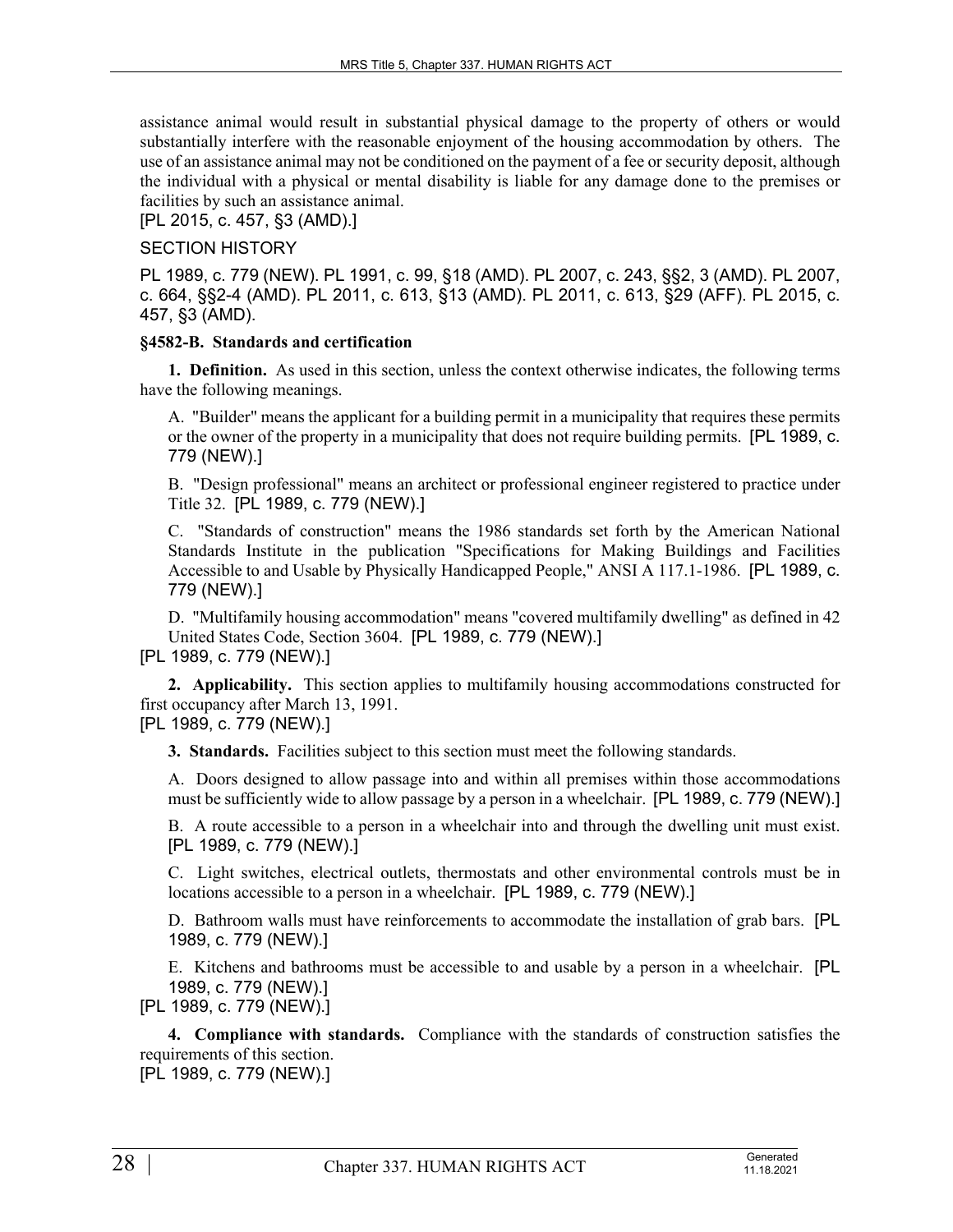assistance animal would result in substantial physical damage to the property of others or would substantially interfere with the reasonable enjoyment of the housing accommodation by others. The use of an assistance animal may not be conditioned on the payment of a fee or security deposit, although the individual with a physical or mental disability is liable for any damage done to the premises or facilities by such an assistance animal.

[PL 2015, c. 457, §3 (AMD).]

SECTION HISTORY

PL 1989, c. 779 (NEW). PL 1991, c. 99, §18 (AMD). PL 2007, c. 243, §§2, 3 (AMD). PL 2007, c. 664, §§2-4 (AMD). PL 2011, c. 613, §13 (AMD). PL 2011, c. 613, §29 (AFF). PL 2015, c. 457, §3 (AMD).

**§4582-B. Standards and certification**

**1. Definition.** As used in this section, unless the context otherwise indicates, the following terms have the following meanings.

A. "Builder" means the applicant for a building permit in a municipality that requires these permits or the owner of the property in a municipality that does not require building permits. [PL 1989, c. 779 (NEW).]

B. "Design professional" means an architect or professional engineer registered to practice under Title 32. [PL 1989, c. 779 (NEW).]

C. "Standards of construction" means the 1986 standards set forth by the American National Standards Institute in the publication "Specifications for Making Buildings and Facilities Accessible to and Usable by Physically Handicapped People," ANSI A 117.1-1986. [PL 1989, c. 779 (NEW).]

D. "Multifamily housing accommodation" means "covered multifamily dwelling" as defined in 42 United States Code, Section 3604. [PL 1989, c. 779 (NEW).]

[PL 1989, c. 779 (NEW).]

**2. Applicability.** This section applies to multifamily housing accommodations constructed for first occupancy after March 13, 1991.

[PL 1989, c. 779 (NEW).]

**3. Standards.** Facilities subject to this section must meet the following standards.

A. Doors designed to allow passage into and within all premises within those accommodations must be sufficiently wide to allow passage by a person in a wheelchair. [PL 1989, c. 779 (NEW).]

B. A route accessible to a person in a wheelchair into and through the dwelling unit must exist. [PL 1989, c. 779 (NEW).]

C. Light switches, electrical outlets, thermostats and other environmental controls must be in locations accessible to a person in a wheelchair. [PL 1989, c. 779 (NEW).]

D. Bathroom walls must have reinforcements to accommodate the installation of grab bars. [PL 1989, c. 779 (NEW).]

E. Kitchens and bathrooms must be accessible to and usable by a person in a wheelchair. [PL 1989, c. 779 (NEW).]

[PL 1989, c. 779 (NEW).]

**4. Compliance with standards.** Compliance with the standards of construction satisfies the requirements of this section.

[PL 1989, c. 779 (NEW).]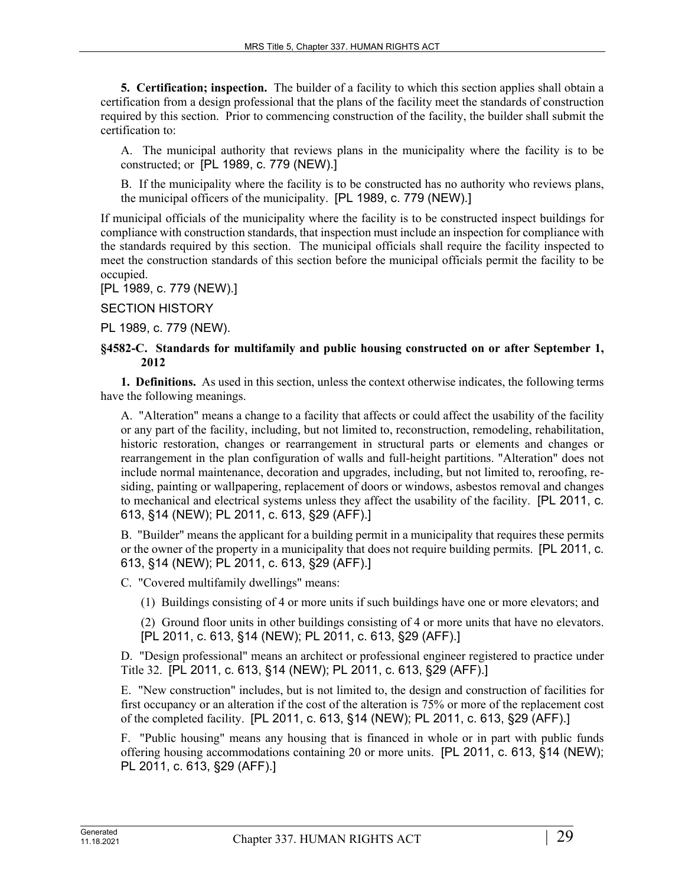**5. Certification; inspection.** The builder of a facility to which this section applies shall obtain a certification from a design professional that the plans of the facility meet the standards of construction required by this section. Prior to commencing construction of the facility, the builder shall submit the certification to:

A. The municipal authority that reviews plans in the municipality where the facility is to be constructed; or [PL 1989, c. 779 (NEW).]

B. If the municipality where the facility is to be constructed has no authority who reviews plans, the municipal officers of the municipality. [PL 1989, c. 779 (NEW).]

If municipal officials of the municipality where the facility is to be constructed inspect buildings for compliance with construction standards, that inspection must include an inspection for compliance with the standards required by this section. The municipal officials shall require the facility inspected to meet the construction standards of this section before the municipal officials permit the facility to be occupied.
[PL 1989, c. 779 (NEW).]

SECTION HISTORY

PL 1989, c. 779 (NEW).

### §4582-C. Standards for multifamily and public housing constructed on or after September 1, 2012

**1. Definitions.** As used in this section, unless the context otherwise indicates, the following terms have the following meanings.

A. "Alteration" means a change to a facility that affects or could affect the usability of the facility or any part of the facility, including, but not limited to, reconstruction, remodeling, rehabilitation, historic restoration, changes or rearrangement in structural parts or elements and changes or rearrangement in the plan configuration of walls and full-height partitions. "Alteration" does not include normal maintenance, decoration and upgrades, including, but not limited to, reroofing, re-siding, painting or wallpapering, replacement of doors or windows, asbestos removal and changes to mechanical and electrical systems unless they affect the usability of the facility. [PL 2011, c. 613, §14 (NEW); PL 2011, c. 613, §29 (AFF).]

B. "Builder" means the applicant for a building permit in a municipality that requires these permits or the owner of the property in a municipality that does not require building permits. [PL 2011, c. 613, §14 (NEW); PL 2011, c. 613, §29 (AFF).]

C. "Covered multifamily dwellings" means:

(1) Buildings consisting of 4 or more units if such buildings have one or more elevators; and

(2) Ground floor units in other buildings consisting of 4 or more units that have no elevators.
[PL 2011, c. 613, §14 (NEW); PL 2011, c. 613, §29 (AFF).]

D. "Design professional" means an architect or professional engineer registered to practice under Title 32. [PL 2011, c. 613, §14 (NEW); PL 2011, c. 613, §29 (AFF).]

E. "New construction" includes, but is not limited to, the design and construction of facilities for first occupancy or an alteration if the cost of the alteration is 75% or more of the replacement cost of the completed facility. [PL 2011, c. 613, §14 (NEW); PL 2011, c. 613, §29 (AFF).]

F. "Public housing" means any housing that is financed in whole or in part with public funds offering housing accommodations containing 20 or more units. [PL 2011, c. 613, §14 (NEW); PL 2011, c. 613, §29 (AFF).]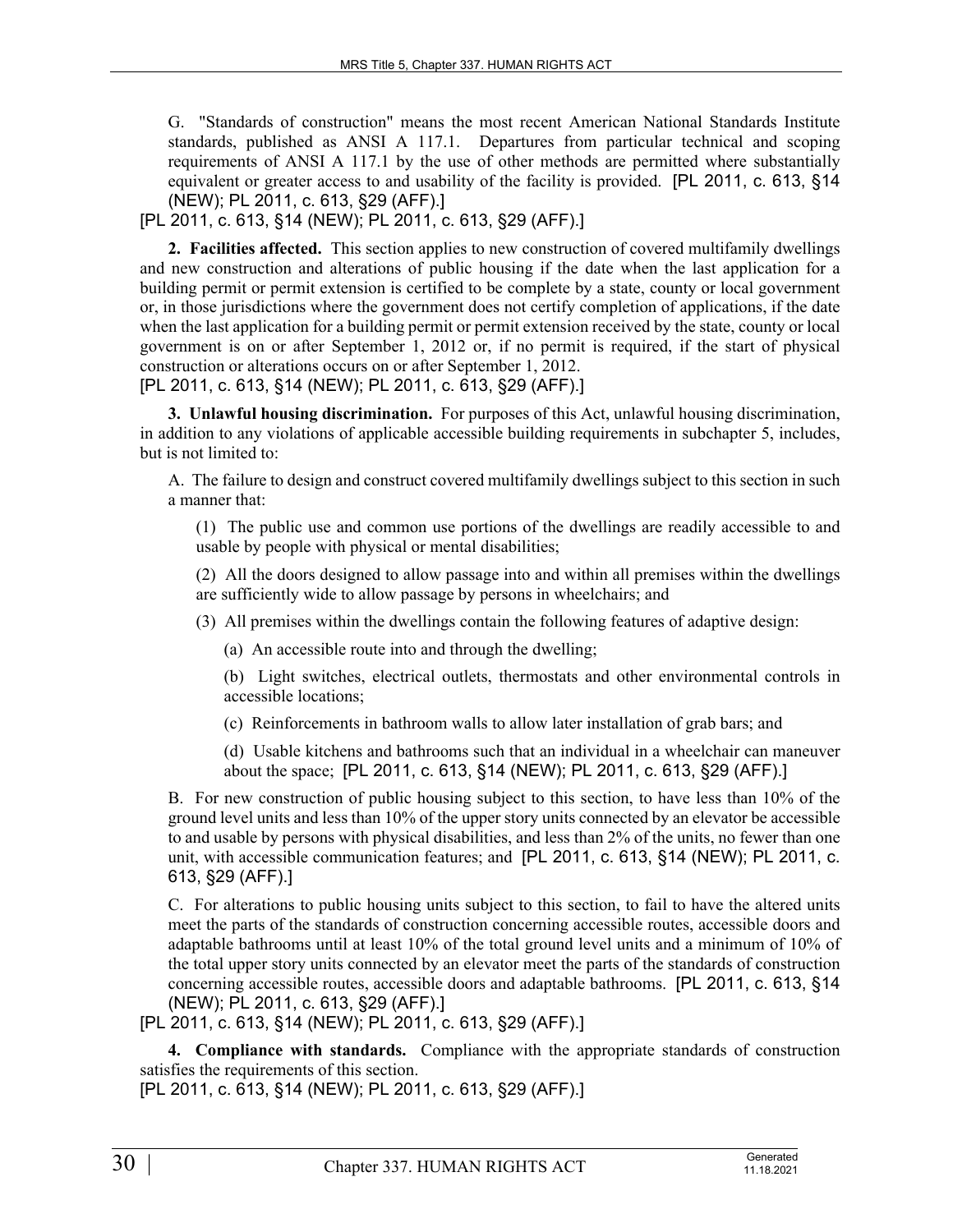G. "Standards of construction" means the most recent American National Standards Institute standards, published as ANSI A 117.1. Departures from particular technical and scoping requirements of ANSI A 117.1 by the use of other methods are permitted where substantially equivalent or greater access to and usability of the facility is provided. [PL 2011, c. 613, §14 (NEW); PL 2011, c. 613, §29 (AFF).]

[PL 2011, c. 613, §14 (NEW); PL 2011, c. 613, §29 (AFF).]

**2. Facilities affected.** This section applies to new construction of covered multifamily dwellings and new construction and alterations of public housing if the date when the last application for a building permit or permit extension is certified to be complete by a state, county or local government or, in those jurisdictions where the government does not certify completion of applications, if the date when the last application for a building permit or permit extension received by the state, county or local government is on or after September 1, 2012 or, if no permit is required, if the start of physical construction or alterations occurs on or after September 1, 2012.

[PL 2011, c. 613, §14 (NEW); PL 2011, c. 613, §29 (AFF).]

**3. Unlawful housing discrimination.** For purposes of this Act, unlawful housing discrimination, in addition to any violations of applicable accessible building requirements in subchapter 5, includes, but is not limited to:

A. The failure to design and construct covered multifamily dwellings subject to this section in such a manner that:

(1) The public use and common use portions of the dwellings are readily accessible to and usable by people with physical or mental disabilities;

(2) All the doors designed to allow passage into and within all premises within the dwellings are sufficiently wide to allow passage by persons in wheelchairs; and

(3) All premises within the dwellings contain the following features of adaptive design:

(a) An accessible route into and through the dwelling;

(b) Light switches, electrical outlets, thermostats and other environmental controls in accessible locations;

(c) Reinforcements in bathroom walls to allow later installation of grab bars; and

(d) Usable kitchens and bathrooms such that an individual in a wheelchair can maneuver about the space; [PL 2011, c. 613, §14 (NEW); PL 2011, c. 613, §29 (AFF).]

B. For new construction of public housing subject to this section, to have less than 10% of the ground level units and less than 10% of the upper story units connected by an elevator be accessible to and usable by persons with physical disabilities, and less than 2% of the units, no fewer than one unit, with accessible communication features; and [PL 2011, c. 613, §14 (NEW); PL 2011, c. 613, §29 (AFF).]

C. For alterations to public housing units subject to this section, to fail to have the altered units meet the parts of the standards of construction concerning accessible routes, accessible doors and adaptable bathrooms until at least 10% of the total ground level units and a minimum of 10% of the total upper story units connected by an elevator meet the parts of the standards of construction concerning accessible routes, accessible doors and adaptable bathrooms. [PL 2011, c. 613, §14 (NEW); PL 2011, c. 613, §29 (AFF).]

[PL 2011, c. 613, §14 (NEW); PL 2011, c. 613, §29 (AFF).]

**4. Compliance with standards.** Compliance with the appropriate standards of construction satisfies the requirements of this section.

[PL 2011, c. 613, §14 (NEW); PL 2011, c. 613, §29 (AFF).]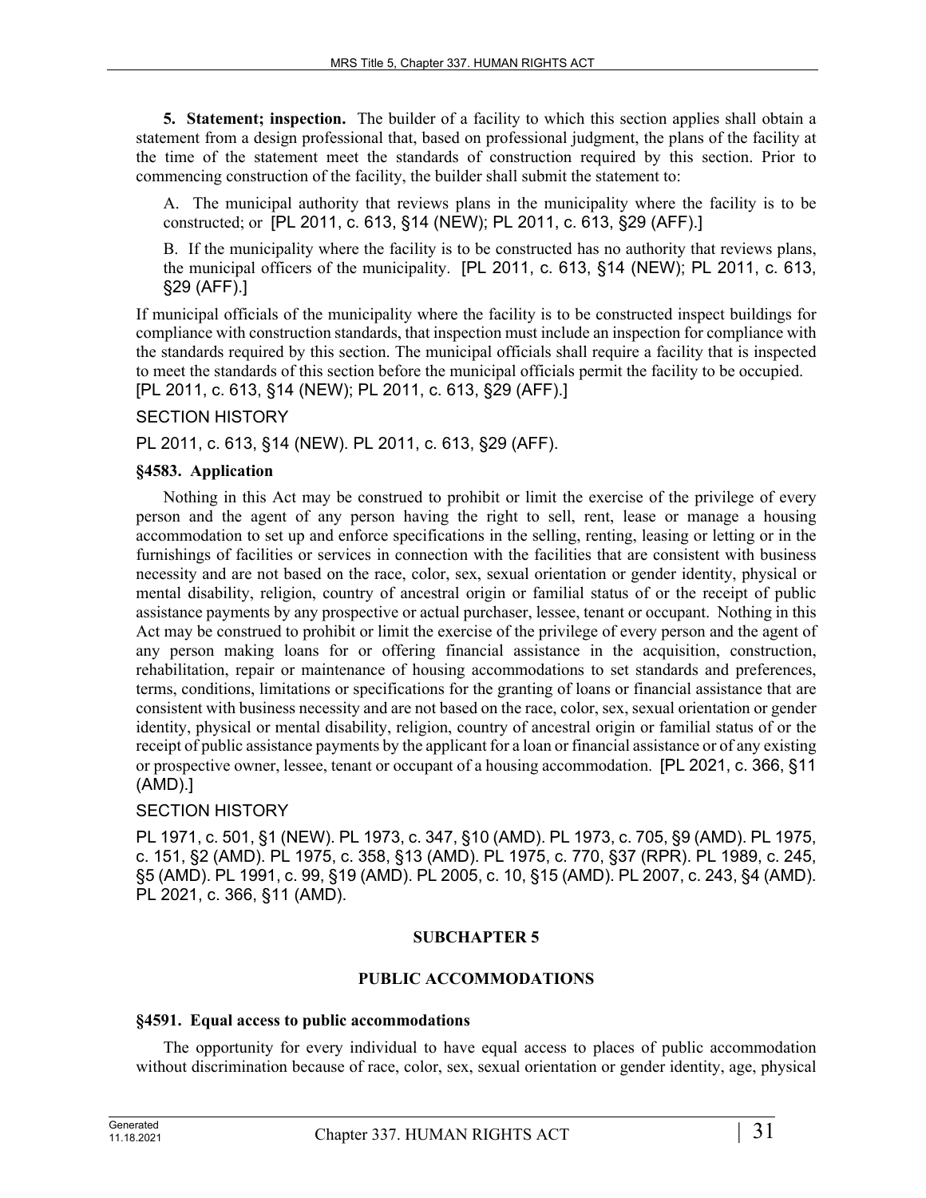**5. Statement; inspection.** The builder of a facility to which this section applies shall obtain a statement from a design professional that, based on professional judgment, the plans of the facility at the time of the statement meet the standards of construction required by this section. Prior to commencing construction of the facility, the builder shall submit the statement to:

A. The municipal authority that reviews plans in the municipality where the facility is to be constructed; or [PL 2011, c. 613, §14 (NEW); PL 2011, c. 613, §29 (AFF).]

B. If the municipality where the facility is to be constructed has no authority that reviews plans, the municipal officers of the municipality. [PL 2011, c. 613, §14 (NEW); PL 2011, c. 613, §29 (AFF).]

If municipal officials of the municipality where the facility is to be constructed inspect buildings for compliance with construction standards, that inspection must include an inspection for compliance with the standards required by this section. The municipal officials shall require a facility that is inspected to meet the standards of this section before the municipal officials permit the facility to be occupied. [PL 2011, c. 613, §14 (NEW); PL 2011, c. 613, §29 (AFF).]

SECTION HISTORY

PL 2011, c. 613, §14 (NEW). PL 2011, c. 613, §29 (AFF).

### §4583. Application

Nothing in this Act may be construed to prohibit or limit the exercise of the privilege of every person and the agent of any person having the right to sell, rent, lease or manage a housing accommodation to set up and enforce specifications in the selling, renting, leasing or letting or in the furnishings of facilities or services in connection with the facilities that are consistent with business necessity and are not based on the race, color, sex, sexual orientation or gender identity, physical or mental disability, religion, country of ancestral origin or familial status of or the receipt of public assistance payments by any prospective or actual purchaser, lessee, tenant or occupant. Nothing in this Act may be construed to prohibit or limit the exercise of the privilege of every person and the agent of any person making loans for or offering financial assistance in the acquisition, construction, rehabilitation, repair or maintenance of housing accommodations to set standards and preferences, terms, conditions, limitations or specifications for the granting of loans or financial assistance that are consistent with business necessity and are not based on the race, color, sex, sexual orientation or gender identity, physical or mental disability, religion, country of ancestral origin or familial status of or the receipt of public assistance payments by the applicant for a loan or financial assistance or of any existing or prospective owner, lessee, tenant or occupant of a housing accommodation. [PL 2021, c. 366, §11 (AMD).]

SECTION HISTORY

PL 1971, c. 501, §1 (NEW). PL 1973, c. 347, §10 (AMD). PL 1973, c. 705, §9 (AMD). PL 1975, c. 151, §2 (AMD). PL 1975, c. 358, §13 (AMD). PL 1975, c. 770, §37 (RPR). PL 1989, c. 245, §5 (AMD). PL 1991, c. 99, §19 (AMD). PL 2005, c. 10, §15 (AMD). PL 2007, c. 243, §4 (AMD). PL 2021, c. 366, §11 (AMD).

## SUBCHAPTER 5

## PUBLIC ACCOMMODATIONS

### §4591. Equal access to public accommodations

The opportunity for every individual to have equal access to places of public accommodation without discrimination because of race, color, sex, sexual orientation or gender identity, age, physical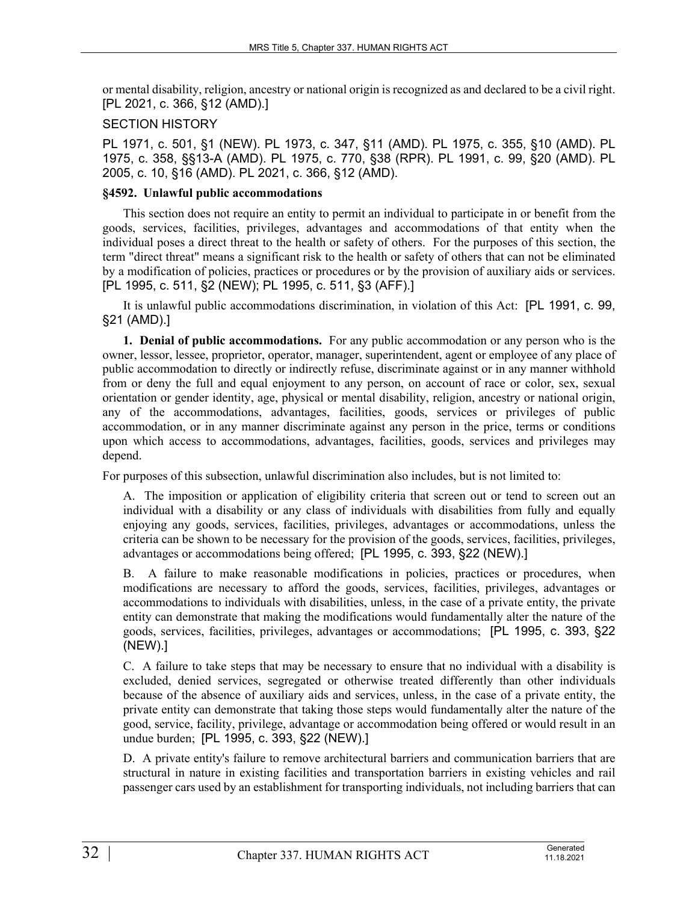or mental disability, religion, ancestry or national origin is recognized as and declared to be a civil right. [PL 2021, c. 366, §12 (AMD).]

SECTION HISTORY

PL 1971, c. 501, §1 (NEW). PL 1973, c. 347, §11 (AMD). PL 1975, c. 355, §10 (AMD). PL 1975, c. 358, §§13-A (AMD). PL 1975, c. 770, §38 (RPR). PL 1991, c. 99, §20 (AMD). PL 2005, c. 10, §16 (AMD). PL 2021, c. 366, §12 (AMD).

**§4592. Unlawful public accommodations**

This section does not require an entity to permit an individual to participate in or benefit from the goods, services, facilities, privileges, advantages and accommodations of that entity when the individual poses a direct threat to the health or safety of others. For the purposes of this section, the term "direct threat" means a significant risk to the health or safety of others that can not be eliminated by a modification of policies, practices or procedures or by the provision of auxiliary aids or services. [PL 1995, c. 511, §2 (NEW); PL 1995, c. 511, §3 (AFF).]

It is unlawful public accommodations discrimination, in violation of this Act: [PL 1991, c. 99, §21 (AMD).]

**1. Denial of public accommodations.** For any public accommodation or any person who is the owner, lessor, lessee, proprietor, operator, manager, superintendent, agent or employee of any place of public accommodation to directly or indirectly refuse, discriminate against or in any manner withhold from or deny the full and equal enjoyment to any person, on account of race or color, sex, sexual orientation or gender identity, age, physical or mental disability, religion, ancestry or national origin, any of the accommodations, advantages, facilities, goods, services or privileges of public accommodation, or in any manner discriminate against any person in the price, terms or conditions upon which access to accommodations, advantages, facilities, goods, services and privileges may depend.

For purposes of this subsection, unlawful discrimination also includes, but is not limited to:

A. The imposition or application of eligibility criteria that screen out or tend to screen out an individual with a disability or any class of individuals with disabilities from fully and equally enjoying any goods, services, facilities, privileges, advantages or accommodations, unless the criteria can be shown to be necessary for the provision of the goods, services, facilities, privileges, advantages or accommodations being offered; [PL 1995, c. 393, §22 (NEW).]

B. A failure to make reasonable modifications in policies, practices or procedures, when modifications are necessary to afford the goods, services, facilities, privileges, advantages or accommodations to individuals with disabilities, unless, in the case of a private entity, the private entity can demonstrate that making the modifications would fundamentally alter the nature of the goods, services, facilities, privileges, advantages or accommodations; [PL 1995, c. 393, §22 (NEW).]

C. A failure to take steps that may be necessary to ensure that no individual with a disability is excluded, denied services, segregated or otherwise treated differently than other individuals because of the absence of auxiliary aids and services, unless, in the case of a private entity, the private entity can demonstrate that taking those steps would fundamentally alter the nature of the good, service, facility, privilege, advantage or accommodation being offered or would result in an undue burden; [PL 1995, c. 393, §22 (NEW).]

D. A private entity's failure to remove architectural barriers and communication barriers that are structural in nature in existing facilities and transportation barriers in existing vehicles and rail passenger cars used by an establishment for transporting individuals, not including barriers that can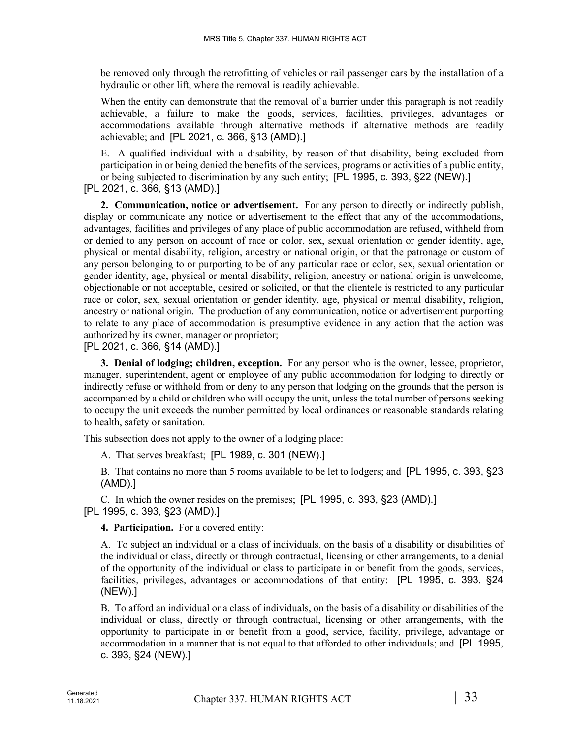be removed only through the retrofitting of vehicles or rail passenger cars by the installation of a hydraulic or other lift, where the removal is readily achievable.

When the entity can demonstrate that the removal of a barrier under this paragraph is not readily achievable, a failure to make the goods, services, facilities, privileges, advantages or accommodations available through alternative methods if alternative methods are readily achievable; and [PL 2021, c. 366, §13 (AMD).]

E. A qualified individual with a disability, by reason of that disability, being excluded from participation in or being denied the benefits of the services, programs or activities of a public entity, or being subjected to discrimination by any such entity; [PL 1995, c. 393, §22 (NEW).]

[PL 2021, c. 366, §13 (AMD).]

**2. Communication, notice or advertisement.** For any person to directly or indirectly publish, display or communicate any notice or advertisement to the effect that any of the accommodations, advantages, facilities and privileges of any place of public accommodation are refused, withheld from or denied to any person on account of race or color, sex, sexual orientation or gender identity, age, physical or mental disability, religion, ancestry or national origin, or that the patronage or custom of any person belonging to or purporting to be of any particular race or color, sex, sexual orientation or gender identity, age, physical or mental disability, religion, ancestry or national origin is unwelcome, objectionable or not acceptable, desired or solicited, or that the clientele is restricted to any particular race or color, sex, sexual orientation or gender identity, age, physical or mental disability, religion, ancestry or national origin. The production of any communication, notice or advertisement purporting to relate to any place of accommodation is presumptive evidence in any action that the action was authorized by its owner, manager or proprietor;

[PL 2021, c. 366, §14 (AMD).]

**3. Denial of lodging; children, exception.** For any person who is the owner, lessee, proprietor, manager, superintendent, agent or employee of any public accommodation for lodging to directly or indirectly refuse or withhold from or deny to any person that lodging on the grounds that the person is accompanied by a child or children who will occupy the unit, unless the total number of persons seeking to occupy the unit exceeds the number permitted by local ordinances or reasonable standards relating to health, safety or sanitation.

This subsection does not apply to the owner of a lodging place:

A. That serves breakfast; [PL 1989, c. 301 (NEW).]

B. That contains no more than 5 rooms available to be let to lodgers; and [PL 1995, c. 393, §23 (AMD).]

C. In which the owner resides on the premises; [PL 1995, c. 393, §23 (AMD).]

[PL 1995, c. 393, §23 (AMD).]

**4. Participation.** For a covered entity:

A. To subject an individual or a class of individuals, on the basis of a disability or disabilities of the individual or class, directly or through contractual, licensing or other arrangements, to a denial of the opportunity of the individual or class to participate in or benefit from the goods, services, facilities, privileges, advantages or accommodations of that entity; [PL 1995, c. 393, §24 (NEW).]

B. To afford an individual or a class of individuals, on the basis of a disability or disabilities of the individual or class, directly or through contractual, licensing or other arrangements, with the opportunity to participate in or benefit from a good, service, facility, privilege, advantage or accommodation in a manner that is not equal to that afforded to other individuals; and [PL 1995, c. 393, §24 (NEW).]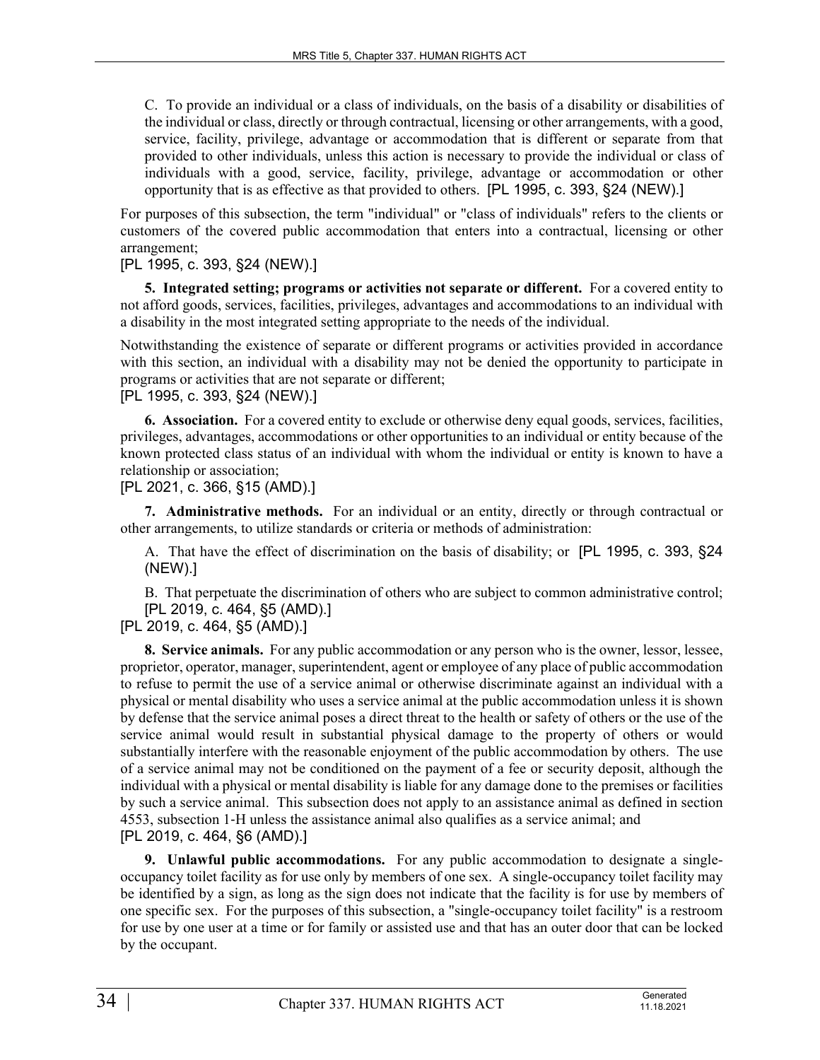C. To provide an individual or a class of individuals, on the basis of a disability or disabilities of the individual or class, directly or through contractual, licensing or other arrangements, with a good, service, facility, privilege, advantage or accommodation that is different or separate from that provided to other individuals, unless this action is necessary to provide the individual or class of individuals with a good, service, facility, privilege, advantage or accommodation or other opportunity that is as effective as that provided to others. [PL 1995, c. 393, §24 (NEW).]

For purposes of this subsection, the term "individual" or "class of individuals" refers to the clients or customers of the covered public accommodation that enters into a contractual, licensing or other arrangement;

[PL 1995, c. 393, §24 (NEW).]

**5. Integrated setting; programs or activities not separate or different.** For a covered entity to not afford goods, services, facilities, privileges, advantages and accommodations to an individual with a disability in the most integrated setting appropriate to the needs of the individual.

Notwithstanding the existence of separate or different programs or activities provided in accordance with this section, an individual with a disability may not be denied the opportunity to participate in programs or activities that are not separate or different;

[PL 1995, c. 393, §24 (NEW).]

**6. Association.** For a covered entity to exclude or otherwise deny equal goods, services, facilities, privileges, advantages, accommodations or other opportunities to an individual or entity because of the known protected class status of an individual with whom the individual or entity is known to have a relationship or association;

[PL 2021, c. 366, §15 (AMD).]

**7. Administrative methods.** For an individual or an entity, directly or through contractual or other arrangements, to utilize standards or criteria or methods of administration:

A. That have the effect of discrimination on the basis of disability; or [PL 1995, c. 393, §24 (NEW).]

B. That perpetuate the discrimination of others who are subject to common administrative control; [PL 2019, c. 464, §5 (AMD).]

[PL 2019, c. 464, §5 (AMD).]

**8. Service animals.** For any public accommodation or any person who is the owner, lessor, lessee, proprietor, operator, manager, superintendent, agent or employee of any place of public accommodation to refuse to permit the use of a service animal or otherwise discriminate against an individual with a physical or mental disability who uses a service animal at the public accommodation unless it is shown by defense that the service animal poses a direct threat to the health or safety of others or the use of the service animal would result in substantial physical damage to the property of others or would substantially interfere with the reasonable enjoyment of the public accommodation by others. The use of a service animal may not be conditioned on the payment of a fee or security deposit, although the individual with a physical or mental disability is liable for any damage done to the premises or facilities by such a service animal. This subsection does not apply to an assistance animal as defined in section 4553, subsection 1-H unless the assistance animal also qualifies as a service animal; and

[PL 2019, c. 464, §6 (AMD).]

**9. Unlawful public accommodations.** For any public accommodation to designate a single-occupancy toilet facility as for use only by members of one sex. A single-occupancy toilet facility may be identified by a sign, as long as the sign does not indicate that the facility is for use by members of one specific sex. For the purposes of this subsection, a "single-occupancy toilet facility" is a restroom for use by one user at a time or for family or assisted use and that has an outer door that can be locked by the occupant.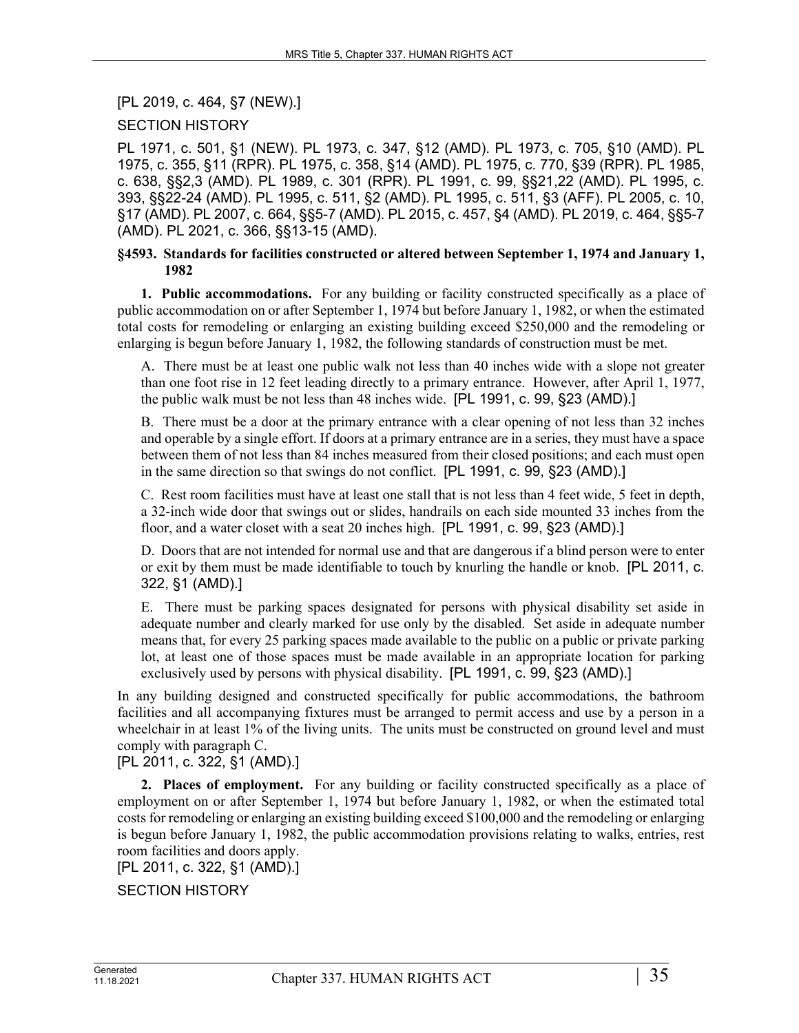[PL 2019, c. 464, §7 (NEW).]

SECTION HISTORY

PL 1971, c. 501, §1 (NEW). PL 1973, c. 347, §12 (AMD). PL 1973, c. 705, §10 (AMD). PL 1975, c. 355, §11 (RPR). PL 1975, c. 358, §14 (AMD). PL 1975, c. 770, §39 (RPR). PL 1985, c. 638, §§2,3 (AMD). PL 1989, c. 301 (RPR). PL 1991, c. 99, §§21,22 (AMD). PL 1995, c. 393, §§22-24 (AMD). PL 1995, c. 511, §2 (AMD). PL 1995, c. 511, §3 (AFF). PL 2005, c. 10, §17 (AMD). PL 2007, c. 664, §§5-7 (AMD). PL 2015, c. 457, §4 (AMD). PL 2019, c. 464, §§5-7 (AMD). PL 2021, c. 366, §§13-15 (AMD).

**§4593. Standards for facilities constructed or altered between September 1, 1974 and January 1, 1982**

**1. Public accommodations.** For any building or facility constructed specifically as a place of public accommodation on or after September 1, 1974 but before January 1, 1982, or when the estimated total costs for remodeling or enlarging an existing building exceed $250,000 and the remodeling or enlarging is begun before January 1, 1982, the following standards of construction must be met.

A. There must be at least one public walk not less than 40 inches wide with a slope not greater than one foot rise in 12 feet leading directly to a primary entrance. However, after April 1, 1977, the public walk must be not less than 48 inches wide. [PL 1991, c. 99, §23 (AMD).]

B. There must be a door at the primary entrance with a clear opening of not less than 32 inches and operable by a single effort. If doors at a primary entrance are in a series, they must have a space between them of not less than 84 inches measured from their closed positions; and each must open in the same direction so that swings do not conflict. [PL 1991, c. 99, §23 (AMD).]

C. Rest room facilities must have at least one stall that is not less than 4 feet wide, 5 feet in depth, a 32-inch wide door that swings out or slides, handrails on each side mounted 33 inches from the floor, and a water closet with a seat 20 inches high. [PL 1991, c. 99, §23 (AMD).]

D. Doors that are not intended for normal use and that are dangerous if a blind person were to enter or exit by them must be made identifiable to touch by knurling the handle or knob. [PL 2011, c. 322, §1 (AMD).]

E. There must be parking spaces designated for persons with physical disability set aside in adequate number and clearly marked for use only by the disabled. Set aside in adequate number means that, for every 25 parking spaces made available to the public on a public or private parking lot, at least one of those spaces must be made available in an appropriate location for parking exclusively used by persons with physical disability. [PL 1991, c. 99, §23 (AMD).]

In any building designed and constructed specifically for public accommodations, the bathroom facilities and all accompanying fixtures must be arranged to permit access and use by a person in a wheelchair in at least 1% of the living units. The units must be constructed on ground level and must comply with paragraph C.

[PL 2011, c. 322, §1 (AMD).]

**2. Places of employment.** For any building or facility constructed specifically as a place of employment on or after September 1, 1974 but before January 1, 1982, or when the estimated total costs for remodeling or enlarging an existing building exceed $100,000 and the remodeling or enlarging is begun before January 1, 1982, the public accommodation provisions relating to walks, entries, rest room facilities and doors apply.

[PL 2011, c. 322, §1 (AMD).]

SECTION HISTORY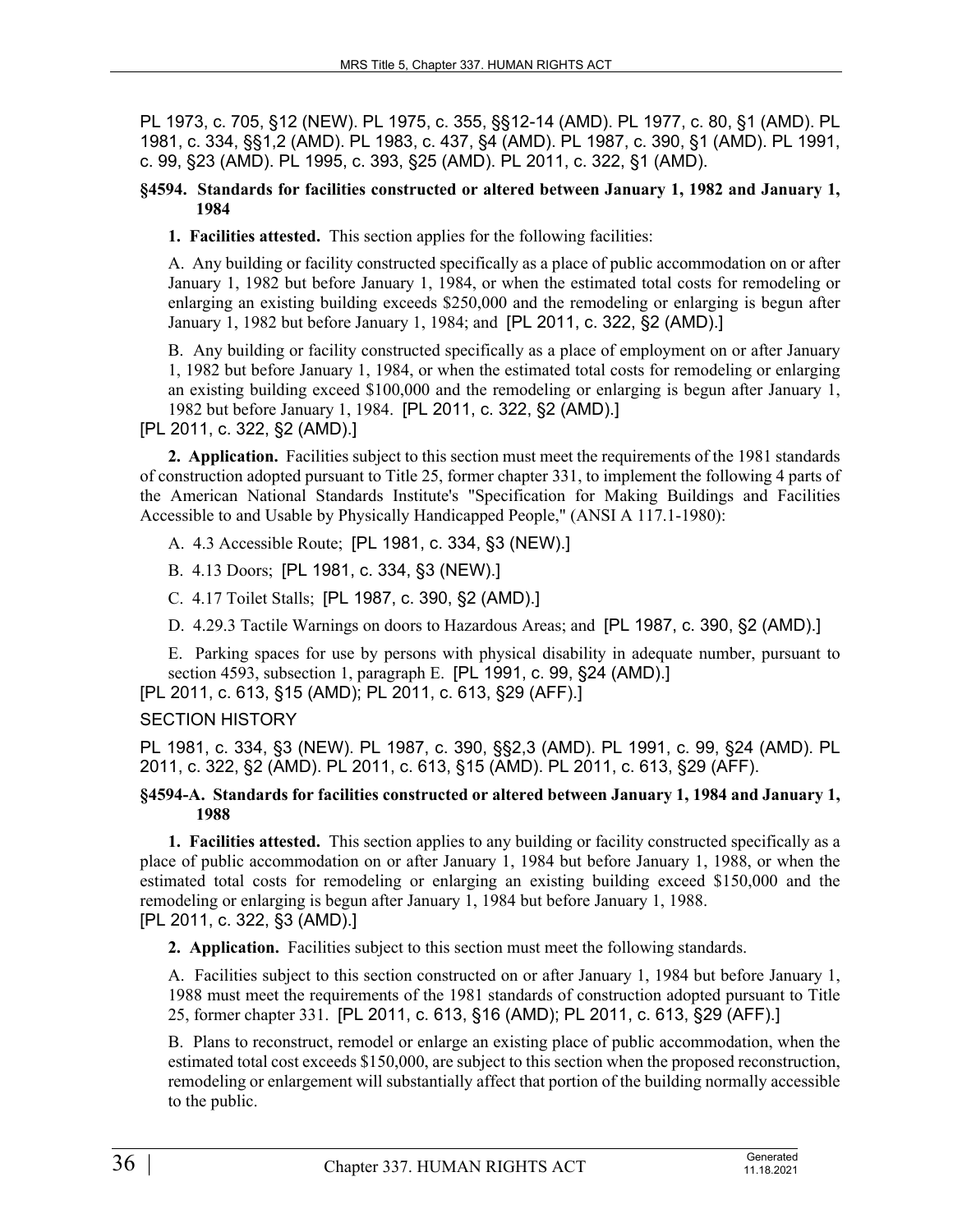PL 1973, c. 705, §12 (NEW). PL 1975, c. 355, §§12-14 (AMD). PL 1977, c. 80, §1 (AMD). PL 1981, c. 334, §§1,2 (AMD). PL 1983, c. 437, §4 (AMD). PL 1987, c. 390, §1 (AMD). PL 1991, c. 99, §23 (AMD). PL 1995, c. 393, §25 (AMD). PL 2011, c. 322, §1 (AMD).

### §4594. Standards for facilities constructed or altered between January 1, 1982 and January 1, 1984

**1. Facilities attested.** This section applies for the following facilities:

A. Any building or facility constructed specifically as a place of public accommodation on or after January 1, 1982 but before January 1, 1984, or when the estimated total costs for remodeling or enlarging an existing building exceeds $250,000 and the remodeling or enlarging is begun after January 1, 1982 but before January 1, 1984; and [PL 2011, c. 322, §2 (AMD).]

B. Any building or facility constructed specifically as a place of employment on or after January 1, 1982 but before January 1, 1984, or when the estimated total costs for remodeling or enlarging an existing building exceed $100,000 and the remodeling or enlarging is begun after January 1, 1982 but before January 1, 1984. [PL 2011, c. 322, §2 (AMD).]

[PL 2011, c. 322, §2 (AMD).]

**2. Application.** Facilities subject to this section must meet the requirements of the 1981 standards of construction adopted pursuant to Title 25, former chapter 331, to implement the following 4 parts of the American National Standards Institute's "Specification for Making Buildings and Facilities Accessible to and Usable by Physically Handicapped People," (ANSI A 117.1-1980):

A. 4.3 Accessible Route; [PL 1981, c. 334, §3 (NEW).]

B. 4.13 Doors; [PL 1981, c. 334, §3 (NEW).]

C. 4.17 Toilet Stalls; [PL 1987, c. 390, §2 (AMD).]

D. 4.29.3 Tactile Warnings on doors to Hazardous Areas; and [PL 1987, c. 390, §2 (AMD).]

E. Parking spaces for use by persons with physical disability in adequate number, pursuant to section 4593, subsection 1, paragraph E. [PL 1991, c. 99, §24 (AMD).]

[PL 2011, c. 613, §15 (AMD); PL 2011, c. 613, §29 (AFF).]

SECTION HISTORY

PL 1981, c. 334, §3 (NEW). PL 1987, c. 390, §§2,3 (AMD). PL 1991, c. 99, §24 (AMD). PL 2011, c. 322, §2 (AMD). PL 2011, c. 613, §15 (AMD). PL 2011, c. 613, §29 (AFF).

### §4594-A. Standards for facilities constructed or altered between January 1, 1984 and January 1, 1988

**1. Facilities attested.** This section applies to any building or facility constructed specifically as a place of public accommodation on or after January 1, 1984 but before January 1, 1988, or when the estimated total costs for remodeling or enlarging an existing building exceed $150,000 and the remodeling or enlarging is begun after January 1, 1984 but before January 1, 1988.

[PL 2011, c. 322, §3 (AMD).]

**2. Application.** Facilities subject to this section must meet the following standards.

A. Facilities subject to this section constructed on or after January 1, 1984 but before January 1, 1988 must meet the requirements of the 1981 standards of construction adopted pursuant to Title 25, former chapter 331. [PL 2011, c. 613, §16 (AMD); PL 2011, c. 613, §29 (AFF).]

B. Plans to reconstruct, remodel or enlarge an existing place of public accommodation, when the estimated total cost exceeds $150,000, are subject to this section when the proposed reconstruction, remodeling or enlargement will substantially affect that portion of the building normally accessible to the public.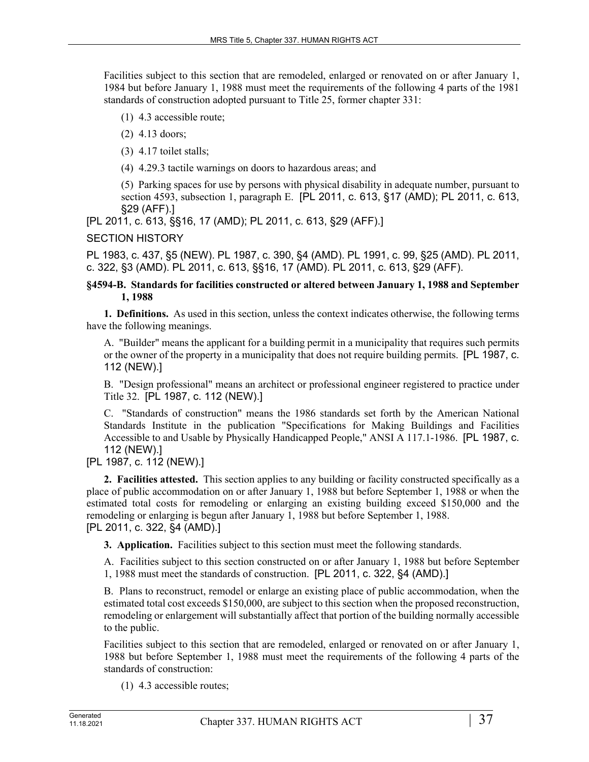Facilities subject to this section that are remodeled, enlarged or renovated on or after January 1, 1984 but before January 1, 1988 must meet the requirements of the following 4 parts of the 1981 standards of construction adopted pursuant to Title 25, former chapter 331:

(1) 4.3 accessible route;

(2) 4.13 doors;

(3) 4.17 toilet stalls;

(4) 4.29.3 tactile warnings on doors to hazardous areas; and

(5) Parking spaces for use by persons with physical disability in adequate number, pursuant to section 4593, subsection 1, paragraph E. [PL 2011, c. 613, §17 (AMD); PL 2011, c. 613, §29 (AFF).]

[PL 2011, c. 613, §§16, 17 (AMD); PL 2011, c. 613, §29 (AFF).]

SECTION HISTORY

PL 1983, c. 437, §5 (NEW). PL 1987, c. 390, §4 (AMD). PL 1991, c. 99, §25 (AMD). PL 2011, c. 322, §3 (AMD). PL 2011, c. 613, §§16, 17 (AMD). PL 2011, c. 613, §29 (AFF).

**§4594-B. Standards for facilities constructed or altered between January 1, 1988 and September 1, 1988**

**1. Definitions.** As used in this section, unless the context indicates otherwise, the following terms have the following meanings.

A. "Builder" means the applicant for a building permit in a municipality that requires such permits or the owner of the property in a municipality that does not require building permits. [PL 1987, c. 112 (NEW).]

B. "Design professional" means an architect or professional engineer registered to practice under Title 32. [PL 1987, c. 112 (NEW).]

C. "Standards of construction" means the 1986 standards set forth by the American National Standards Institute in the publication "Specifications for Making Buildings and Facilities Accessible to and Usable by Physically Handicapped People," ANSI A 117.1-1986. [PL 1987, c. 112 (NEW).]

[PL 1987, c. 112 (NEW).]

**2. Facilities attested.** This section applies to any building or facility constructed specifically as a place of public accommodation on or after January 1, 1988 but before September 1, 1988 or when the estimated total costs for remodeling or enlarging an existing building exceed $150,000 and the remodeling or enlarging is begun after January 1, 1988 but before September 1, 1988.

[PL 2011, c. 322, §4 (AMD).]

**3. Application.** Facilities subject to this section must meet the following standards.

A. Facilities subject to this section constructed on or after January 1, 1988 but before September 1, 1988 must meet the standards of construction. [PL 2011, c. 322, §4 (AMD).]

B. Plans to reconstruct, remodel or enlarge an existing place of public accommodation, when the estimated total cost exceeds $150,000, are subject to this section when the proposed reconstruction, remodeling or enlargement will substantially affect that portion of the building normally accessible to the public.

Facilities subject to this section that are remodeled, enlarged or renovated on or after January 1, 1988 but before September 1, 1988 must meet the requirements of the following 4 parts of the standards of construction:

(1) 4.3 accessible routes;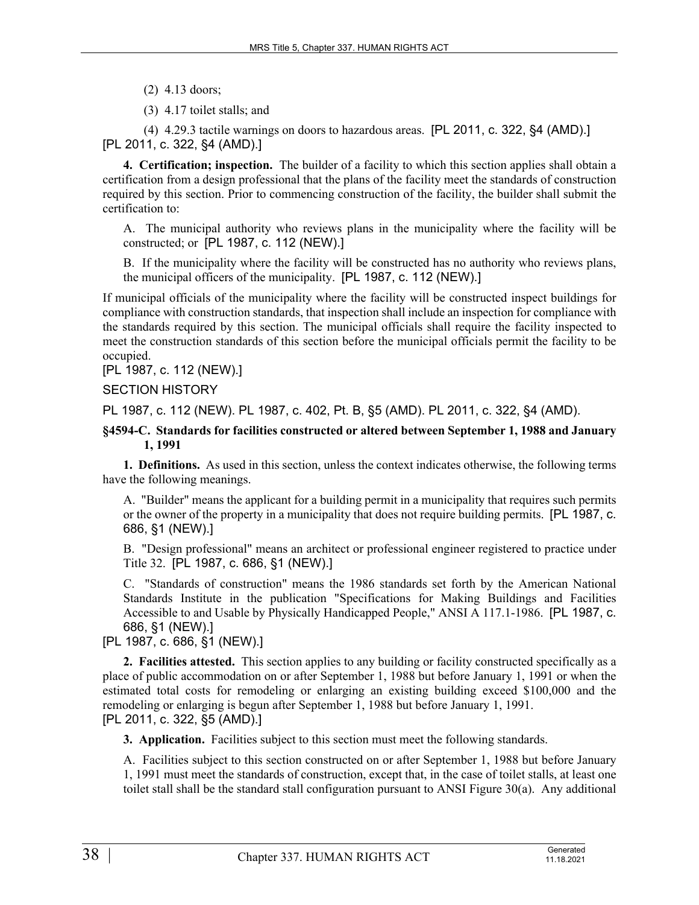(2) 4.13 doors;

(3) 4.17 toilet stalls; and

(4) 4.29.3 tactile warnings on doors to hazardous areas. [PL 2011, c. 322, §4 (AMD).]

[PL 2011, c. 322, §4 (AMD).]

**4. Certification; inspection.** The builder of a facility to which this section applies shall obtain a certification from a design professional that the plans of the facility meet the standards of construction required by this section. Prior to commencing construction of the facility, the builder shall submit the certification to:

A. The municipal authority who reviews plans in the municipality where the facility will be constructed; or [PL 1987, c. 112 (NEW).]

B. If the municipality where the facility will be constructed has no authority who reviews plans, the municipal officers of the municipality. [PL 1987, c. 112 (NEW).]

If municipal officials of the municipality where the facility will be constructed inspect buildings for compliance with construction standards, that inspection shall include an inspection for compliance with the standards required by this section. The municipal officials shall require the facility inspected to meet the construction standards of this section before the municipal officials permit the facility to be occupied.

[PL 1987, c. 112 (NEW).]

SECTION HISTORY

PL 1987, c. 112 (NEW). PL 1987, c. 402, Pt. B, §5 (AMD). PL 2011, c. 322, §4 (AMD).

**§4594-C. Standards for facilities constructed or altered between September 1, 1988 and January 1, 1991**

**1. Definitions.** As used in this section, unless the context indicates otherwise, the following terms have the following meanings.

A. "Builder" means the applicant for a building permit in a municipality that requires such permits or the owner of the property in a municipality that does not require building permits. [PL 1987, c. 686, §1 (NEW).]

B. "Design professional" means an architect or professional engineer registered to practice under Title 32. [PL 1987, c. 686, §1 (NEW).]

C. "Standards of construction" means the 1986 standards set forth by the American National Standards Institute in the publication "Specifications for Making Buildings and Facilities Accessible to and Usable by Physically Handicapped People," ANSI A 117.1-1986. [PL 1987, c. 686, §1 (NEW).]

[PL 1987, c. 686, §1 (NEW).]

**2. Facilities attested.** This section applies to any building or facility constructed specifically as a place of public accommodation on or after September 1, 1988 but before January 1, 1991 or when the estimated total costs for remodeling or enlarging an existing building exceed $100,000 and the remodeling or enlarging is begun after September 1, 1988 but before January 1, 1991.

[PL 2011, c. 322, §5 (AMD).]

**3. Application.** Facilities subject to this section must meet the following standards.

A. Facilities subject to this section constructed on or after September 1, 1988 but before January 1, 1991 must meet the standards of construction, except that, in the case of toilet stalls, at least one toilet stall shall be the standard stall configuration pursuant to ANSI Figure 30(a). Any additional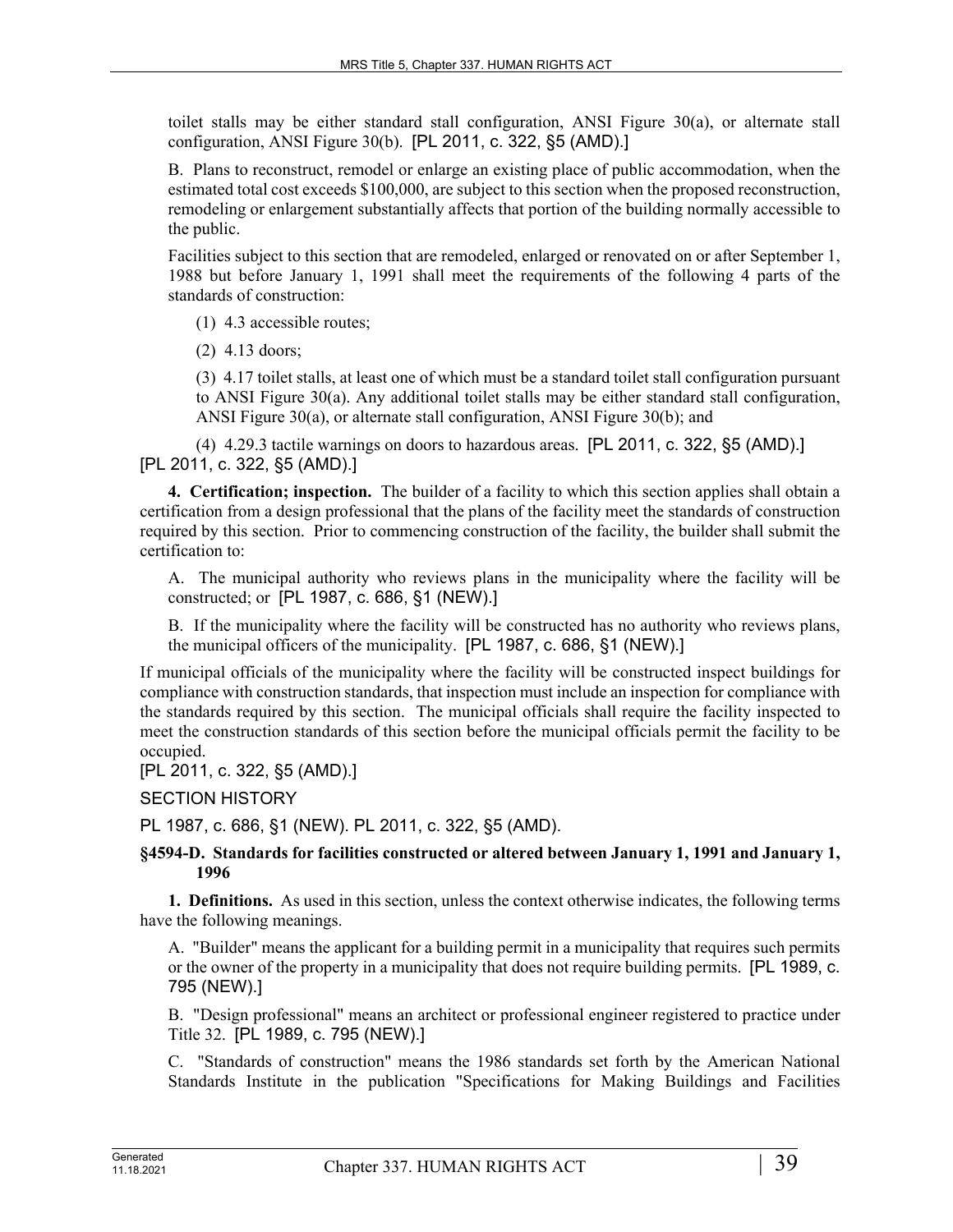toilet stalls may be either standard stall configuration, ANSI Figure 30(a), or alternate stall configuration, ANSI Figure 30(b). [PL 2011, c. 322, §5 (AMD).]

B. Plans to reconstruct, remodel or enlarge an existing place of public accommodation, when the estimated total cost exceeds $100,000, are subject to this section when the proposed reconstruction, remodeling or enlargement substantially affects that portion of the building normally accessible to the public.

Facilities subject to this section that are remodeled, enlarged or renovated on or after September 1, 1988 but before January 1, 1991 shall meet the requirements of the following 4 parts of the standards of construction:

(1) 4.3 accessible routes;

(2) 4.13 doors;

(3) 4.17 toilet stalls, at least one of which must be a standard toilet stall configuration pursuant to ANSI Figure 30(a). Any additional toilet stalls may be either standard stall configuration, ANSI Figure 30(a), or alternate stall configuration, ANSI Figure 30(b); and

(4) 4.29.3 tactile warnings on doors to hazardous areas. [PL 2011, c. 322, §5 (AMD).]

[PL 2011, c. 322, §5 (AMD).]

**4. Certification; inspection.** The builder of a facility to which this section applies shall obtain a certification from a design professional that the plans of the facility meet the standards of construction required by this section. Prior to commencing construction of the facility, the builder shall submit the certification to:

A. The municipal authority who reviews plans in the municipality where the facility will be constructed; or [PL 1987, c. 686, §1 (NEW).]

B. If the municipality where the facility will be constructed has no authority who reviews plans, the municipal officers of the municipality. [PL 1987, c. 686, §1 (NEW).]

If municipal officials of the municipality where the facility will be constructed inspect buildings for compliance with construction standards, that inspection must include an inspection for compliance with the standards required by this section. The municipal officials shall require the facility inspected to meet the construction standards of this section before the municipal officials permit the facility to be occupied.

[PL 2011, c. 322, §5 (AMD).]

SECTION HISTORY

PL 1987, c. 686, §1 (NEW). PL 2011, c. 322, §5 (AMD).

### §4594-D. Standards for facilities constructed or altered between January 1, 1991 and January 1, 1996

**1. Definitions.** As used in this section, unless the context otherwise indicates, the following terms have the following meanings.

A. "Builder" means the applicant for a building permit in a municipality that requires such permits or the owner of the property in a municipality that does not require building permits. [PL 1989, c. 795 (NEW).]

B. "Design professional" means an architect or professional engineer registered to practice under Title 32. [PL 1989, c. 795 (NEW).]

C. "Standards of construction" means the 1986 standards set forth by the American National Standards Institute in the publication "Specifications for Making Buildings and Facilities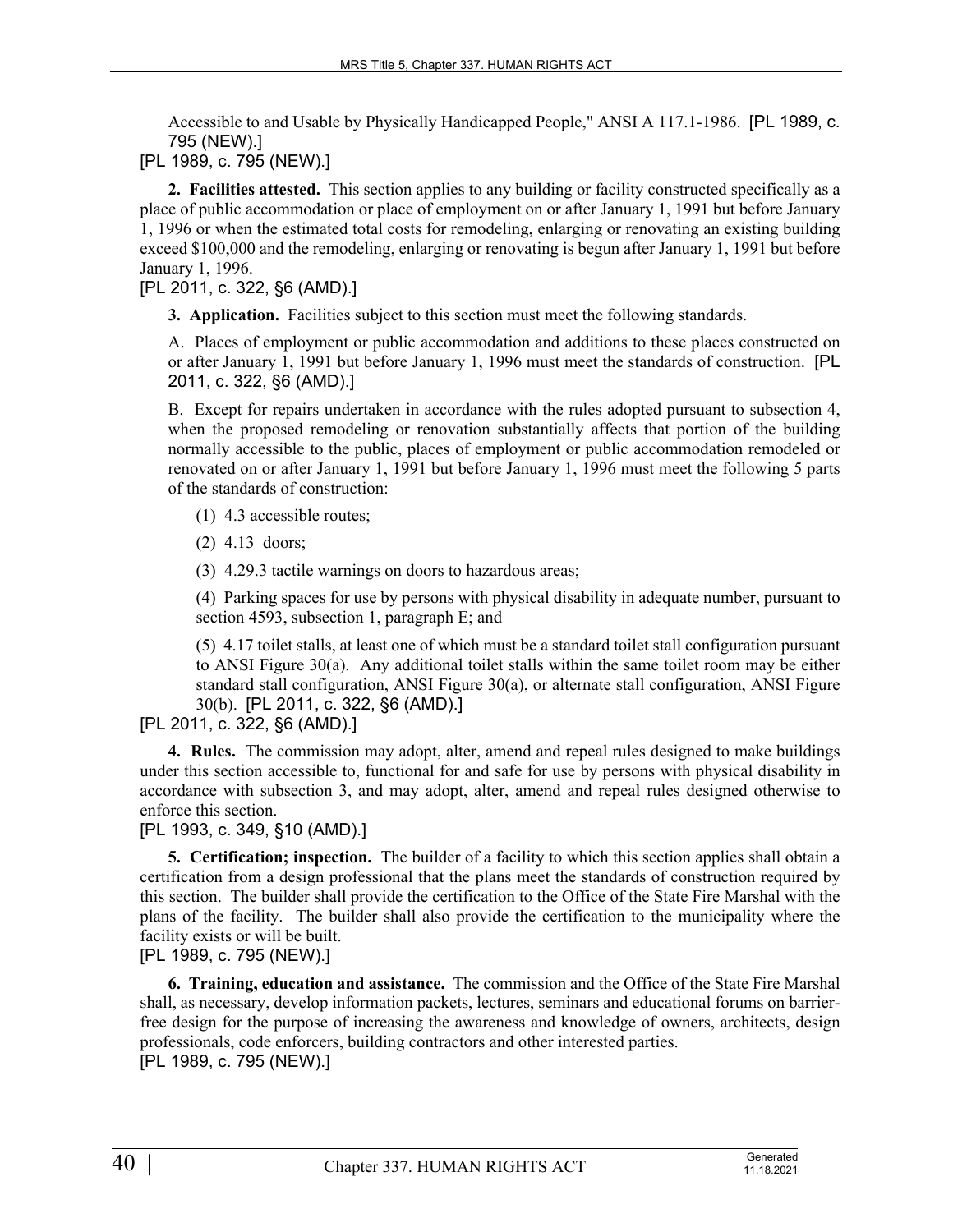Accessible to and Usable by Physically Handicapped People," ANSI A 117.1-1986. [PL 1989, c. 795 (NEW).]

[PL 1989, c. 795 (NEW).]

**2. Facilities attested.** This section applies to any building or facility constructed specifically as a place of public accommodation or place of employment on or after January 1, 1991 but before January 1, 1996 or when the estimated total costs for remodeling, enlarging or renovating an existing building exceed $100,000 and the remodeling, enlarging or renovating is begun after January 1, 1991 but before January 1, 1996.

[PL 2011, c. 322, §6 (AMD).]

**3. Application.** Facilities subject to this section must meet the following standards.

A. Places of employment or public accommodation and additions to these places constructed on or after January 1, 1991 but before January 1, 1996 must meet the standards of construction. [PL 2011, c. 322, §6 (AMD).]

B. Except for repairs undertaken in accordance with the rules adopted pursuant to subsection 4, when the proposed remodeling or renovation substantially affects that portion of the building normally accessible to the public, places of employment or public accommodation remodeled or renovated on or after January 1, 1991 but before January 1, 1996 must meet the following 5 parts of the standards of construction:

(1) 4.3 accessible routes;

(2) 4.13 doors;

(3) 4.29.3 tactile warnings on doors to hazardous areas;

(4) Parking spaces for use by persons with physical disability in adequate number, pursuant to section 4593, subsection 1, paragraph E; and

(5) 4.17 toilet stalls, at least one of which must be a standard toilet stall configuration pursuant to ANSI Figure 30(a). Any additional toilet stalls within the same toilet room may be either standard stall configuration, ANSI Figure 30(a), or alternate stall configuration, ANSI Figure 30(b). [PL 2011, c. 322, §6 (AMD).]

[PL 2011, c. 322, §6 (AMD).]

**4. Rules.** The commission may adopt, alter, amend and repeal rules designed to make buildings under this section accessible to, functional for and safe for use by persons with physical disability in accordance with subsection 3, and may adopt, alter, amend and repeal rules designed otherwise to enforce this section.

[PL 1993, c. 349, §10 (AMD).]

**5. Certification; inspection.** The builder of a facility to which this section applies shall obtain a certification from a design professional that the plans meet the standards of construction required by this section. The builder shall provide the certification to the Office of the State Fire Marshal with the plans of the facility. The builder shall also provide the certification to the municipality where the facility exists or will be built.

[PL 1989, c. 795 (NEW).]

**6. Training, education and assistance.** The commission and the Office of the State Fire Marshal shall, as necessary, develop information packets, lectures, seminars and educational forums on barrier-free design for the purpose of increasing the awareness and knowledge of owners, architects, design professionals, code enforcers, building contractors and other interested parties.

[PL 1989, c. 795 (NEW).]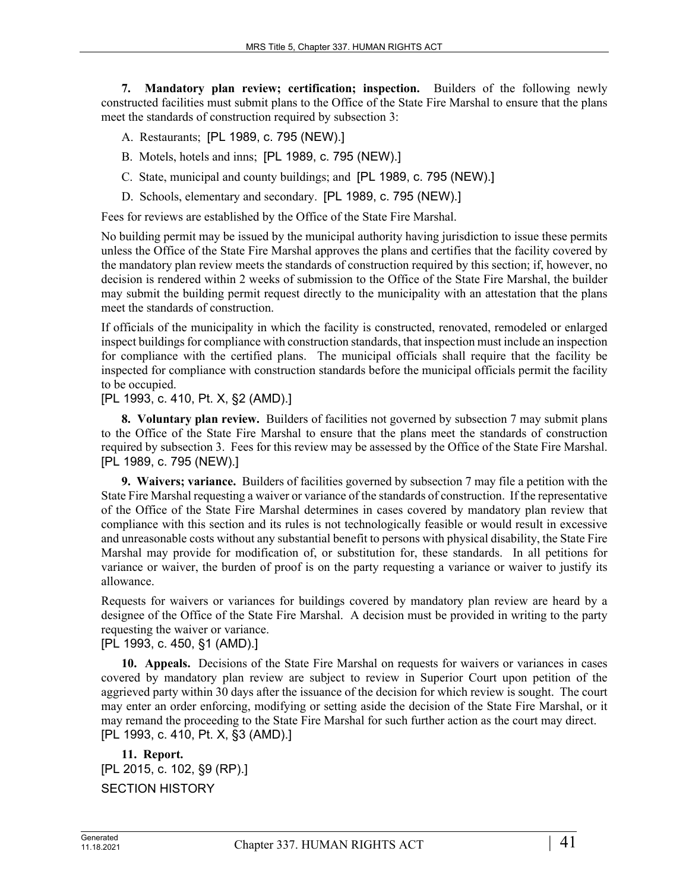**7. Mandatory plan review; certification; inspection.** Builders of the following newly constructed facilities must submit plans to the Office of the State Fire Marshal to ensure that the plans meet the standards of construction required by subsection 3:

A. Restaurants; [PL 1989, c. 795 (NEW).]

B. Motels, hotels and inns; [PL 1989, c. 795 (NEW).]

C. State, municipal and county buildings; and [PL 1989, c. 795 (NEW).]

D. Schools, elementary and secondary. [PL 1989, c. 795 (NEW).]

Fees for reviews are established by the Office of the State Fire Marshal.

No building permit may be issued by the municipal authority having jurisdiction to issue these permits unless the Office of the State Fire Marshal approves the plans and certifies that the facility covered by the mandatory plan review meets the standards of construction required by this section; if, however, no decision is rendered within 2 weeks of submission to the Office of the State Fire Marshal, the builder may submit the building permit request directly to the municipality with an attestation that the plans meet the standards of construction.

If officials of the municipality in which the facility is constructed, renovated, remodeled or enlarged inspect buildings for compliance with construction standards, that inspection must include an inspection for compliance with the certified plans. The municipal officials shall require that the facility be inspected for compliance with construction standards before the municipal officials permit the facility to be occupied.

[PL 1993, c. 410, Pt. X, §2 (AMD).]

**8. Voluntary plan review.** Builders of facilities not governed by subsection 7 may submit plans to the Office of the State Fire Marshal to ensure that the plans meet the standards of construction required by subsection 3. Fees for this review may be assessed by the Office of the State Fire Marshal. [PL 1989, c. 795 (NEW).]

**9. Waivers; variance.** Builders of facilities governed by subsection 7 may file a petition with the State Fire Marshal requesting a waiver or variance of the standards of construction. If the representative of the Office of the State Fire Marshal determines in cases covered by mandatory plan review that compliance with this section and its rules is not technologically feasible or would result in excessive and unreasonable costs without any substantial benefit to persons with physical disability, the State Fire Marshal may provide for modification of, or substitution for, these standards. In all petitions for variance or waiver, the burden of proof is on the party requesting a variance or waiver to justify its allowance.

Requests for waivers or variances for buildings covered by mandatory plan review are heard by a designee of the Office of the State Fire Marshal. A decision must be provided in writing to the party requesting the waiver or variance.

[PL 1993, c. 450, §1 (AMD).]

**10. Appeals.** Decisions of the State Fire Marshal on requests for waivers or variances in cases covered by mandatory plan review are subject to review in Superior Court upon petition of the aggrieved party within 30 days after the issuance of the decision for which review is sought. The court may enter an order enforcing, modifying or setting aside the decision of the State Fire Marshal, or it may remand the proceeding to the State Fire Marshal for such further action as the court may direct. [PL 1993, c. 410, Pt. X, §3 (AMD).]

**11. Report.**

[PL 2015, c. 102, §9 (RP).]

SECTION HISTORY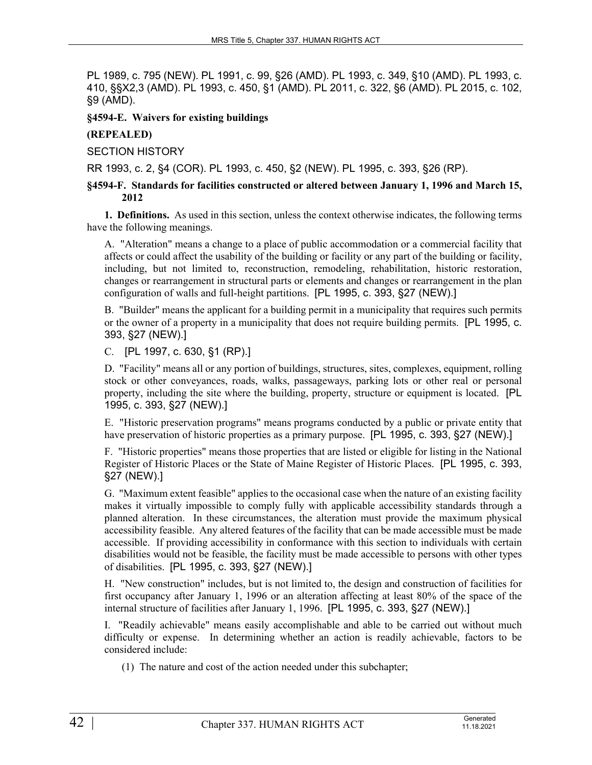PL 1989, c. 795 (NEW). PL 1991, c. 99, §26 (AMD). PL 1993, c. 349, §10 (AMD). PL 1993, c. 410, §§X2,3 (AMD). PL 1993, c. 450, §1 (AMD). PL 2011, c. 322, §6 (AMD). PL 2015, c. 102, §9 (AMD).

**§4594-E. Waivers for existing buildings**

**(REPEALED)**

SECTION HISTORY

RR 1993, c. 2, §4 (COR). PL 1993, c. 450, §2 (NEW). PL 1995, c. 393, §26 (RP).

**§4594-F. Standards for facilities constructed or altered between January 1, 1996 and March 15, 2012**

**1. Definitions.** As used in this section, unless the context otherwise indicates, the following terms have the following meanings.

A. "Alteration" means a change to a place of public accommodation or a commercial facility that affects or could affect the usability of the building or facility or any part of the building or facility, including, but not limited to, reconstruction, remodeling, rehabilitation, historic restoration, changes or rearrangement in structural parts or elements and changes or rearrangement in the plan configuration of walls and full-height partitions. [PL 1995, c. 393, §27 (NEW).]

B. "Builder" means the applicant for a building permit in a municipality that requires such permits or the owner of a property in a municipality that does not require building permits. [PL 1995, c. 393, §27 (NEW).]

C. [PL 1997, c. 630, §1 (RP).]

D. "Facility" means all or any portion of buildings, structures, sites, complexes, equipment, rolling stock or other conveyances, roads, walks, passageways, parking lots or other real or personal property, including the site where the building, property, structure or equipment is located. [PL 1995, c. 393, §27 (NEW).]

E. "Historic preservation programs" means programs conducted by a public or private entity that have preservation of historic properties as a primary purpose. [PL 1995, c. 393, §27 (NEW).]

F. "Historic properties" means those properties that are listed or eligible for listing in the National Register of Historic Places or the State of Maine Register of Historic Places. [PL 1995, c. 393, §27 (NEW).]

G. "Maximum extent feasible" applies to the occasional case when the nature of an existing facility makes it virtually impossible to comply fully with applicable accessibility standards through a planned alteration. In these circumstances, the alteration must provide the maximum physical accessibility feasible. Any altered features of the facility that can be made accessible must be made accessible. If providing accessibility in conformance with this section to individuals with certain disabilities would not be feasible, the facility must be made accessible to persons with other types of disabilities. [PL 1995, c. 393, §27 (NEW).]

H. "New construction" includes, but is not limited to, the design and construction of facilities for first occupancy after January 1, 1996 or an alteration affecting at least 80% of the space of the internal structure of facilities after January 1, 1996. [PL 1995, c. 393, §27 (NEW).]

I. "Readily achievable" means easily accomplishable and able to be carried out without much difficulty or expense. In determining whether an action is readily achievable, factors to be considered include:

(1) The nature and cost of the action needed under this subchapter;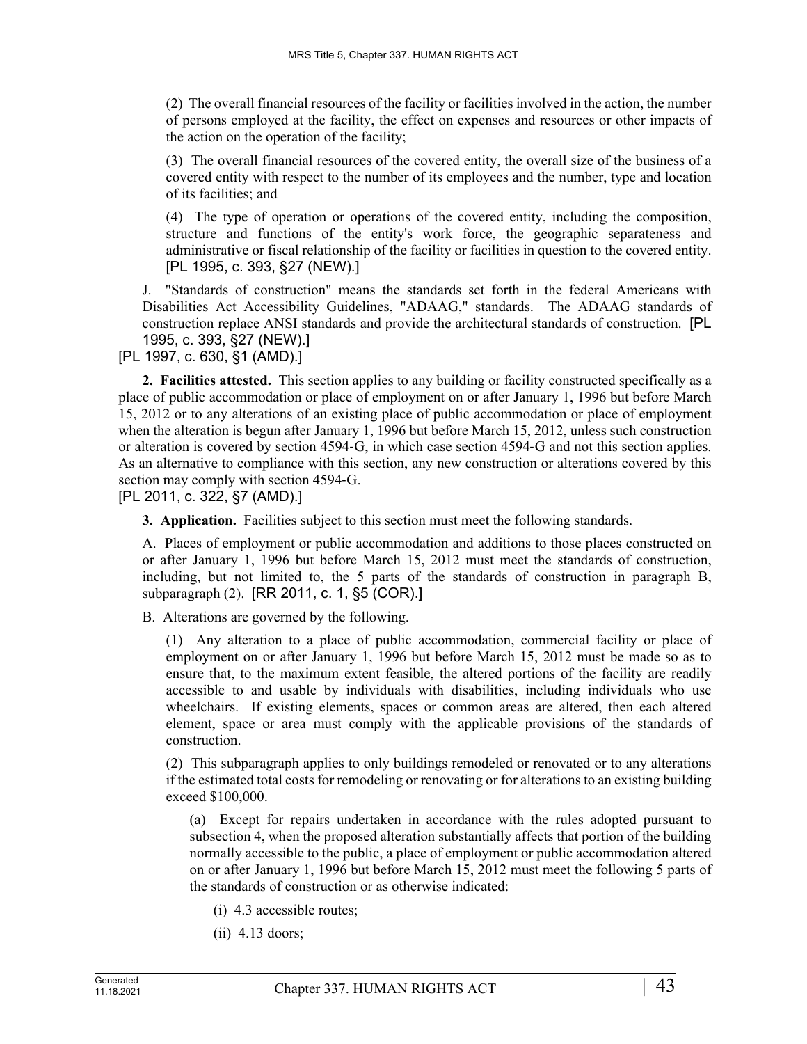(2) The overall financial resources of the facility or facilities involved in the action, the number of persons employed at the facility, the effect on expenses and resources or other impacts of the action on the operation of the facility;

(3) The overall financial resources of the covered entity, the overall size of the business of a covered entity with respect to the number of its employees and the number, type and location of its facilities; and

(4) The type of operation or operations of the covered entity, including the composition, structure and functions of the entity's work force, the geographic separateness and administrative or fiscal relationship of the facility or facilities in question to the covered entity. [PL 1995, c. 393, §27 (NEW).]

J. "Standards of construction" means the standards set forth in the federal Americans with Disabilities Act Accessibility Guidelines, "ADAAG," standards. The ADAAG standards of construction replace ANSI standards and provide the architectural standards of construction. [PL 1995, c. 393, §27 (NEW).]

[PL 1997, c. 630, §1 (AMD).]

**2. Facilities attested.** This section applies to any building or facility constructed specifically as a place of public accommodation or place of employment on or after January 1, 1996 but before March 15, 2012 or to any alterations of an existing place of public accommodation or place of employment when the alteration is begun after January 1, 1996 but before March 15, 2012, unless such construction or alteration is covered by section 4594-G, in which case section 4594-G and not this section applies. As an alternative to compliance with this section, any new construction or alterations covered by this section may comply with section 4594-G.

[PL 2011, c. 322, §7 (AMD).]

**3. Application.** Facilities subject to this section must meet the following standards.

A. Places of employment or public accommodation and additions to those places constructed on or after January 1, 1996 but before March 15, 2012 must meet the standards of construction, including, but not limited to, the 5 parts of the standards of construction in paragraph B, subparagraph (2). [RR 2011, c. 1, §5 (COR).]

B. Alterations are governed by the following.

(1) Any alteration to a place of public accommodation, commercial facility or place of employment on or after January 1, 1996 but before March 15, 2012 must be made so as to ensure that, to the maximum extent feasible, the altered portions of the facility are readily accessible to and usable by individuals with disabilities, including individuals who use wheelchairs. If existing elements, spaces or common areas are altered, then each altered element, space or area must comply with the applicable provisions of the standards of construction.

(2) This subparagraph applies to only buildings remodeled or renovated or to any alterations if the estimated total costs for remodeling or renovating or for alterations to an existing building exceed $100,000.

(a) Except for repairs undertaken in accordance with the rules adopted pursuant to subsection 4, when the proposed alteration substantially affects that portion of the building normally accessible to the public, a place of employment or public accommodation altered on or after January 1, 1996 but before March 15, 2012 must meet the following 5 parts of the standards of construction or as otherwise indicated:

(i) 4.3 accessible routes;

(ii) 4.13 doors;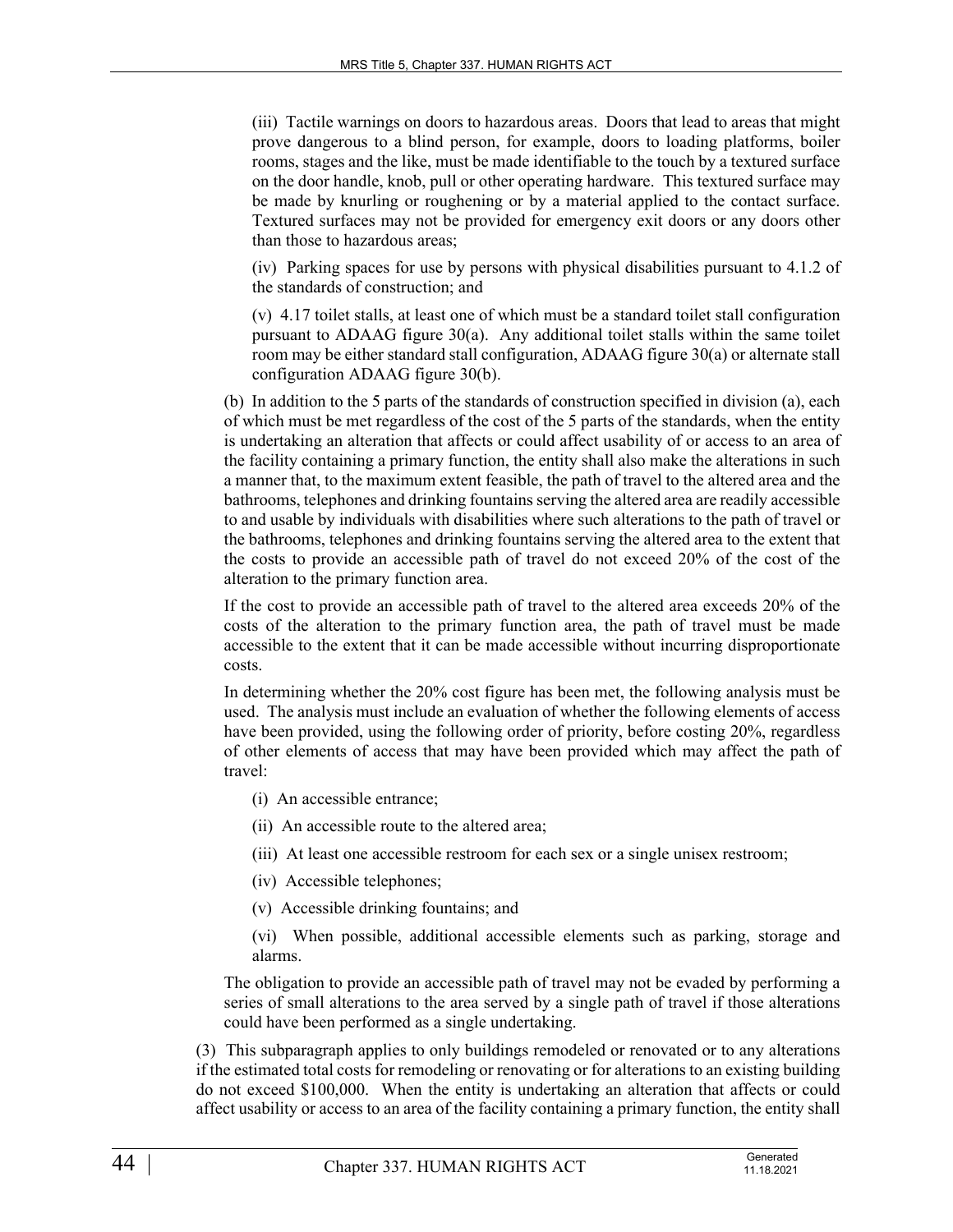(iii) Tactile warnings on doors to hazardous areas. Doors that lead to areas that might prove dangerous to a blind person, for example, doors to loading platforms, boiler rooms, stages and the like, must be made identifiable to the touch by a textured surface on the door handle, knob, pull or other operating hardware. This textured surface may be made by knurling or roughening or by a material applied to the contact surface. Textured surfaces may not be provided for emergency exit doors or any doors other than those to hazardous areas;

(iv) Parking spaces for use by persons with physical disabilities pursuant to 4.1.2 of the standards of construction; and

(v) 4.17 toilet stalls, at least one of which must be a standard toilet stall configuration pursuant to ADAAG figure 30(a). Any additional toilet stalls within the same toilet room may be either standard stall configuration, ADAAG figure 30(a) or alternate stall configuration ADAAG figure 30(b).

(b) In addition to the 5 parts of the standards of construction specified in division (a), each of which must be met regardless of the cost of the 5 parts of the standards, when the entity is undertaking an alteration that affects or could affect usability of or access to an area of the facility containing a primary function, the entity shall also make the alterations in such a manner that, to the maximum extent feasible, the path of travel to the altered area and the bathrooms, telephones and drinking fountains serving the altered area are readily accessible to and usable by individuals with disabilities where such alterations to the path of travel or the bathrooms, telephones and drinking fountains serving the altered area to the extent that the costs to provide an accessible path of travel do not exceed 20% of the cost of the alteration to the primary function area.

If the cost to provide an accessible path of travel to the altered area exceeds 20% of the costs of the alteration to the primary function area, the path of travel must be made accessible to the extent that it can be made accessible without incurring disproportionate costs.

In determining whether the 20% cost figure has been met, the following analysis must be used. The analysis must include an evaluation of whether the following elements of access have been provided, using the following order of priority, before costing 20%, regardless of other elements of access that may have been provided which may affect the path of travel:

(i) An accessible entrance;

(ii) An accessible route to the altered area;

(iii) At least one accessible restroom for each sex or a single unisex restroom;

(iv) Accessible telephones;

(v) Accessible drinking fountains; and

(vi) When possible, additional accessible elements such as parking, storage and alarms.

The obligation to provide an accessible path of travel may not be evaded by performing a series of small alterations to the area served by a single path of travel if those alterations could have been performed as a single undertaking.

(3) This subparagraph applies to only buildings remodeled or renovated or to any alterations if the estimated total costs for remodeling or renovating or for alterations to an existing building do not exceed $100,000. When the entity is undertaking an alteration that affects or could affect usability or access to an area of the facility containing a primary function, the entity shall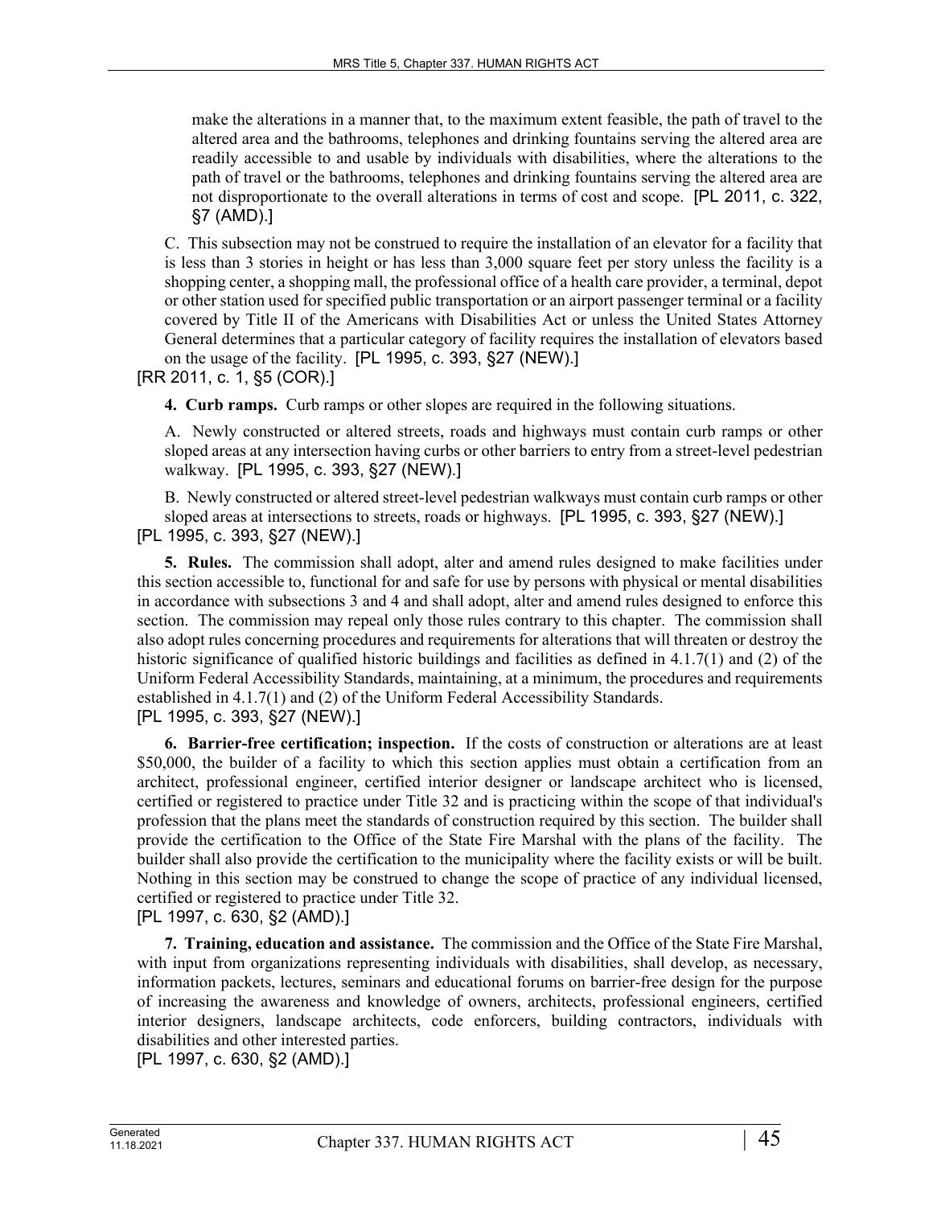make the alterations in a manner that, to the maximum extent feasible, the path of travel to the altered area and the bathrooms, telephones and drinking fountains serving the altered area are readily accessible to and usable by individuals with disabilities, where the alterations to the path of travel or the bathrooms, telephones and drinking fountains serving the altered area are not disproportionate to the overall alterations in terms of cost and scope. [PL 2011, c. 322, §7 (AMD).]

C. This subsection may not be construed to require the installation of an elevator for a facility that is less than 3 stories in height or has less than 3,000 square feet per story unless the facility is a shopping center, a shopping mall, the professional office of a health care provider, a terminal, depot or other station used for specified public transportation or an airport passenger terminal or a facility covered by Title II of the Americans with Disabilities Act or unless the United States Attorney General determines that a particular category of facility requires the installation of elevators based on the usage of the facility. [PL 1995, c. 393, §27 (NEW).]

[RR 2011, c. 1, §5 (COR).]

**4. Curb ramps.** Curb ramps or other slopes are required in the following situations.

A. Newly constructed or altered streets, roads and highways must contain curb ramps or other sloped areas at any intersection having curbs or other barriers to entry from a street-level pedestrian walkway. [PL 1995, c. 393, §27 (NEW).]

B. Newly constructed or altered street-level pedestrian walkways must contain curb ramps or other sloped areas at intersections to streets, roads or highways. [PL 1995, c. 393, §27 (NEW).]

[PL 1995, c. 393, §27 (NEW).]

**5. Rules.** The commission shall adopt, alter and amend rules designed to make facilities under this section accessible to, functional for and safe for use by persons with physical or mental disabilities in accordance with subsections 3 and 4 and shall adopt, alter and amend rules designed to enforce this section. The commission may repeal only those rules contrary to this chapter. The commission shall also adopt rules concerning procedures and requirements for alterations that will threaten or destroy the historic significance of qualified historic buildings and facilities as defined in 4.1.7(1) and (2) of the Uniform Federal Accessibility Standards, maintaining, at a minimum, the procedures and requirements established in 4.1.7(1) and (2) of the Uniform Federal Accessibility Standards.

[PL 1995, c. 393, §27 (NEW).]

**6. Barrier-free certification; inspection.** If the costs of construction or alterations are at least $50,000, the builder of a facility to which this section applies must obtain a certification from an architect, professional engineer, certified interior designer or landscape architect who is licensed, certified or registered to practice under Title 32 and is practicing within the scope of that individual's profession that the plans meet the standards of construction required by this section. The builder shall provide the certification to the Office of the State Fire Marshal with the plans of the facility. The builder shall also provide the certification to the municipality where the facility exists or will be built. Nothing in this section may be construed to change the scope of practice of any individual licensed, certified or registered to practice under Title 32.

[PL 1997, c. 630, §2 (AMD).]

**7. Training, education and assistance.** The commission and the Office of the State Fire Marshal, with input from organizations representing individuals with disabilities, shall develop, as necessary, information packets, lectures, seminars and educational forums on barrier-free design for the purpose of increasing the awareness and knowledge of owners, architects, professional engineers, certified interior designers, landscape architects, code enforcers, building contractors, individuals with disabilities and other interested parties.

[PL 1997, c. 630, §2 (AMD).]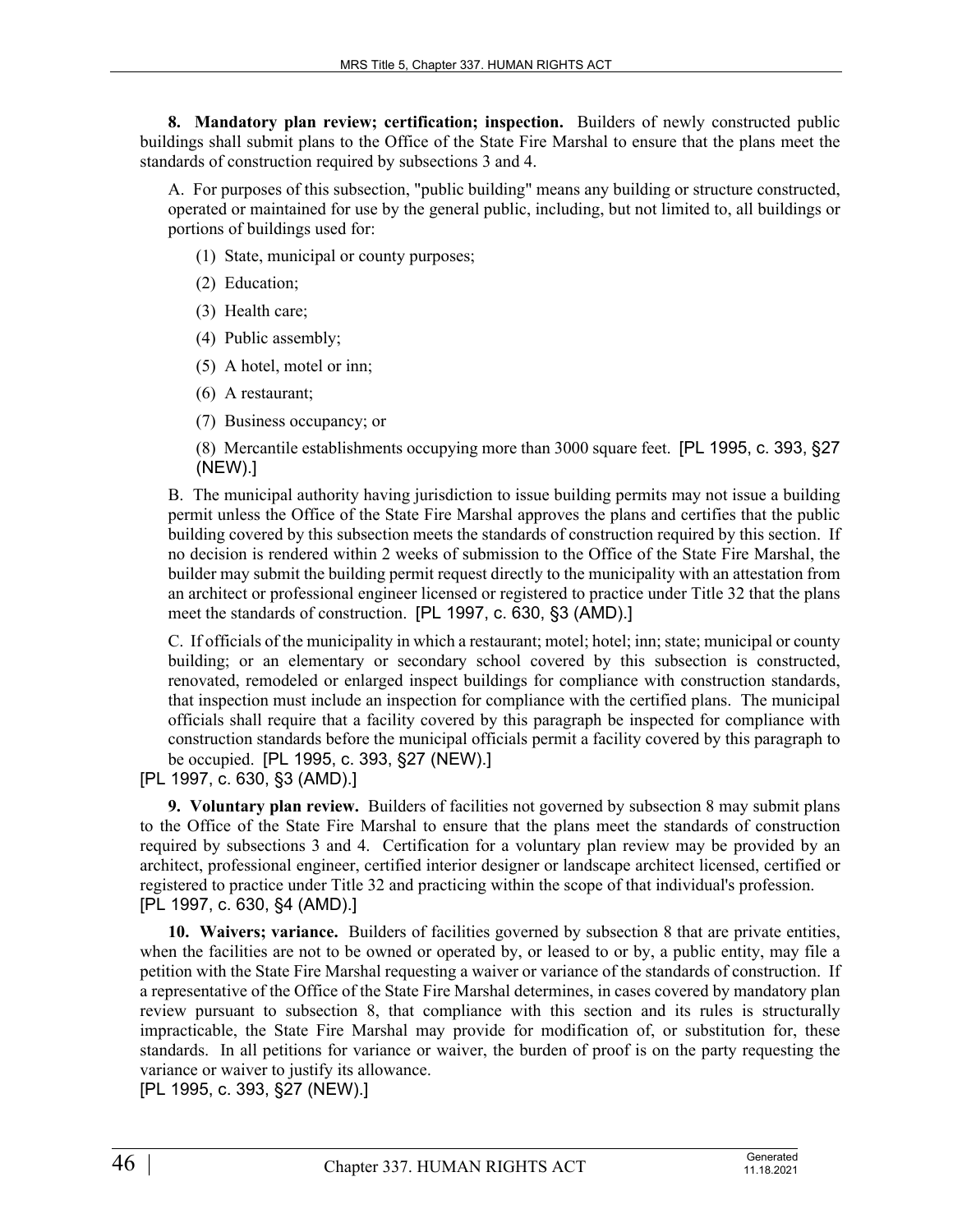**8. Mandatory plan review; certification; inspection.** Builders of newly constructed public buildings shall submit plans to the Office of the State Fire Marshal to ensure that the plans meet the standards of construction required by subsections 3 and 4.

A. For purposes of this subsection, "public building" means any building or structure constructed, operated or maintained for use by the general public, including, but not limited to, all buildings or portions of buildings used for:

(1) State, municipal or county purposes;

(2) Education;

(3) Health care;

(4) Public assembly;

(5) A hotel, motel or inn;

(6) A restaurant;

(7) Business occupancy; or

(8) Mercantile establishments occupying more than 3000 square feet. [PL 1995, c. 393, §27 (NEW).]

B. The municipal authority having jurisdiction to issue building permits may not issue a building permit unless the Office of the State Fire Marshal approves the plans and certifies that the public building covered by this subsection meets the standards of construction required by this section. If no decision is rendered within 2 weeks of submission to the Office of the State Fire Marshal, the builder may submit the building permit request directly to the municipality with an attestation from an architect or professional engineer licensed or registered to practice under Title 32 that the plans meet the standards of construction. [PL 1997, c. 630, §3 (AMD).]

C. If officials of the municipality in which a restaurant; motel; hotel; inn; state; municipal or county building; or an elementary or secondary school covered by this subsection is constructed, renovated, remodeled or enlarged inspect buildings for compliance with construction standards, that inspection must include an inspection for compliance with the certified plans. The municipal officials shall require that a facility covered by this paragraph be inspected for compliance with construction standards before the municipal officials permit a facility covered by this paragraph to be occupied. [PL 1995, c. 393, §27 (NEW).]

[PL 1997, c. 630, §3 (AMD).]

**9. Voluntary plan review.** Builders of facilities not governed by subsection 8 may submit plans to the Office of the State Fire Marshal to ensure that the plans meet the standards of construction required by subsections 3 and 4. Certification for a voluntary plan review may be provided by an architect, professional engineer, certified interior designer or landscape architect licensed, certified or registered to practice under Title 32 and practicing within the scope of that individual's profession.
[PL 1997, c. 630, §4 (AMD).]

**10. Waivers; variance.** Builders of facilities governed by subsection 8 that are private entities, when the facilities are not to be owned or operated by, or leased to or by, a public entity, may file a petition with the State Fire Marshal requesting a waiver or variance of the standards of construction. If a representative of the Office of the State Fire Marshal determines, in cases covered by mandatory plan review pursuant to subsection 8, that compliance with this section and its rules is structurally impracticable, the State Fire Marshal may provide for modification of, or substitution for, these standards. In all petitions for variance or waiver, the burden of proof is on the party requesting the variance or waiver to justify its allowance.
[PL 1995, c. 393, §27 (NEW).]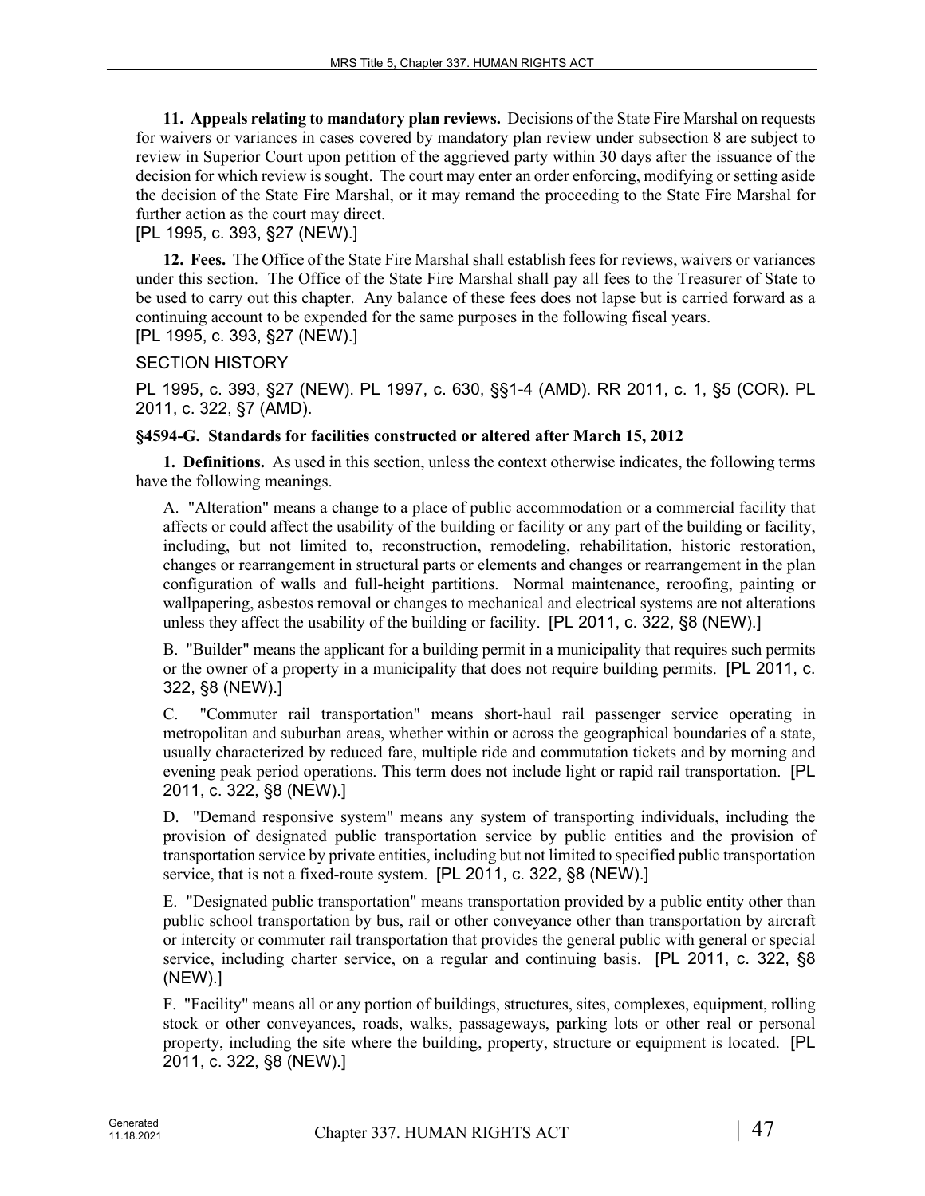**11. Appeals relating to mandatory plan reviews.** Decisions of the State Fire Marshal on requests for waivers or variances in cases covered by mandatory plan review under subsection 8 are subject to review in Superior Court upon petition of the aggrieved party within 30 days after the issuance of the decision for which review is sought. The court may enter an order enforcing, modifying or setting aside the decision of the State Fire Marshal, or it may remand the proceeding to the State Fire Marshal for further action as the court may direct.

[PL 1995, c. 393, §27 (NEW).]

**12. Fees.** The Office of the State Fire Marshal shall establish fees for reviews, waivers or variances under this section. The Office of the State Fire Marshal shall pay all fees to the Treasurer of State to be used to carry out this chapter. Any balance of these fees does not lapse but is carried forward as a continuing account to be expended for the same purposes in the following fiscal years.

[PL 1995, c. 393, §27 (NEW).]

SECTION HISTORY

PL 1995, c. 393, §27 (NEW). PL 1997, c. 630, §§1-4 (AMD). RR 2011, c. 1, §5 (COR). PL 2011, c. 322, §7 (AMD).

### §4594-G. Standards for facilities constructed or altered after March 15, 2012

**1. Definitions.** As used in this section, unless the context otherwise indicates, the following terms have the following meanings.

A. "Alteration" means a change to a place of public accommodation or a commercial facility that affects or could affect the usability of the building or facility or any part of the building or facility, including, but not limited to, reconstruction, remodeling, rehabilitation, historic restoration, changes or rearrangement in structural parts or elements and changes or rearrangement in the plan configuration of walls and full-height partitions. Normal maintenance, reroofing, painting or wallpapering, asbestos removal or changes to mechanical and electrical systems are not alterations unless they affect the usability of the building or facility. [PL 2011, c. 322, §8 (NEW).]

B. "Builder" means the applicant for a building permit in a municipality that requires such permits or the owner of a property in a municipality that does not require building permits. [PL 2011, c. 322, §8 (NEW).]

C. "Commuter rail transportation" means short-haul rail passenger service operating in metropolitan and suburban areas, whether within or across the geographical boundaries of a state, usually characterized by reduced fare, multiple ride and commutation tickets and by morning and evening peak period operations. This term does not include light or rapid rail transportation. [PL 2011, c. 322, §8 (NEW).]

D. "Demand responsive system" means any system of transporting individuals, including the provision of designated public transportation service by public entities and the provision of transportation service by private entities, including but not limited to specified public transportation service, that is not a fixed-route system. [PL 2011, c. 322, §8 (NEW).]

E. "Designated public transportation" means transportation provided by a public entity other than public school transportation by bus, rail or other conveyance other than transportation by aircraft or intercity or commuter rail transportation that provides the general public with general or special service, including charter service, on a regular and continuing basis. [PL 2011, c. 322, §8 (NEW).]

F. "Facility" means all or any portion of buildings, structures, sites, complexes, equipment, rolling stock or other conveyances, roads, walks, passageways, parking lots or other real or personal property, including the site where the building, property, structure or equipment is located. [PL 2011, c. 322, §8 (NEW).]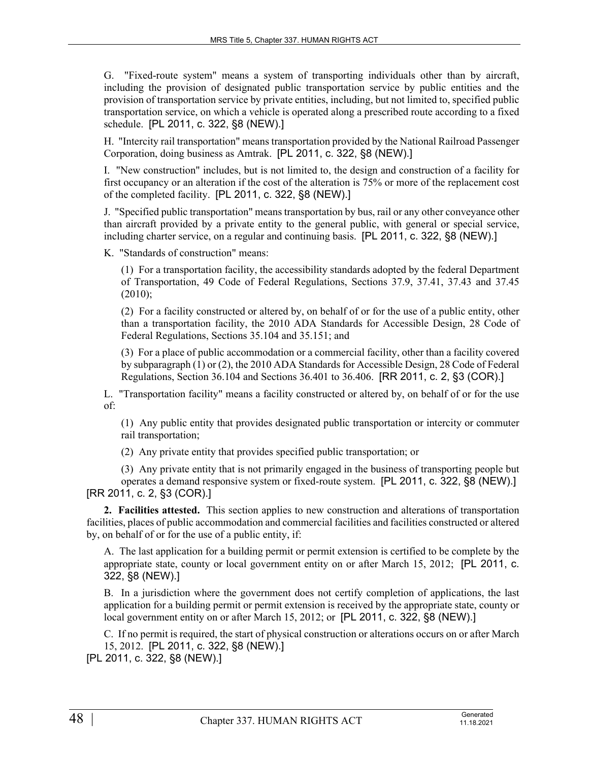G. "Fixed-route system" means a system of transporting individuals other than by aircraft, including the provision of designated public transportation service by public entities and the provision of transportation service by private entities, including, but not limited to, specified public transportation service, on which a vehicle is operated along a prescribed route according to a fixed schedule. [PL 2011, c. 322, §8 (NEW).]

H. "Intercity rail transportation" means transportation provided by the National Railroad Passenger Corporation, doing business as Amtrak. [PL 2011, c. 322, §8 (NEW).]

I. "New construction" includes, but is not limited to, the design and construction of a facility for first occupancy or an alteration if the cost of the alteration is 75% or more of the replacement cost of the completed facility. [PL 2011, c. 322, §8 (NEW).]

J. "Specified public transportation" means transportation by bus, rail or any other conveyance other than aircraft provided by a private entity to the general public, with general or special service, including charter service, on a regular and continuing basis. [PL 2011, c. 322, §8 (NEW).]

K. "Standards of construction" means:

(1) For a transportation facility, the accessibility standards adopted by the federal Department of Transportation, 49 Code of Federal Regulations, Sections 37.9, 37.41, 37.43 and 37.45 (2010);

(2) For a facility constructed or altered by, on behalf of or for the use of a public entity, other than a transportation facility, the 2010 ADA Standards for Accessible Design, 28 Code of Federal Regulations, Sections 35.104 and 35.151; and

(3) For a place of public accommodation or a commercial facility, other than a facility covered by subparagraph (1) or (2), the 2010 ADA Standards for Accessible Design, 28 Code of Federal Regulations, Section 36.104 and Sections 36.401 to 36.406. [RR 2011, c. 2, §3 (COR).]

L. "Transportation facility" means a facility constructed or altered by, on behalf of or for the use of:

(1) Any public entity that provides designated public transportation or intercity or commuter rail transportation;

(2) Any private entity that provides specified public transportation; or

(3) Any private entity that is not primarily engaged in the business of transporting people but operates a demand responsive system or fixed-route system. [PL 2011, c. 322, §8 (NEW).]

[RR 2011, c. 2, §3 (COR).]

**2. Facilities attested.** This section applies to new construction and alterations of transportation facilities, places of public accommodation and commercial facilities and facilities constructed or altered by, on behalf of or for the use of a public entity, if:

A. The last application for a building permit or permit extension is certified to be complete by the appropriate state, county or local government entity on or after March 15, 2012; [PL 2011, c. 322, §8 (NEW).]

B. In a jurisdiction where the government does not certify completion of applications, the last application for a building permit or permit extension is received by the appropriate state, county or local government entity on or after March 15, 2012; or [PL 2011, c. 322, §8 (NEW).]

C. If no permit is required, the start of physical construction or alterations occurs on or after March 15, 2012. [PL 2011, c. 322, §8 (NEW).]

[PL 2011, c. 322, §8 (NEW).]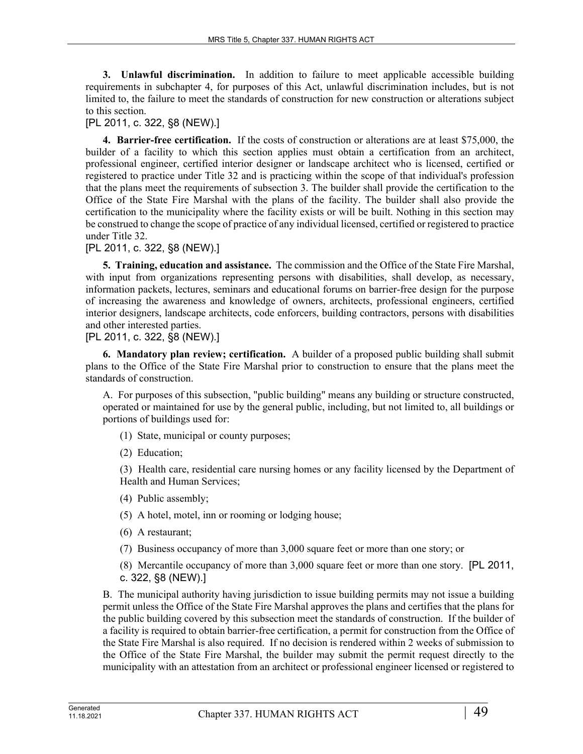**3. Unlawful discrimination.** In addition to failure to meet applicable accessible building requirements in subchapter 4, for purposes of this Act, unlawful discrimination includes, but is not limited to, the failure to meet the standards of construction for new construction or alterations subject to this section.

[PL 2011, c. 322, §8 (NEW).]

**4. Barrier-free certification.** If the costs of construction or alterations are at least $75,000, the builder of a facility to which this section applies must obtain a certification from an architect, professional engineer, certified interior designer or landscape architect who is licensed, certified or registered to practice under Title 32 and is practicing within the scope of that individual's profession that the plans meet the requirements of subsection 3. The builder shall provide the certification to the Office of the State Fire Marshal with the plans of the facility. The builder shall also provide the certification to the municipality where the facility exists or will be built. Nothing in this section may be construed to change the scope of practice of any individual licensed, certified or registered to practice under Title 32.

[PL 2011, c. 322, §8 (NEW).]

**5. Training, education and assistance.** The commission and the Office of the State Fire Marshal, with input from organizations representing persons with disabilities, shall develop, as necessary, information packets, lectures, seminars and educational forums on barrier-free design for the purpose of increasing the awareness and knowledge of owners, architects, professional engineers, certified interior designers, landscape architects, code enforcers, building contractors, persons with disabilities and other interested parties.

[PL 2011, c. 322, §8 (NEW).]

**6. Mandatory plan review; certification.** A builder of a proposed public building shall submit plans to the Office of the State Fire Marshal prior to construction to ensure that the plans meet the standards of construction.

A. For purposes of this subsection, "public building" means any building or structure constructed, operated or maintained for use by the general public, including, but not limited to, all buildings or portions of buildings used for:

(1) State, municipal or county purposes;

(2) Education;

(3) Health care, residential care nursing homes or any facility licensed by the Department of Health and Human Services;

(4) Public assembly;

(5) A hotel, motel, inn or rooming or lodging house;

(6) A restaurant;

(7) Business occupancy of more than 3,000 square feet or more than one story; or

(8) Mercantile occupancy of more than 3,000 square feet or more than one story. [PL 2011, c. 322, §8 (NEW).]

B. The municipal authority having jurisdiction to issue building permits may not issue a building permit unless the Office of the State Fire Marshal approves the plans and certifies that the plans for the public building covered by this subsection meet the standards of construction. If the builder of a facility is required to obtain barrier-free certification, a permit for construction from the Office of the State Fire Marshal is also required. If no decision is rendered within 2 weeks of submission to the Office of the State Fire Marshal, the builder may submit the permit request directly to the municipality with an attestation from an architect or professional engineer licensed or registered to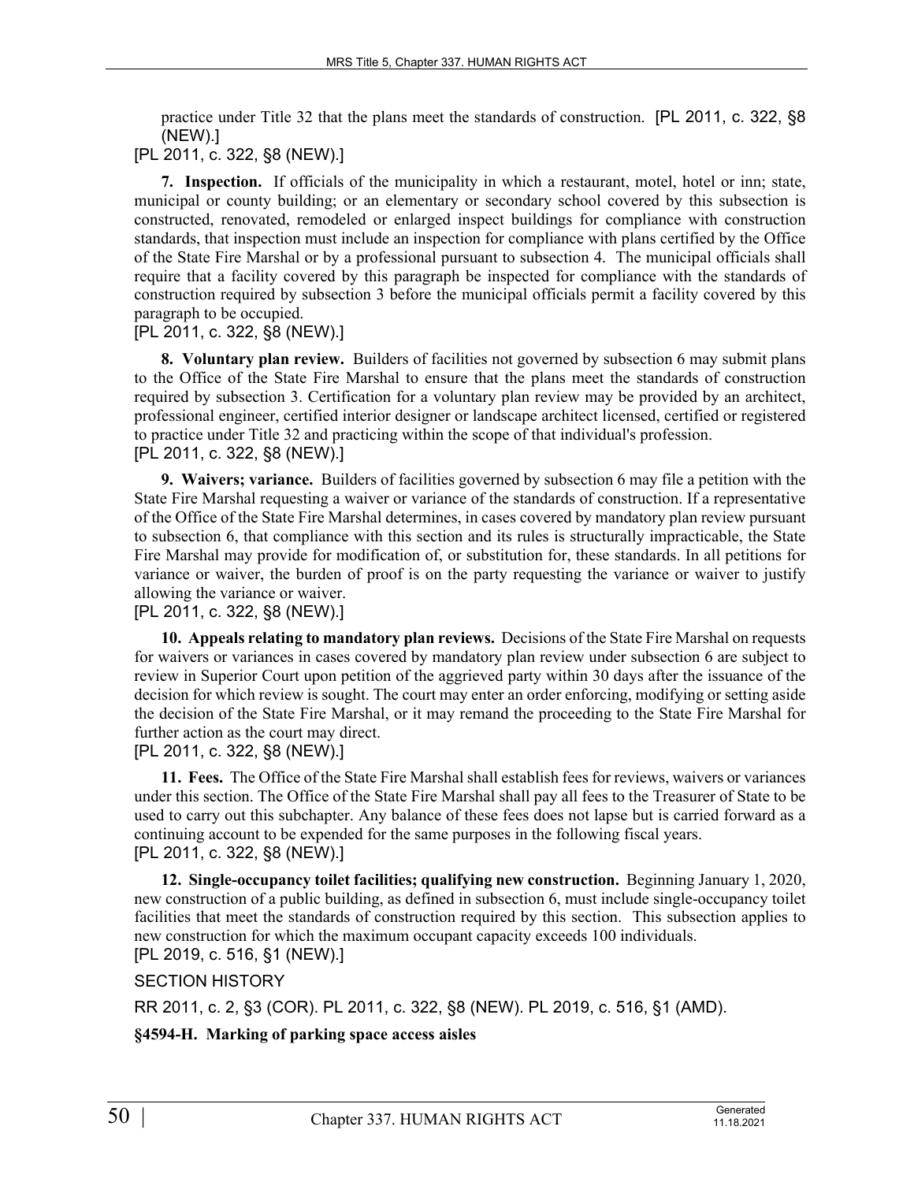practice under Title 32 that the plans meet the standards of construction. [PL 2011, c. 322, §8 (NEW).]

[PL 2011, c. 322, §8 (NEW).]

**7. Inspection.** If officials of the municipality in which a restaurant, motel, hotel or inn; state, municipal or county building; or an elementary or secondary school covered by this subsection is constructed, renovated, remodeled or enlarged inspect buildings for compliance with construction standards, that inspection must include an inspection for compliance with plans certified by the Office of the State Fire Marshal or by a professional pursuant to subsection 4. The municipal officials shall require that a facility covered by this paragraph be inspected for compliance with the standards of construction required by subsection 3 before the municipal officials permit a facility covered by this paragraph to be occupied.

[PL 2011, c. 322, §8 (NEW).]

**8. Voluntary plan review.** Builders of facilities not governed by subsection 6 may submit plans to the Office of the State Fire Marshal to ensure that the plans meet the standards of construction required by subsection 3. Certification for a voluntary plan review may be provided by an architect, professional engineer, certified interior designer or landscape architect licensed, certified or registered to practice under Title 32 and practicing within the scope of that individual's profession.

[PL 2011, c. 322, §8 (NEW).]

**9. Waivers; variance.** Builders of facilities governed by subsection 6 may file a petition with the State Fire Marshal requesting a waiver or variance of the standards of construction. If a representative of the Office of the State Fire Marshal determines, in cases covered by mandatory plan review pursuant to subsection 6, that compliance with this section and its rules is structurally impracticable, the State Fire Marshal may provide for modification of, or substitution for, these standards. In all petitions for variance or waiver, the burden of proof is on the party requesting the variance or waiver to justify allowing the variance or waiver.

[PL 2011, c. 322, §8 (NEW).]

**10. Appeals relating to mandatory plan reviews.** Decisions of the State Fire Marshal on requests for waivers or variances in cases covered by mandatory plan review under subsection 6 are subject to review in Superior Court upon petition of the aggrieved party within 30 days after the issuance of the decision for which review is sought. The court may enter an order enforcing, modifying or setting aside the decision of the State Fire Marshal, or it may remand the proceeding to the State Fire Marshal for further action as the court may direct.

[PL 2011, c. 322, §8 (NEW).]

**11. Fees.** The Office of the State Fire Marshal shall establish fees for reviews, waivers or variances under this section. The Office of the State Fire Marshal shall pay all fees to the Treasurer of State to be used to carry out this subchapter. Any balance of these fees does not lapse but is carried forward as a continuing account to be expended for the same purposes in the following fiscal years.

[PL 2011, c. 322, §8 (NEW).]

**12. Single-occupancy toilet facilities; qualifying new construction.** Beginning January 1, 2020, new construction of a public building, as defined in subsection 6, must include single-occupancy toilet facilities that meet the standards of construction required by this section. This subsection applies to new construction for which the maximum occupant capacity exceeds 100 individuals.

[PL 2019, c. 516, §1 (NEW).]

SECTION HISTORY

RR 2011, c. 2, §3 (COR). PL 2011, c. 322, §8 (NEW). PL 2019, c. 516, §1 (AMD).

**§4594-H. Marking of parking space access aisles**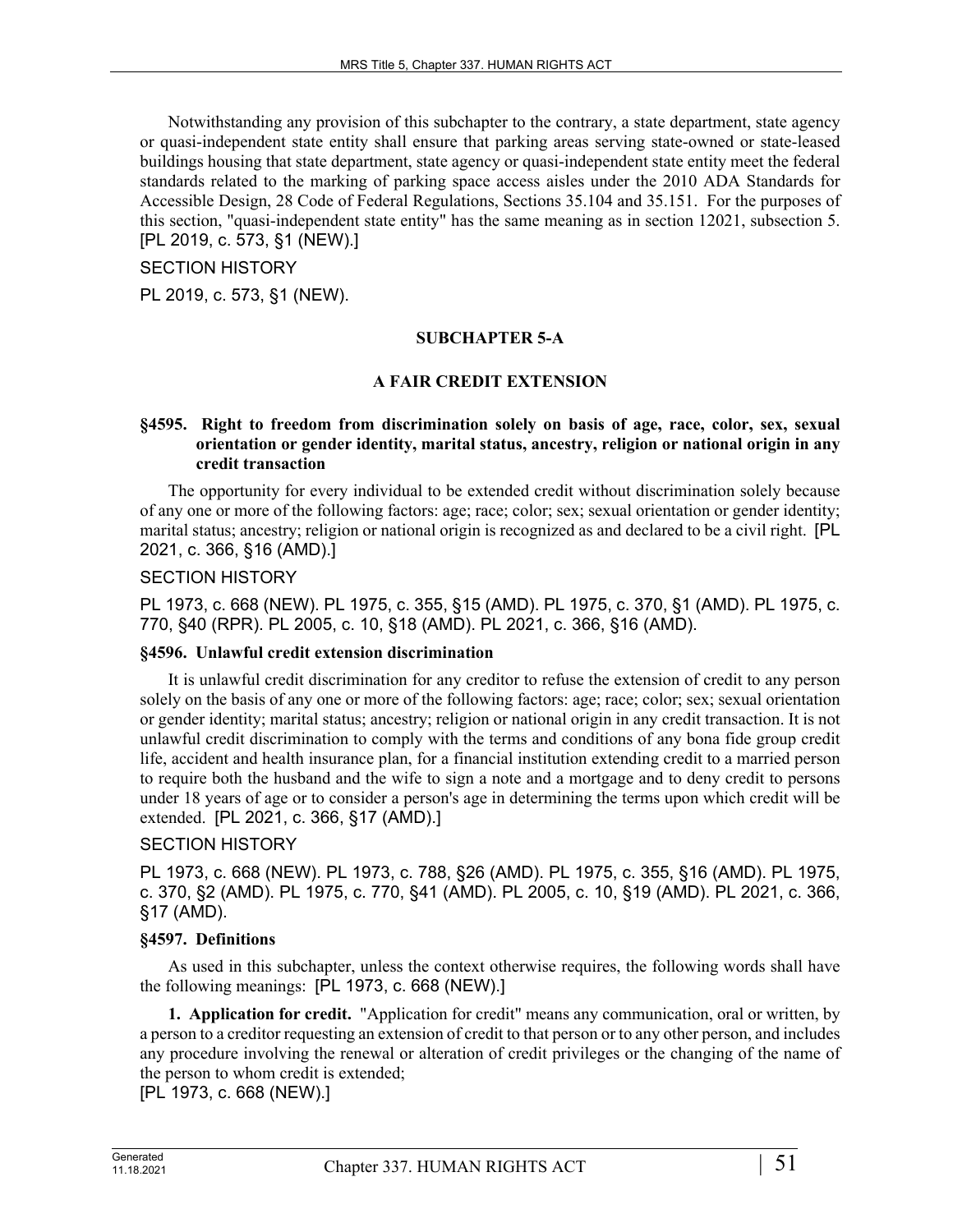Notwithstanding any provision of this subchapter to the contrary, a state department, state agency or quasi-independent state entity shall ensure that parking areas serving state-owned or state-leased buildings housing that state department, state agency or quasi-independent state entity meet the federal standards related to the marking of parking space access aisles under the 2010 ADA Standards for Accessible Design, 28 Code of Federal Regulations, Sections 35.104 and 35.151. For the purposes of this section, "quasi-independent state entity" has the same meaning as in section 12021, subsection 5. [PL 2019, c. 573, §1 (NEW).]

SECTION HISTORY

PL 2019, c. 573, §1 (NEW).

## SUBCHAPTER 5-A

## A FAIR CREDIT EXTENSION

### §4595. Right to freedom from discrimination solely on basis of age, race, color, sex, sexual orientation or gender identity, marital status, ancestry, religion or national origin in any credit transaction

The opportunity for every individual to be extended credit without discrimination solely because of any one or more of the following factors: age; race; color; sex; sexual orientation or gender identity; marital status; ancestry; religion or national origin is recognized as and declared to be a civil right. [PL 2021, c. 366, §16 (AMD).]

SECTION HISTORY

PL 1973, c. 668 (NEW). PL 1975, c. 355, §15 (AMD). PL 1975, c. 370, §1 (AMD). PL 1975, c. 770, §40 (RPR). PL 2005, c. 10, §18 (AMD). PL 2021, c. 366, §16 (AMD).

### §4596. Unlawful credit extension discrimination

It is unlawful credit discrimination for any creditor to refuse the extension of credit to any person solely on the basis of any one or more of the following factors: age; race; color; sex; sexual orientation or gender identity; marital status; ancestry; religion or national origin in any credit transaction. It is not unlawful credit discrimination to comply with the terms and conditions of any bona fide group credit life, accident and health insurance plan, for a financial institution extending credit to a married person to require both the husband and the wife to sign a note and a mortgage and to deny credit to persons under 18 years of age or to consider a person's age in determining the terms upon which credit will be extended. [PL 2021, c. 366, §17 (AMD).]

SECTION HISTORY

PL 1973, c. 668 (NEW). PL 1973, c. 788, §26 (AMD). PL 1975, c. 355, §16 (AMD). PL 1975, c. 370, §2 (AMD). PL 1975, c. 770, §41 (AMD). PL 2005, c. 10, §19 (AMD). PL 2021, c. 366, §17 (AMD).

### §4597. Definitions

As used in this subchapter, unless the context otherwise requires, the following words shall have the following meanings: [PL 1973, c. 668 (NEW).]

**1. Application for credit.** "Application for credit" means any communication, oral or written, by a person to a creditor requesting an extension of credit to that person or to any other person, and includes any procedure involving the renewal or alteration of credit privileges or the changing of the name of the person to whom credit is extended;

[PL 1973, c. 668 (NEW).]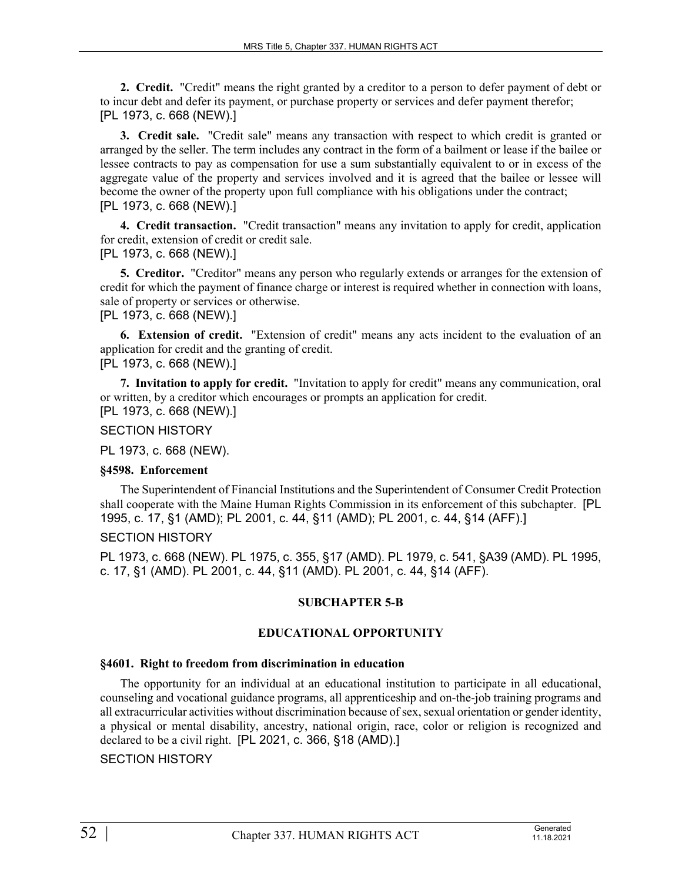**2. Credit.** "Credit" means the right granted by a creditor to a person to defer payment of debt or to incur debt and defer its payment, or purchase property or services and defer payment therefor;
[PL 1973, c. 668 (NEW).]

**3. Credit sale.** "Credit sale" means any transaction with respect to which credit is granted or arranged by the seller. The term includes any contract in the form of a bailment or lease if the bailee or lessee contracts to pay as compensation for use a sum substantially equivalent to or in excess of the aggregate value of the property and services involved and it is agreed that the bailee or lessee will become the owner of the property upon full compliance with his obligations under the contract;
[PL 1973, c. 668 (NEW).]

**4. Credit transaction.** "Credit transaction" means any invitation to apply for credit, application for credit, extension of credit or credit sale.
[PL 1973, c. 668 (NEW).]

**5. Creditor.** "Creditor" means any person who regularly extends or arranges for the extension of credit for which the payment of finance charge or interest is required whether in connection with loans, sale of property or services or otherwise.
[PL 1973, c. 668 (NEW).]

**6. Extension of credit.** "Extension of credit" means any acts incident to the evaluation of an application for credit and the granting of credit.
[PL 1973, c. 668 (NEW).]

**7. Invitation to apply for credit.** "Invitation to apply for credit" means any communication, oral or written, by a creditor which encourages or prompts an application for credit.
[PL 1973, c. 668 (NEW).]

SECTION HISTORY

PL 1973, c. 668 (NEW).

### §4598. Enforcement

The Superintendent of Financial Institutions and the Superintendent of Consumer Credit Protection shall cooperate with the Maine Human Rights Commission in its enforcement of this subchapter. [PL 1995, c. 17, §1 (AMD); PL 2001, c. 44, §11 (AMD); PL 2001, c. 44, §14 (AFF).]

SECTION HISTORY

PL 1973, c. 668 (NEW). PL 1975, c. 355, §17 (AMD). PL 1979, c. 541, §A39 (AMD). PL 1995, c. 17, §1 (AMD). PL 2001, c. 44, §11 (AMD). PL 2001, c. 44, §14 (AFF).

## SUBCHAPTER 5-B

## EDUCATIONAL OPPORTUNITY

### §4601. Right to freedom from discrimination in education

The opportunity for an individual at an educational institution to participate in all educational, counseling and vocational guidance programs, all apprenticeship and on-the-job training programs and all extracurricular activities without discrimination because of sex, sexual orientation or gender identity, a physical or mental disability, ancestry, national origin, race, color or religion is recognized and declared to be a civil right. [PL 2021, c. 366, §18 (AMD).]

SECTION HISTORY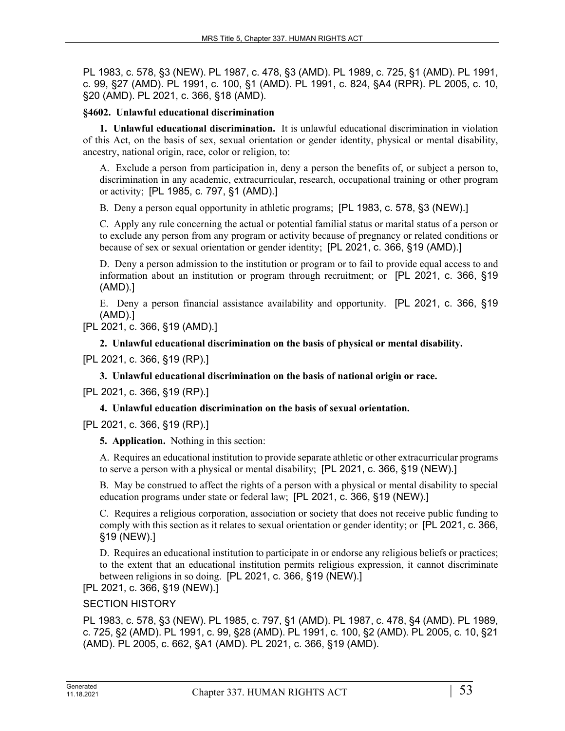PL 1983, c. 578, §3 (NEW). PL 1987, c. 478, §3 (AMD). PL 1989, c. 725, §1 (AMD). PL 1991, c. 99, §27 (AMD). PL 1991, c. 100, §1 (AMD). PL 1991, c. 824, §A4 (RPR). PL 2005, c. 10, §20 (AMD). PL 2021, c. 366, §18 (AMD).

**§4602. Unlawful educational discrimination**

**1. Unlawful educational discrimination.** It is unlawful educational discrimination in violation of this Act, on the basis of sex, sexual orientation or gender identity, physical or mental disability, ancestry, national origin, race, color or religion, to:

A. Exclude a person from participation in, deny a person the benefits of, or subject a person to, discrimination in any academic, extracurricular, research, occupational training or other program or activity; [PL 1985, c. 797, §1 (AMD).]

B. Deny a person equal opportunity in athletic programs; [PL 1983, c. 578, §3 (NEW).]

C. Apply any rule concerning the actual or potential familial status or marital status of a person or to exclude any person from any program or activity because of pregnancy or related conditions or because of sex or sexual orientation or gender identity; [PL 2021, c. 366, §19 (AMD).]

D. Deny a person admission to the institution or program or to fail to provide equal access to and information about an institution or program through recruitment; or [PL 2021, c. 366, §19 (AMD).]

E. Deny a person financial assistance availability and opportunity. [PL 2021, c. 366, §19 (AMD).]

[PL 2021, c. 366, §19 (AMD).]

**2. Unlawful educational discrimination on the basis of physical or mental disability.**

[PL 2021, c. 366, §19 (RP).]

**3. Unlawful educational discrimination on the basis of national origin or race.**

[PL 2021, c. 366, §19 (RP).]

**4. Unlawful education discrimination on the basis of sexual orientation.**

[PL 2021, c. 366, §19 (RP).]

**5. Application.** Nothing in this section:

A. Requires an educational institution to provide separate athletic or other extracurricular programs to serve a person with a physical or mental disability; [PL 2021, c. 366, §19 (NEW).]

B. May be construed to affect the rights of a person with a physical or mental disability to special education programs under state or federal law; [PL 2021, c. 366, §19 (NEW).]

C. Requires a religious corporation, association or society that does not receive public funding to comply with this section as it relates to sexual orientation or gender identity; or [PL 2021, c. 366, §19 (NEW).]

D. Requires an educational institution to participate in or endorse any religious beliefs or practices; to the extent that an educational institution permits religious expression, it cannot discriminate between religions in so doing. [PL 2021, c. 366, §19 (NEW).]

[PL 2021, c. 366, §19 (NEW).]

SECTION HISTORY

PL 1983, c. 578, §3 (NEW). PL 1985, c. 797, §1 (AMD). PL 1987, c. 478, §4 (AMD). PL 1989, c. 725, §2 (AMD). PL 1991, c. 99, §28 (AMD). PL 1991, c. 100, §2 (AMD). PL 2005, c. 10, §21 (AMD). PL 2005, c. 662, §A1 (AMD). PL 2021, c. 366, §19 (AMD).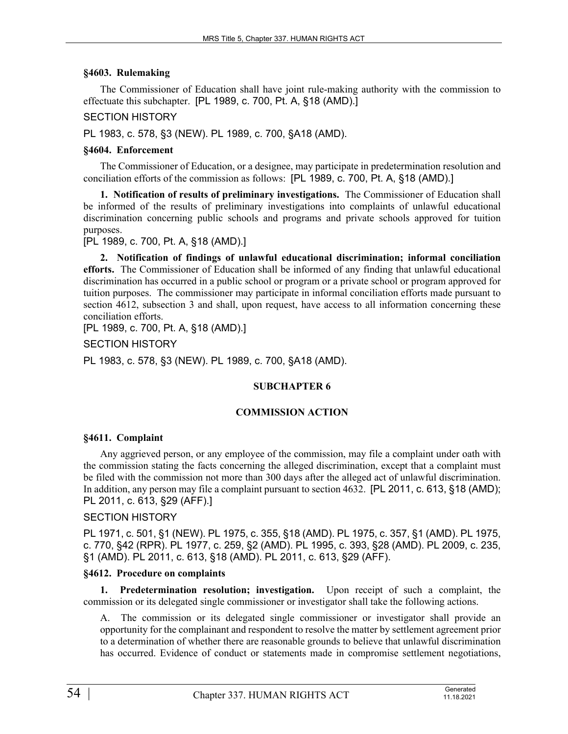### §4603. Rulemaking

The Commissioner of Education shall have joint rule-making authority with the commission to effectuate this subchapter. [PL 1989, c. 700, Pt. A, §18 (AMD).]

SECTION HISTORY

PL 1983, c. 578, §3 (NEW). PL 1989, c. 700, §A18 (AMD).

### §4604. Enforcement

The Commissioner of Education, or a designee, may participate in predetermination resolution and conciliation efforts of the commission as follows: [PL 1989, c. 700, Pt. A, §18 (AMD).]

**1. Notification of results of preliminary investigations.** The Commissioner of Education shall be informed of the results of preliminary investigations into complaints of unlawful educational discrimination concerning public schools and programs and private schools approved for tuition purposes.

[PL 1989, c. 700, Pt. A, §18 (AMD).]

**2. Notification of findings of unlawful educational discrimination; informal conciliation efforts.** The Commissioner of Education shall be informed of any finding that unlawful educational discrimination has occurred in a public school or program or a private school or program approved for tuition purposes. The commissioner may participate in informal conciliation efforts made pursuant to section 4612, subsection 3 and shall, upon request, have access to all information concerning these conciliation efforts.

[PL 1989, c. 700, Pt. A, §18 (AMD).]

SECTION HISTORY

PL 1983, c. 578, §3 (NEW). PL 1989, c. 700, §A18 (AMD).

## SUBCHAPTER 6

## COMMISSION ACTION

### §4611. Complaint

Any aggrieved person, or any employee of the commission, may file a complaint under oath with the commission stating the facts concerning the alleged discrimination, except that a complaint must be filed with the commission not more than 300 days after the alleged act of unlawful discrimination. In addition, any person may file a complaint pursuant to section 4632. [PL 2011, c. 613, §18 (AMD); PL 2011, c. 613, §29 (AFF).]

SECTION HISTORY

PL 1971, c. 501, §1 (NEW). PL 1975, c. 355, §18 (AMD). PL 1975, c. 357, §1 (AMD). PL 1975, c. 770, §42 (RPR). PL 1977, c. 259, §2 (AMD). PL 1995, c. 393, §28 (AMD). PL 2009, c. 235, §1 (AMD). PL 2011, c. 613, §18 (AMD). PL 2011, c. 613, §29 (AFF).

### §4612. Procedure on complaints

**1. Predetermination resolution; investigation.** Upon receipt of such a complaint, the commission or its delegated single commissioner or investigator shall take the following actions.

A. The commission or its delegated single commissioner or investigator shall provide an opportunity for the complainant and respondent to resolve the matter by settlement agreement prior to a determination of whether there are reasonable grounds to believe that unlawful discrimination has occurred. Evidence of conduct or statements made in compromise settlement negotiations,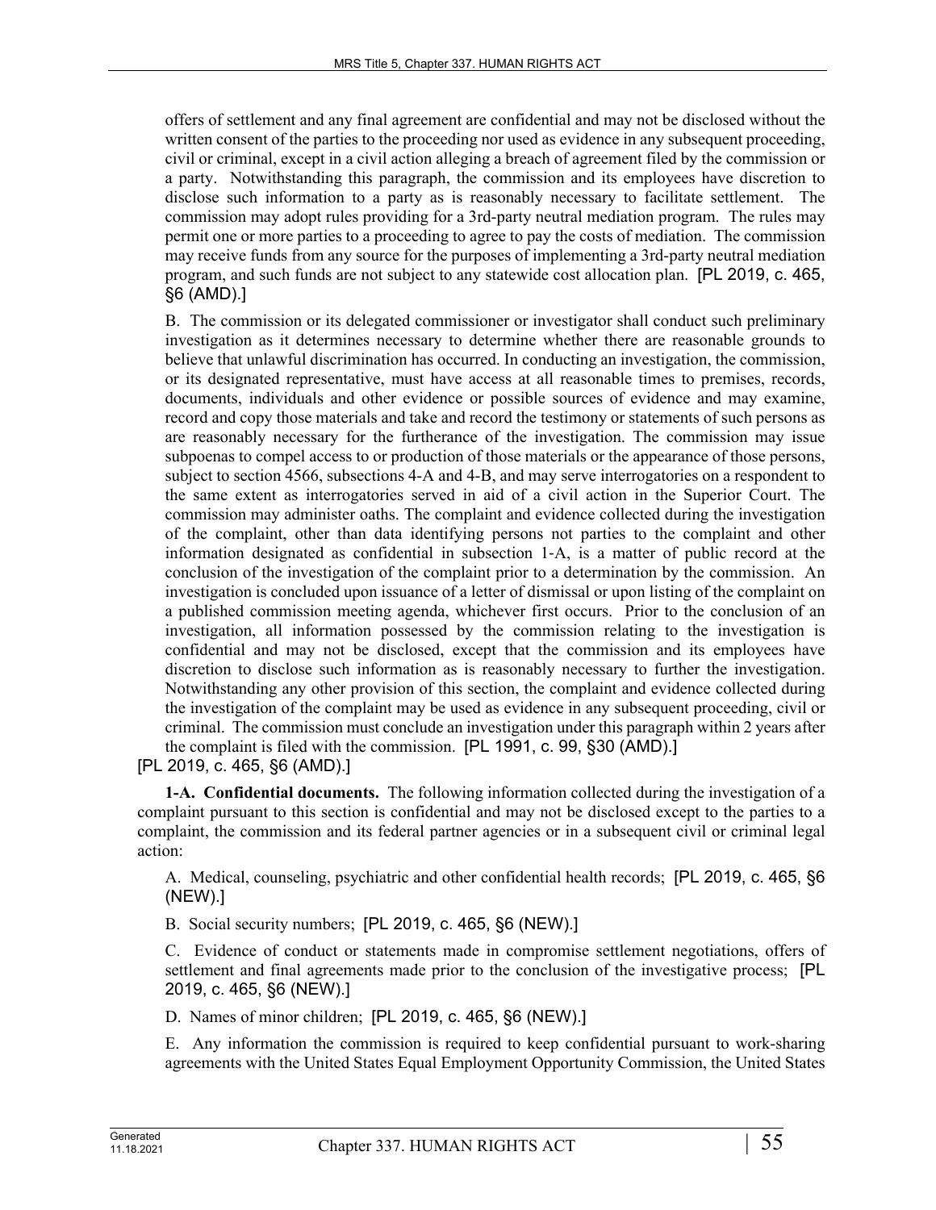offers of settlement and any final agreement are confidential and may not be disclosed without the written consent of the parties to the proceeding nor used as evidence in any subsequent proceeding, civil or criminal, except in a civil action alleging a breach of agreement filed by the commission or a party. Notwithstanding this paragraph, the commission and its employees have discretion to disclose such information to a party as is reasonably necessary to facilitate settlement. The commission may adopt rules providing for a 3rd-party neutral mediation program. The rules may permit one or more parties to a proceeding to agree to pay the costs of mediation. The commission may receive funds from any source for the purposes of implementing a 3rd-party neutral mediation program, and such funds are not subject to any statewide cost allocation plan. [PL 2019, c. 465, §6 (AMD).]

B. The commission or its delegated commissioner or investigator shall conduct such preliminary investigation as it determines necessary to determine whether there are reasonable grounds to believe that unlawful discrimination has occurred. In conducting an investigation, the commission, or its designated representative, must have access at all reasonable times to premises, records, documents, individuals and other evidence or possible sources of evidence and may examine, record and copy those materials and take and record the testimony or statements of such persons as are reasonably necessary for the furtherance of the investigation. The commission may issue subpoenas to compel access to or production of those materials or the appearance of those persons, subject to section 4566, subsections 4-A and 4-B, and may serve interrogatories on a respondent to the same extent as interrogatories served in aid of a civil action in the Superior Court. The commission may administer oaths. The complaint and evidence collected during the investigation of the complaint, other than data identifying persons not parties to the complaint and other information designated as confidential in subsection 1-A, is a matter of public record at the conclusion of the investigation of the complaint prior to a determination by the commission. An investigation is concluded upon issuance of a letter of dismissal or upon listing of the complaint on a published commission meeting agenda, whichever first occurs. Prior to the conclusion of an investigation, all information possessed by the commission relating to the investigation is confidential and may not be disclosed, except that the commission and its employees have discretion to disclose such information as is reasonably necessary to further the investigation. Notwithstanding any other provision of this section, the complaint and evidence collected during the investigation of the complaint may be used as evidence in any subsequent proceeding, civil or criminal. The commission must conclude an investigation under this paragraph within 2 years after the complaint is filed with the commission. [PL 1991, c. 99, §30 (AMD).]

[PL 2019, c. 465, §6 (AMD).]

**1-A. Confidential documents.** The following information collected during the investigation of a complaint pursuant to this section is confidential and may not be disclosed except to the parties to a complaint, the commission and its federal partner agencies or in a subsequent civil or criminal legal action:

A. Medical, counseling, psychiatric and other confidential health records; [PL 2019, c. 465, §6 (NEW).]

B. Social security numbers; [PL 2019, c. 465, §6 (NEW).]

C. Evidence of conduct or statements made in compromise settlement negotiations, offers of settlement and final agreements made prior to the conclusion of the investigative process; [PL 2019, c. 465, §6 (NEW).]

D. Names of minor children; [PL 2019, c. 465, §6 (NEW).]

E. Any information the commission is required to keep confidential pursuant to work-sharing agreements with the United States Equal Employment Opportunity Commission, the United States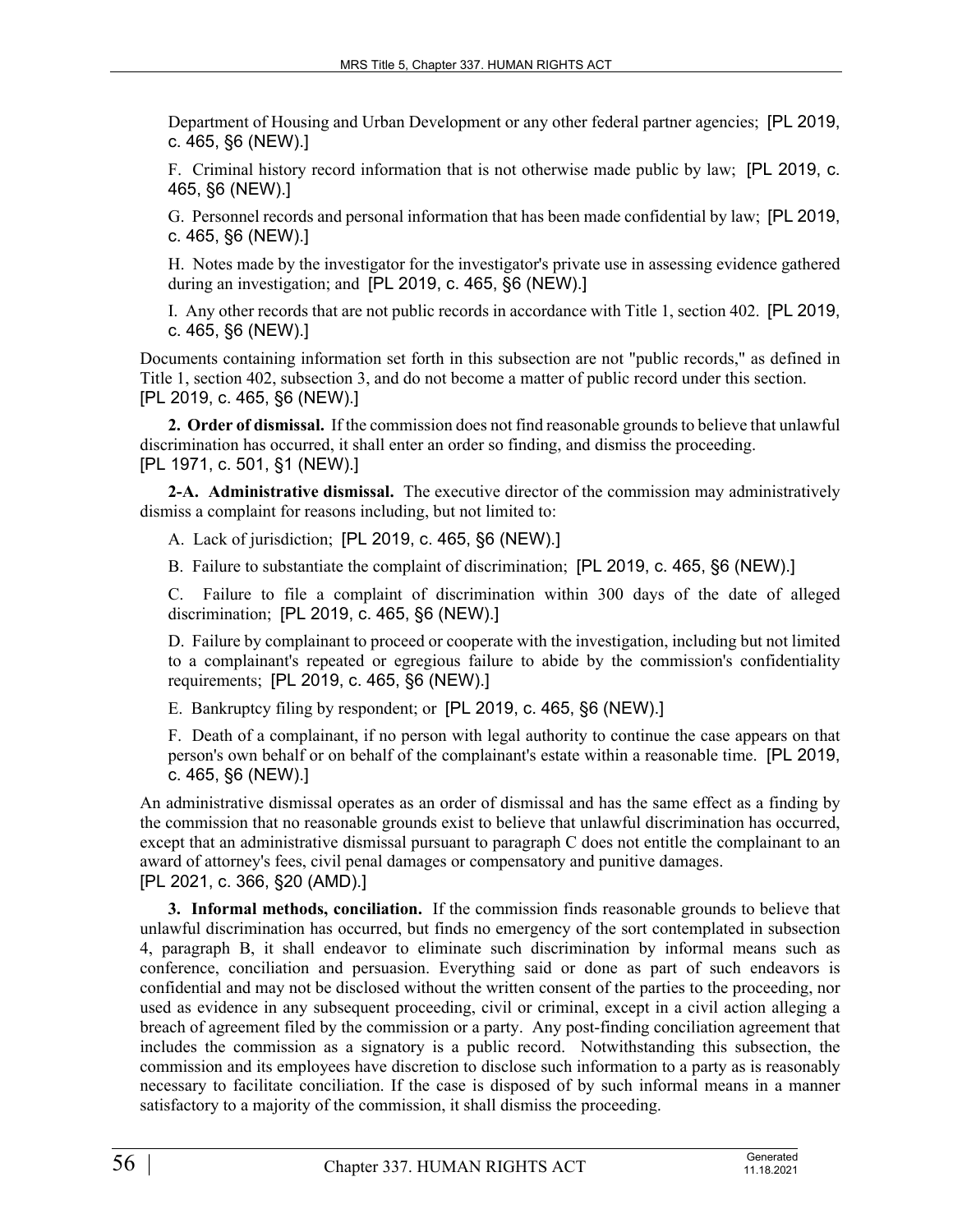Department of Housing and Urban Development or any other federal partner agencies; [PL 2019, c. 465, §6 (NEW).]

F. Criminal history record information that is not otherwise made public by law; [PL 2019, c. 465, §6 (NEW).]

G. Personnel records and personal information that has been made confidential by law; [PL 2019, c. 465, §6 (NEW).]

H. Notes made by the investigator for the investigator's private use in assessing evidence gathered during an investigation; and [PL 2019, c. 465, §6 (NEW).]

I. Any other records that are not public records in accordance with Title 1, section 402. [PL 2019, c. 465, §6 (NEW).]

Documents containing information set forth in this subsection are not "public records," as defined in Title 1, section 402, subsection 3, and do not become a matter of public record under this section.
[PL 2019, c. 465, §6 (NEW).]

**2. Order of dismissal.** If the commission does not find reasonable grounds to believe that unlawful discrimination has occurred, it shall enter an order so finding, and dismiss the proceeding.
[PL 1971, c. 501, §1 (NEW).]

**2-A. Administrative dismissal.** The executive director of the commission may administratively dismiss a complaint for reasons including, but not limited to:

A. Lack of jurisdiction; [PL 2019, c. 465, §6 (NEW).]

B. Failure to substantiate the complaint of discrimination; [PL 2019, c. 465, §6 (NEW).]

C. Failure to file a complaint of discrimination within 300 days of the date of alleged discrimination; [PL 2019, c. 465, §6 (NEW).]

D. Failure by complainant to proceed or cooperate with the investigation, including but not limited to a complainant's repeated or egregious failure to abide by the commission's confidentiality requirements; [PL 2019, c. 465, §6 (NEW).]

E. Bankruptcy filing by respondent; or [PL 2019, c. 465, §6 (NEW).]

F. Death of a complainant, if no person with legal authority to continue the case appears on that person's own behalf or on behalf of the complainant's estate within a reasonable time. [PL 2019, c. 465, §6 (NEW).]

An administrative dismissal operates as an order of dismissal and has the same effect as a finding by the commission that no reasonable grounds exist to believe that unlawful discrimination has occurred, except that an administrative dismissal pursuant to paragraph C does not entitle the complainant to an award of attorney's fees, civil penal damages or compensatory and punitive damages.
[PL 2021, c. 366, §20 (AMD).]

**3. Informal methods, conciliation.** If the commission finds reasonable grounds to believe that unlawful discrimination has occurred, but finds no emergency of the sort contemplated in subsection 4, paragraph B, it shall endeavor to eliminate such discrimination by informal means such as conference, conciliation and persuasion. Everything said or done as part of such endeavors is confidential and may not be disclosed without the written consent of the parties to the proceeding, nor used as evidence in any subsequent proceeding, civil or criminal, except in a civil action alleging a breach of agreement filed by the commission or a party. Any post-finding conciliation agreement that includes the commission as a signatory is a public record. Notwithstanding this subsection, the commission and its employees have discretion to disclose such information to a party as is reasonably necessary to facilitate conciliation. If the case is disposed of by such informal means in a manner satisfactory to a majority of the commission, it shall dismiss the proceeding.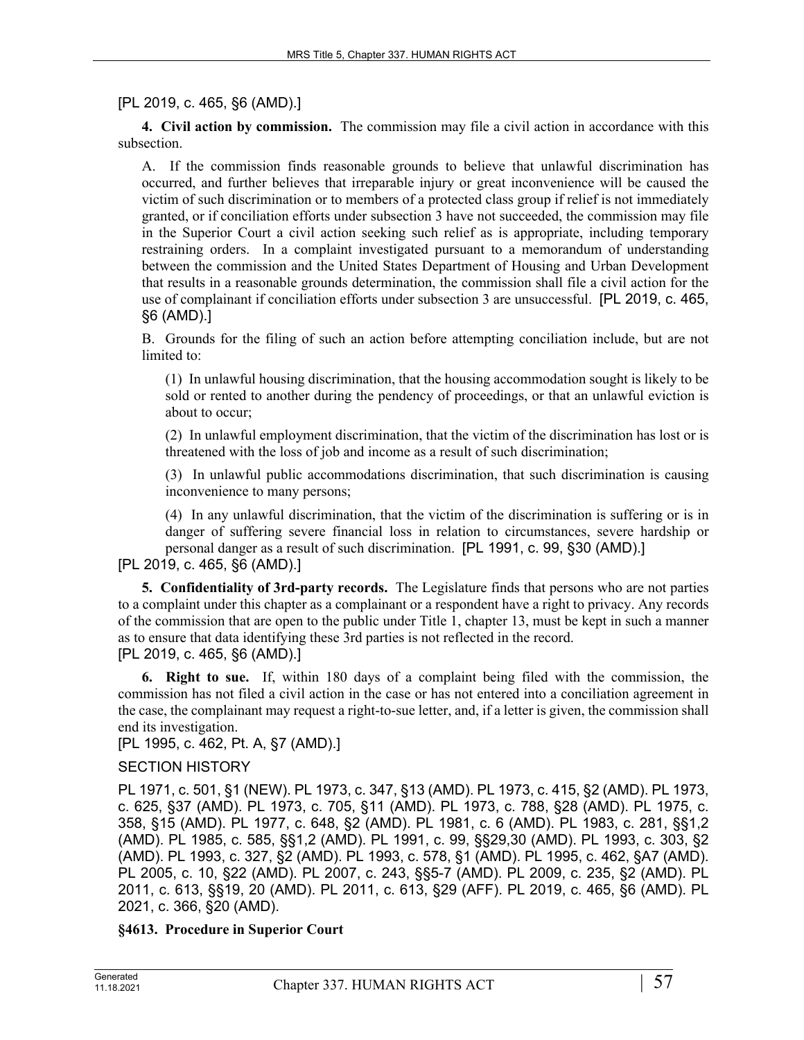[PL 2019, c. 465, §6 (AMD).]

**4. Civil action by commission.** The commission may file a civil action in accordance with this subsection.

A. If the commission finds reasonable grounds to believe that unlawful discrimination has occurred, and further believes that irreparable injury or great inconvenience will be caused the victim of such discrimination or to members of a protected class group if relief is not immediately granted, or if conciliation efforts under subsection 3 have not succeeded, the commission may file in the Superior Court a civil action seeking such relief as is appropriate, including temporary restraining orders. In a complaint investigated pursuant to a memorandum of understanding between the commission and the United States Department of Housing and Urban Development that results in a reasonable grounds determination, the commission shall file a civil action for the use of complainant if conciliation efforts under subsection 3 are unsuccessful. [PL 2019, c. 465, §6 (AMD).]

B. Grounds for the filing of such an action before attempting conciliation include, but are not limited to:

(1) In unlawful housing discrimination, that the housing accommodation sought is likely to be sold or rented to another during the pendency of proceedings, or that an unlawful eviction is about to occur;

(2) In unlawful employment discrimination, that the victim of the discrimination has lost or is threatened with the loss of job and income as a result of such discrimination;

(3) In unlawful public accommodations discrimination, that such discrimination is causing inconvenience to many persons;

(4) In any unlawful discrimination, that the victim of the discrimination is suffering or is in danger of suffering severe financial loss in relation to circumstances, severe hardship or personal danger as a result of such discrimination. [PL 1991, c. 99, §30 (AMD).]

[PL 2019, c. 465, §6 (AMD).]

**5. Confidentiality of 3rd-party records.** The Legislature finds that persons who are not parties to a complaint under this chapter as a complainant or a respondent have a right to privacy. Any records of the commission that are open to the public under Title 1, chapter 13, must be kept in such a manner as to ensure that data identifying these 3rd parties is not reflected in the record.
[PL 2019, c. 465, §6 (AMD).]

**6. Right to sue.** If, within 180 days of a complaint being filed with the commission, the commission has not filed a civil action in the case or has not entered into a conciliation agreement in the case, the complainant may request a right-to-sue letter, and, if a letter is given, the commission shall end its investigation.
[PL 1995, c. 462, Pt. A, §7 (AMD).]

SECTION HISTORY

PL 1971, c. 501, §1 (NEW). PL 1973, c. 347, §13 (AMD). PL 1973, c. 415, §2 (AMD). PL 1973, c. 625, §37 (AMD). PL 1973, c. 705, §11 (AMD). PL 1973, c. 788, §28 (AMD). PL 1975, c. 358, §15 (AMD). PL 1977, c. 648, §2 (AMD). PL 1981, c. 6 (AMD). PL 1983, c. 281, §§1,2 (AMD). PL 1985, c. 585, §§1,2 (AMD). PL 1991, c. 99, §§29,30 (AMD). PL 1993, c. 303, §2 (AMD). PL 1993, c. 327, §2 (AMD). PL 1993, c. 578, §1 (AMD). PL 1995, c. 462, §A7 (AMD). PL 2005, c. 10, §22 (AMD). PL 2007, c. 243, §§5-7 (AMD). PL 2009, c. 235, §2 (AMD). PL 2011, c. 613, §§19, 20 (AMD). PL 2011, c. 613, §29 (AFF). PL 2019, c. 465, §6 (AMD). PL 2021, c. 366, §20 (AMD).

**§4613. Procedure in Superior Court**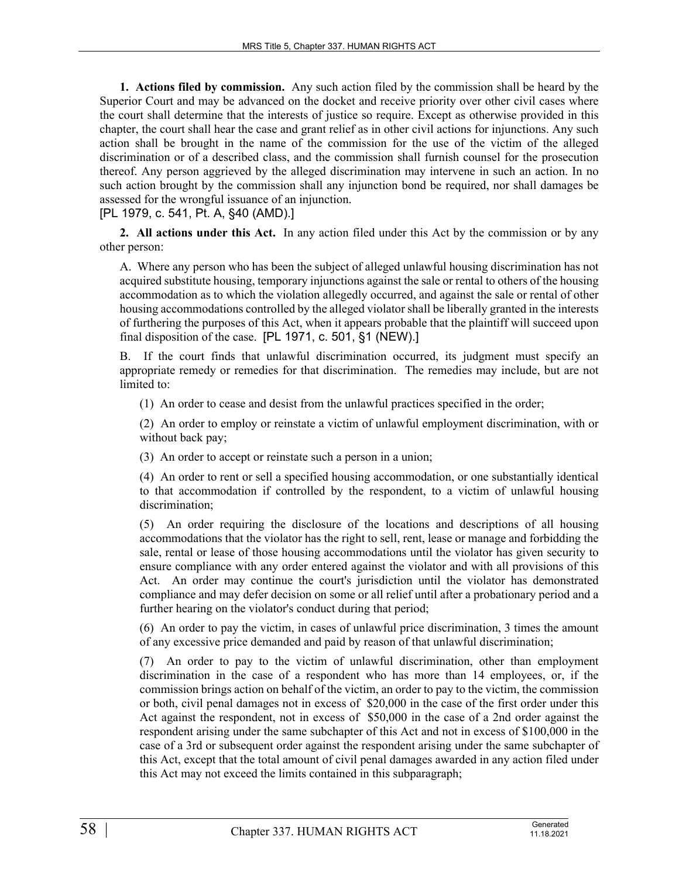**1. Actions filed by commission.** Any such action filed by the commission shall be heard by the Superior Court and may be advanced on the docket and receive priority over other civil cases where the court shall determine that the interests of justice so require. Except as otherwise provided in this chapter, the court shall hear the case and grant relief as in other civil actions for injunctions. Any such action shall be brought in the name of the commission for the use of the victim of the alleged discrimination or of a described class, and the commission shall furnish counsel for the prosecution thereof. Any person aggrieved by the alleged discrimination may intervene in such an action. In no such action brought by the commission shall any injunction bond be required, nor shall damages be assessed for the wrongful issuance of an injunction.

[PL 1979, c. 541, Pt. A, §40 (AMD).]

**2. All actions under this Act.** In any action filed under this Act by the commission or by any other person:

A. Where any person who has been the subject of alleged unlawful housing discrimination has not acquired substitute housing, temporary injunctions against the sale or rental to others of the housing accommodation as to which the violation allegedly occurred, and against the sale or rental of other housing accommodations controlled by the alleged violator shall be liberally granted in the interests of furthering the purposes of this Act, when it appears probable that the plaintiff will succeed upon final disposition of the case. [PL 1971, c. 501, §1 (NEW).]

B. If the court finds that unlawful discrimination occurred, its judgment must specify an appropriate remedy or remedies for that discrimination. The remedies may include, but are not limited to:

(1) An order to cease and desist from the unlawful practices specified in the order;

(2) An order to employ or reinstate a victim of unlawful employment discrimination, with or without back pay;

(3) An order to accept or reinstate such a person in a union;

(4) An order to rent or sell a specified housing accommodation, or one substantially identical to that accommodation if controlled by the respondent, to a victim of unlawful housing discrimination;

(5) An order requiring the disclosure of the locations and descriptions of all housing accommodations that the violator has the right to sell, rent, lease or manage and forbidding the sale, rental or lease of those housing accommodations until the violator has given security to ensure compliance with any order entered against the violator and with all provisions of this Act. An order may continue the court's jurisdiction until the violator has demonstrated compliance and may defer decision on some or all relief until after a probationary period and a further hearing on the violator's conduct during that period;

(6) An order to pay the victim, in cases of unlawful price discrimination, 3 times the amount of any excessive price demanded and paid by reason of that unlawful discrimination;

(7) An order to pay to the victim of unlawful discrimination, other than employment discrimination in the case of a respondent who has more than 14 employees, or, if the commission brings action on behalf of the victim, an order to pay to the victim, the commission or both, civil penal damages not in excess of $20,000 in the case of the first order under this Act against the respondent, not in excess of $50,000 in the case of a 2nd order against the respondent arising under the same subchapter of this Act and not in excess of $100,000 in the case of a 3rd or subsequent order against the respondent arising under the same subchapter of this Act, except that the total amount of civil penal damages awarded in any action filed under this Act may not exceed the limits contained in this subparagraph;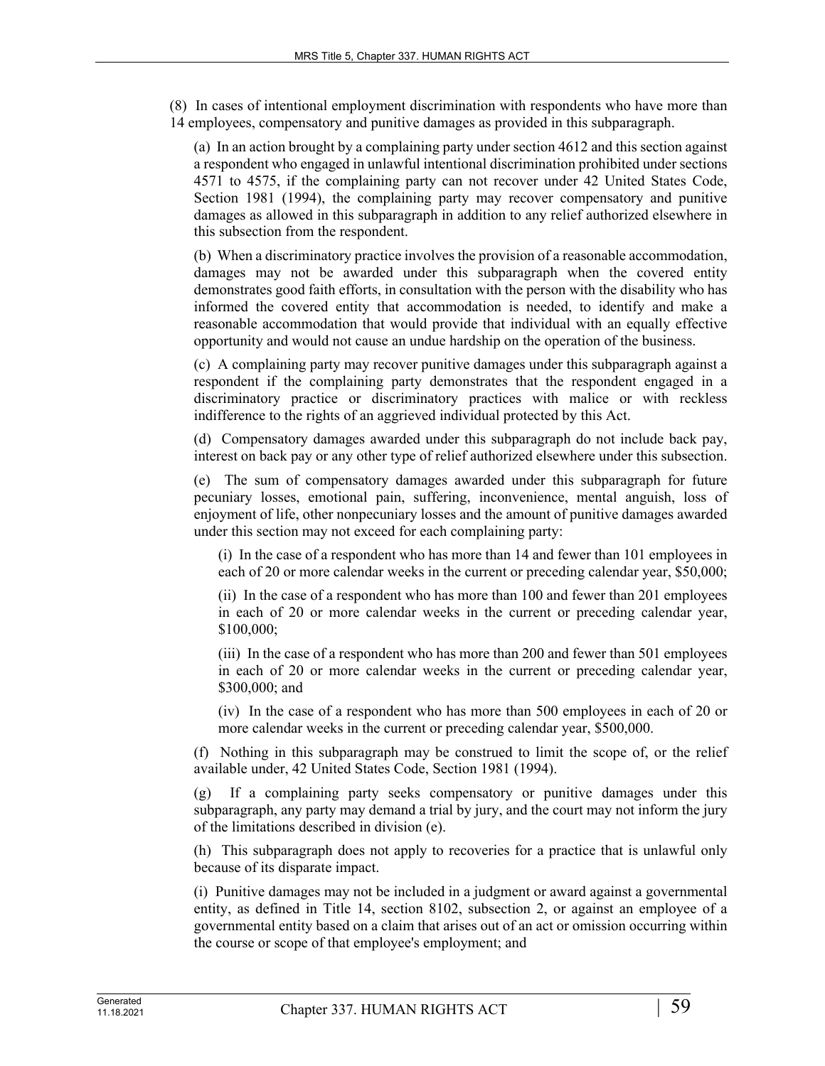(8) In cases of intentional employment discrimination with respondents who have more than 14 employees, compensatory and punitive damages as provided in this subparagraph.

(a) In an action brought by a complaining party under section 4612 and this section against a respondent who engaged in unlawful intentional discrimination prohibited under sections 4571 to 4575, if the complaining party can not recover under 42 United States Code, Section 1981 (1994), the complaining party may recover compensatory and punitive damages as allowed in this subparagraph in addition to any relief authorized elsewhere in this subsection from the respondent.

(b) When a discriminatory practice involves the provision of a reasonable accommodation, damages may not be awarded under this subparagraph when the covered entity demonstrates good faith efforts, in consultation with the person with the disability who has informed the covered entity that accommodation is needed, to identify and make a reasonable accommodation that would provide that individual with an equally effective opportunity and would not cause an undue hardship on the operation of the business.

(c) A complaining party may recover punitive damages under this subparagraph against a respondent if the complaining party demonstrates that the respondent engaged in a discriminatory practice or discriminatory practices with malice or with reckless indifference to the rights of an aggrieved individual protected by this Act.

(d) Compensatory damages awarded under this subparagraph do not include back pay, interest on back pay or any other type of relief authorized elsewhere under this subsection.

(e) The sum of compensatory damages awarded under this subparagraph for future pecuniary losses, emotional pain, suffering, inconvenience, mental anguish, loss of enjoyment of life, other nonpecuniary losses and the amount of punitive damages awarded under this section may not exceed for each complaining party:

(i) In the case of a respondent who has more than 14 and fewer than 101 employees in each of 20 or more calendar weeks in the current or preceding calendar year, $50,000;

(ii) In the case of a respondent who has more than 100 and fewer than 201 employees in each of 20 or more calendar weeks in the current or preceding calendar year, $100,000;

(iii) In the case of a respondent who has more than 200 and fewer than 501 employees in each of 20 or more calendar weeks in the current or preceding calendar year, $300,000; and

(iv) In the case of a respondent who has more than 500 employees in each of 20 or more calendar weeks in the current or preceding calendar year, $500,000.

(f) Nothing in this subparagraph may be construed to limit the scope of, or the relief available under, 42 United States Code, Section 1981 (1994).

(g) If a complaining party seeks compensatory or punitive damages under this subparagraph, any party may demand a trial by jury, and the court may not inform the jury of the limitations described in division (e).

(h) This subparagraph does not apply to recoveries for a practice that is unlawful only because of its disparate impact.

(i) Punitive damages may not be included in a judgment or award against a governmental entity, as defined in Title 14, section 8102, subsection 2, or against an employee of a governmental entity based on a claim that arises out of an act or omission occurring within the course or scope of that employee's employment; and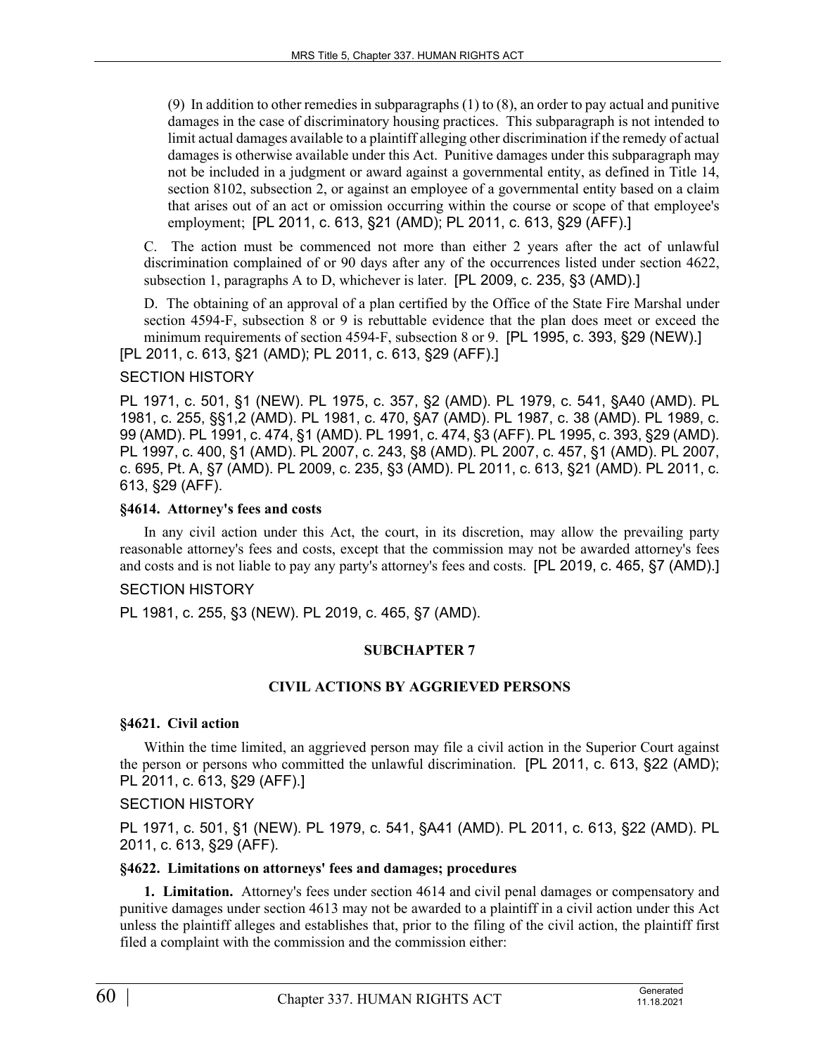(9) In addition to other remedies in subparagraphs (1) to (8), an order to pay actual and punitive damages in the case of discriminatory housing practices. This subparagraph is not intended to limit actual damages available to a plaintiff alleging other discrimination if the remedy of actual damages is otherwise available under this Act. Punitive damages under this subparagraph may not be included in a judgment or award against a governmental entity, as defined in Title 14, section 8102, subsection 2, or against an employee of a governmental entity based on a claim that arises out of an act or omission occurring within the course or scope of that employee's employment; [PL 2011, c. 613, §21 (AMD); PL 2011, c. 613, §29 (AFF).]

C. The action must be commenced not more than either 2 years after the act of unlawful discrimination complained of or 90 days after any of the occurrences listed under section 4622, subsection 1, paragraphs A to D, whichever is later. [PL 2009, c. 235, §3 (AMD).]

D. The obtaining of an approval of a plan certified by the Office of the State Fire Marshal under section 4594-F, subsection 8 or 9 is rebuttable evidence that the plan does meet or exceed the minimum requirements of section 4594-F, subsection 8 or 9. [PL 1995, c. 393, §29 (NEW).]

[PL 2011, c. 613, §21 (AMD); PL 2011, c. 613, §29 (AFF).]

SECTION HISTORY

PL 1971, c. 501, §1 (NEW). PL 1975, c. 357, §2 (AMD). PL 1979, c. 541, §A40 (AMD). PL 1981, c. 255, §§1,2 (AMD). PL 1981, c. 470, §A7 (AMD). PL 1987, c. 38 (AMD). PL 1989, c. 99 (AMD). PL 1991, c. 474, §1 (AMD). PL 1991, c. 474, §3 (AFF). PL 1995, c. 393, §29 (AMD). PL 1997, c. 400, §1 (AMD). PL 2007, c. 243, §8 (AMD). PL 2007, c. 457, §1 (AMD). PL 2007, c. 695, Pt. A, §7 (AMD). PL 2009, c. 235, §3 (AMD). PL 2011, c. 613, §21 (AMD). PL 2011, c. 613, §29 (AFF).

**§4614. Attorney's fees and costs**

In any civil action under this Act, the court, in its discretion, may allow the prevailing party reasonable attorney's fees and costs, except that the commission may not be awarded attorney's fees and costs and is not liable to pay any party's attorney's fees and costs. [PL 2019, c. 465, §7 (AMD).]

SECTION HISTORY

PL 1981, c. 255, §3 (NEW). PL 2019, c. 465, §7 (AMD).

## SUBCHAPTER 7

## CIVIL ACTIONS BY AGGRIEVED PERSONS

**§4621. Civil action**

Within the time limited, an aggrieved person may file a civil action in the Superior Court against the person or persons who committed the unlawful discrimination. [PL 2011, c. 613, §22 (AMD); PL 2011, c. 613, §29 (AFF).]

SECTION HISTORY

PL 1971, c. 501, §1 (NEW). PL 1979, c. 541, §A41 (AMD). PL 2011, c. 613, §22 (AMD). PL 2011, c. 613, §29 (AFF).

**§4622. Limitations on attorneys' fees and damages; procedures**

**1. Limitation.** Attorney's fees under section 4614 and civil penal damages or compensatory and punitive damages under section 4613 may not be awarded to a plaintiff in a civil action under this Act unless the plaintiff alleges and establishes that, prior to the filing of the civil action, the plaintiff first filed a complaint with the commission and the commission either: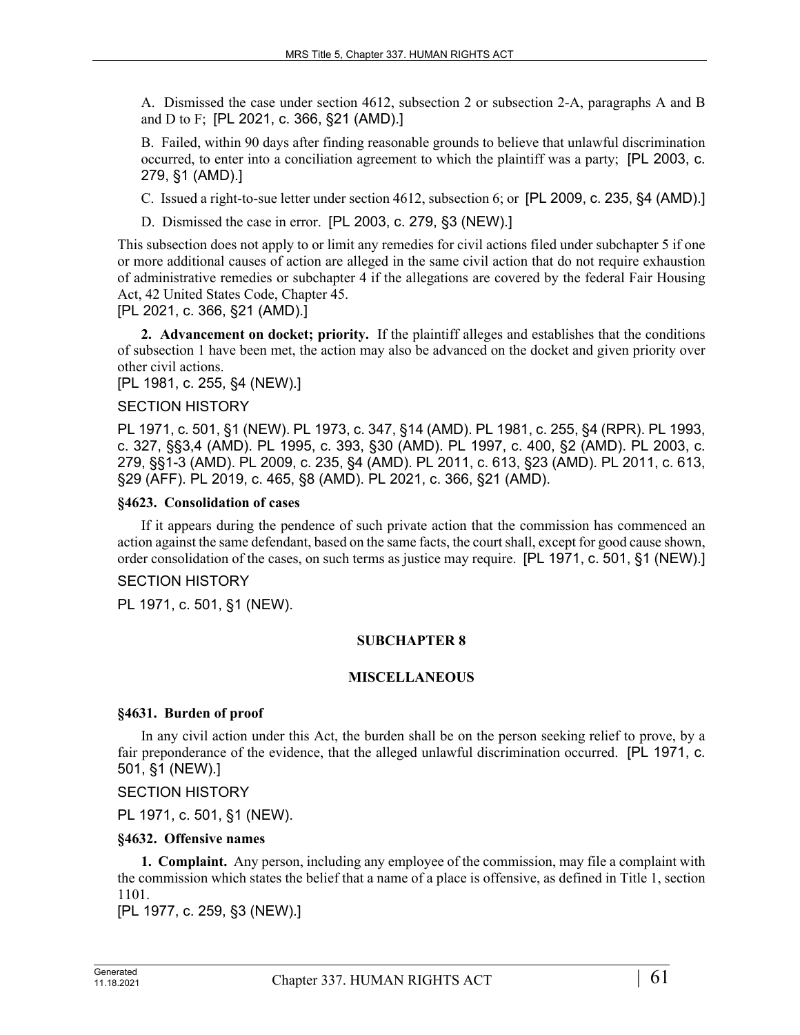A. Dismissed the case under section 4612, subsection 2 or subsection 2-A, paragraphs A and B and D to F; [PL 2021, c. 366, §21 (AMD).]

B. Failed, within 90 days after finding reasonable grounds to believe that unlawful discrimination occurred, to enter into a conciliation agreement to which the plaintiff was a party; [PL 2003, c. 279, §1 (AMD).]

C. Issued a right-to-sue letter under section 4612, subsection 6; or [PL 2009, c. 235, §4 (AMD).]

D. Dismissed the case in error. [PL 2003, c. 279, §3 (NEW).]

This subsection does not apply to or limit any remedies for civil actions filed under subchapter 5 if one or more additional causes of action are alleged in the same civil action that do not require exhaustion of administrative remedies or subchapter 4 if the allegations are covered by the federal Fair Housing Act, 42 United States Code, Chapter 45.

[PL 2021, c. 366, §21 (AMD).]

**2. Advancement on docket; priority.** If the plaintiff alleges and establishes that the conditions of subsection 1 have been met, the action may also be advanced on the docket and given priority over other civil actions.

[PL 1981, c. 255, §4 (NEW).]

SECTION HISTORY

PL 1971, c. 501, §1 (NEW). PL 1973, c. 347, §14 (AMD). PL 1981, c. 255, §4 (RPR). PL 1993, c. 327, §§3,4 (AMD). PL 1995, c. 393, §30 (AMD). PL 1997, c. 400, §2 (AMD). PL 2003, c. 279, §§1-3 (AMD). PL 2009, c. 235, §4 (AMD). PL 2011, c. 613, §23 (AMD). PL 2011, c. 613, §29 (AFF). PL 2019, c. 465, §8 (AMD). PL 2021, c. 366, §21 (AMD).

### §4623. Consolidation of cases

If it appears during the pendence of such private action that the commission has commenced an action against the same defendant, based on the same facts, the court shall, except for good cause shown, order consolidation of the cases, on such terms as justice may require. [PL 1971, c. 501, §1 (NEW).]

SECTION HISTORY

PL 1971, c. 501, §1 (NEW).

## SUBCHAPTER 8

## MISCELLANEOUS

### §4631. Burden of proof

In any civil action under this Act, the burden shall be on the person seeking relief to prove, by a fair preponderance of the evidence, that the alleged unlawful discrimination occurred. [PL 1971, c. 501, §1 (NEW).]

SECTION HISTORY

PL 1971, c. 501, §1 (NEW).

### §4632. Offensive names

**1. Complaint.** Any person, including any employee of the commission, may file a complaint with the commission which states the belief that a name of a place is offensive, as defined in Title 1, section 1101.

[PL 1977, c. 259, §3 (NEW).]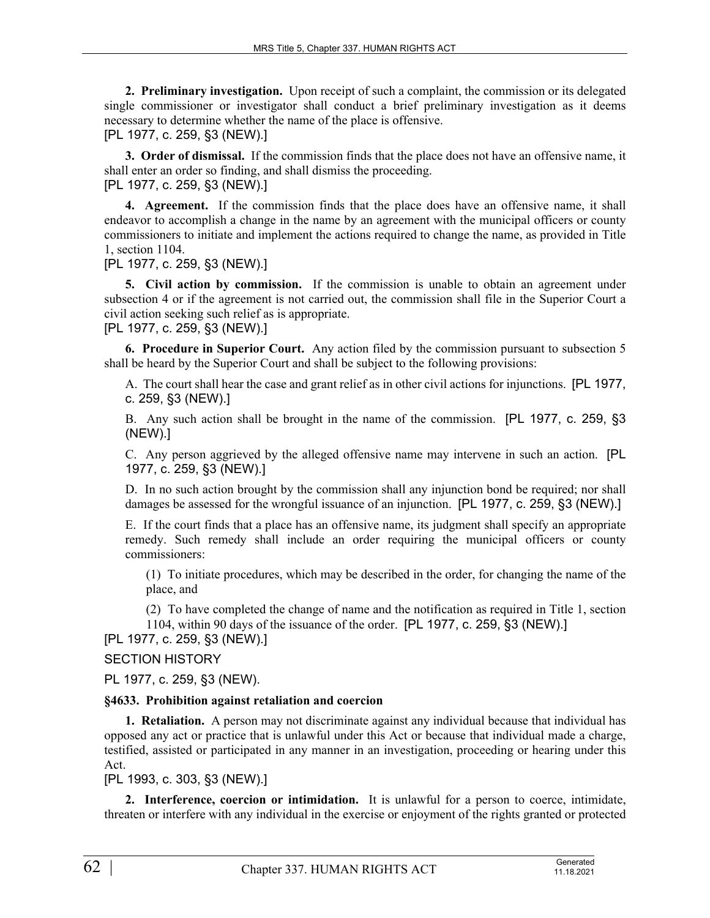**2. Preliminary investigation.** Upon receipt of such a complaint, the commission or its delegated single commissioner or investigator shall conduct a brief preliminary investigation as it deems necessary to determine whether the name of the place is offensive.

[PL 1977, c. 259, §3 (NEW).]

**3. Order of dismissal.** If the commission finds that the place does not have an offensive name, it shall enter an order so finding, and shall dismiss the proceeding.

[PL 1977, c. 259, §3 (NEW).]

**4. Agreement.** If the commission finds that the place does have an offensive name, it shall endeavor to accomplish a change in the name by an agreement with the municipal officers or county commissioners to initiate and implement the actions required to change the name, as provided in Title 1, section 1104.

[PL 1977, c. 259, §3 (NEW).]

**5. Civil action by commission.** If the commission is unable to obtain an agreement under subsection 4 or if the agreement is not carried out, the commission shall file in the Superior Court a civil action seeking such relief as is appropriate.

[PL 1977, c. 259, §3 (NEW).]

**6. Procedure in Superior Court.** Any action filed by the commission pursuant to subsection 5 shall be heard by the Superior Court and shall be subject to the following provisions:

A. The court shall hear the case and grant relief as in other civil actions for injunctions. [PL 1977, c. 259, §3 (NEW).]

B. Any such action shall be brought in the name of the commission. [PL 1977, c. 259, §3 (NEW).]

C. Any person aggrieved by the alleged offensive name may intervene in such an action. [PL 1977, c. 259, §3 (NEW).]

D. In no such action brought by the commission shall any injunction bond be required; nor shall damages be assessed for the wrongful issuance of an injunction. [PL 1977, c. 259, §3 (NEW).]

E. If the court finds that a place has an offensive name, its judgment shall specify an appropriate remedy. Such remedy shall include an order requiring the municipal officers or county commissioners:

(1) To initiate procedures, which may be described in the order, for changing the name of the place, and

(2) To have completed the change of name and the notification as required in Title 1, section 1104, within 90 days of the issuance of the order. [PL 1977, c. 259, §3 (NEW).]

[PL 1977, c. 259, §3 (NEW).]

SECTION HISTORY

PL 1977, c. 259, §3 (NEW).

**§4633. Prohibition against retaliation and coercion**

**1. Retaliation.** A person may not discriminate against any individual because that individual has opposed any act or practice that is unlawful under this Act or because that individual made a charge, testified, assisted or participated in any manner in an investigation, proceeding or hearing under this Act.

[PL 1993, c. 303, §3 (NEW).]

**2. Interference, coercion or intimidation.** It is unlawful for a person to coerce, intimidate, threaten or interfere with any individual in the exercise or enjoyment of the rights granted or protected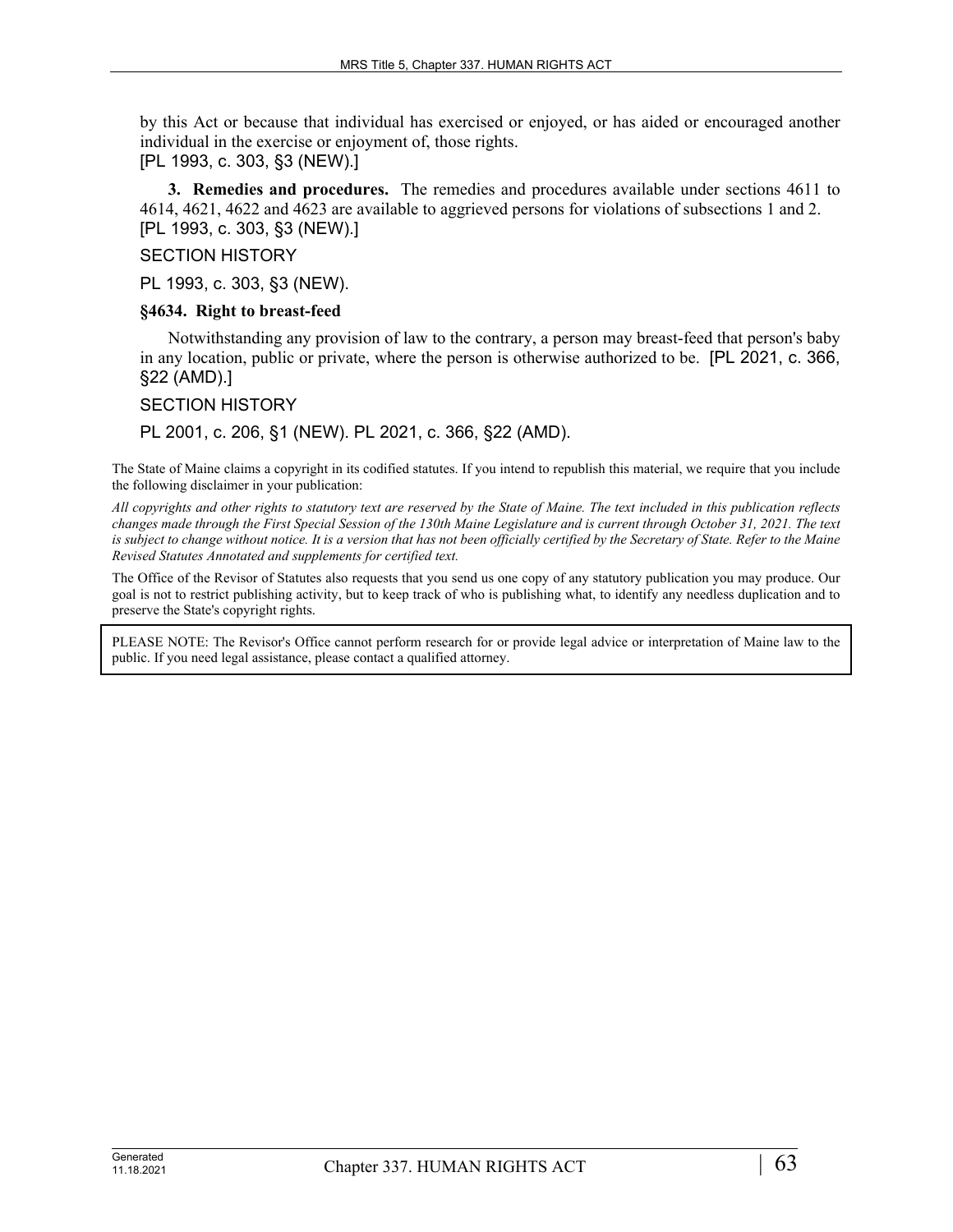by this Act or because that individual has exercised or enjoyed, or has aided or encouraged another individual in the exercise or enjoyment of, those rights.
[PL 1993, c. 303, §3 (NEW).]

**3. Remedies and procedures.** The remedies and procedures available under sections 4611 to 4614, 4621, 4622 and 4623 are available to aggrieved persons for violations of subsections 1 and 2.
[PL 1993, c. 303, §3 (NEW).]

SECTION HISTORY

PL 1993, c. 303, §3 (NEW).

**§4634. Right to breast-feed**

Notwithstanding any provision of law to the contrary, a person may breast-feed that person's baby in any location, public or private, where the person is otherwise authorized to be. [PL 2021, c. 366, §22 (AMD).]

SECTION HISTORY

PL 2001, c. 206, §1 (NEW). PL 2021, c. 366, §22 (AMD).

The State of Maine claims a copyright in its codified statutes. If you intend to republish this material, we require that you include the following disclaimer in your publication:

*All copyrights and other rights to statutory text are reserved by the State of Maine. The text included in this publication reflects changes made through the First Special Session of the 130th Maine Legislature and is current through October 31, 2021. The text is subject to change without notice. It is a version that has not been officially certified by the Secretary of State. Refer to the Maine Revised Statutes Annotated and supplements for certified text.*

The Office of the Revisor of Statutes also requests that you send us one copy of any statutory publication you may produce. Our goal is not to restrict publishing activity, but to keep track of who is publishing what, to identify any needless duplication and to preserve the State's copyright rights.

PLEASE NOTE: The Revisor's Office cannot perform research for or provide legal advice or interpretation of Maine law to the public. If you need legal assistance, please contact a qualified attorney.